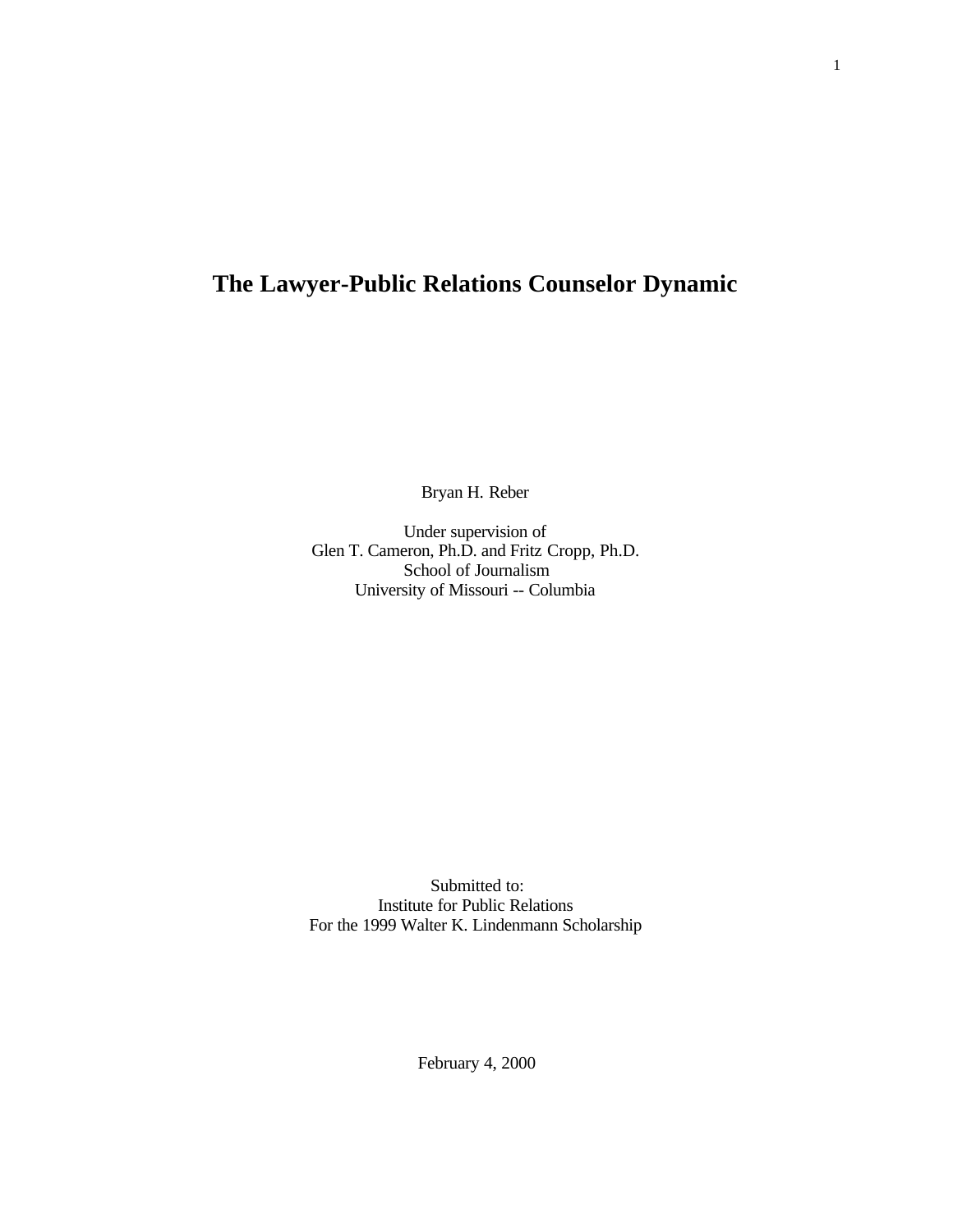# The Lawyer-Public Relations Counselor Dynamic

Bryan H. Reber

Under supervision of
Glen T. Cameron, Ph.D. and Fritz Cropp, Ph.D.
School of Journalism
University of Missouri -- Columbia

Submitted to:
Institute for Public Relations
For the 1999 Walter K. Lindenmann Scholarship

February 4, 2000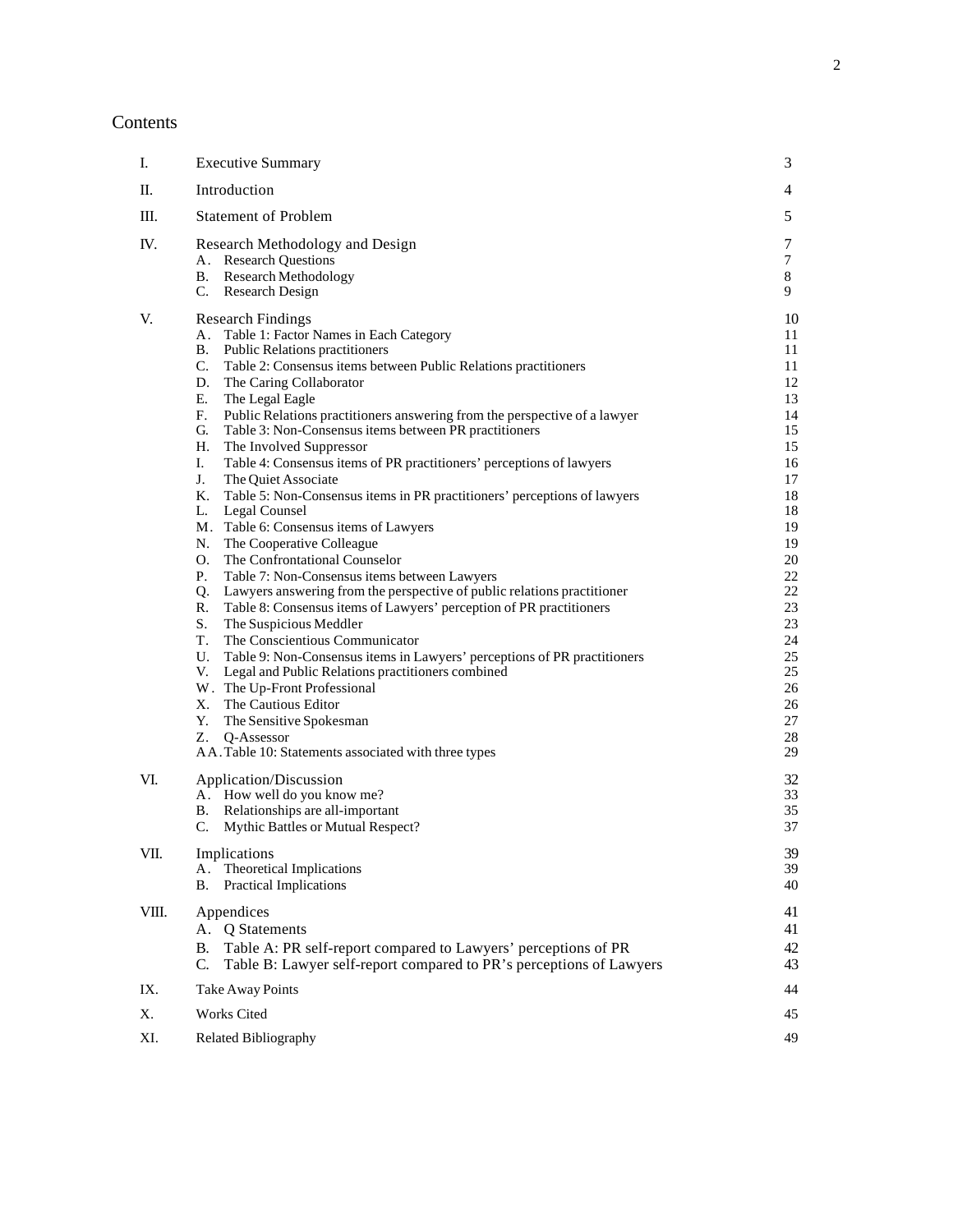# Contents

| | | |
|---|---|---|
| I. | Executive Summary | 3 |
| II. | Introduction | 4 |
| III. | Statement of Problem | 5 |
| IV. | Research Methodology and Design | 7 |
| | A. Research Questions | 7 |
| | B. Research Methodology | 8 |
| | C. Research Design | 9 |
| V. | Research Findings | 10 |
| | A. Table 1: Factor Names in Each Category | 11 |
| | B. Public Relations practitioners | 11 |
| | C. Table 2: Consensus items between Public Relations practitioners | 11 |
| | D. The Caring Collaborator | 12 |
| | E. The Legal Eagle | 13 |
| | F. Public Relations practitioners answering from the perspective of a lawyer | 14 |
| | G. Table 3: Non-Consensus items between PR practitioners | 15 |
| | H. The Involved Suppressor | 15 |
| | I. Table 4: Consensus items of PR practitioners' perceptions of lawyers | 16 |
| | J. The Quiet Associate | 17 |
| | K. Table 5: Non-Consensus items in PR practitioners' perceptions of lawyers | 18 |
| | L. Legal Counsel | 18 |
| | M. Table 6: Consensus items of Lawyers | 19 |
| | N. The Cooperative Colleague | 19 |
| | O. The Confrontational Counselor | 20 |
| | P. Table 7: Non-Consensus items between Lawyers | 22 |
| | Q. Lawyers answering from the perspective of public relations practitioner | 22 |
| | R. Table 8: Consensus items of Lawyers' perception of PR practitioners | 23 |
| | S. The Suspicious Meddler | 23 |
| | T. The Conscientious Communicator | 24 |
| | U. Table 9: Non-Consensus items in Lawyers' perceptions of PR practitioners | 25 |
| | V. Legal and Public Relations practitioners combined | 25 |
| | W. The Up-Front Professional | 26 |
| | X. The Cautious Editor | 26 |
| | Y. The Sensitive Spokesman | 27 |
| | Z. Q-Assessor | 28 |
| | AA. Table 10: Statements associated with three types | 29 |
| VI. | Application/Discussion | 32 |
| | A. How well do you know me? | 33 |
| | B. Relationships are all-important | 35 |
| | C. Mythic Battles or Mutual Respect? | 37 |
| VII. | Implications | 39 |
| | A. Theoretical Implications | 39 |
| | B. Practical Implications | 40 |
| VIII. | Appendices | 41 |
| | A. Q Statements | 41 |
| | B. Table A: PR self-report compared to Lawyers' perceptions of PR | 42 |
| | C. Table B: Lawyer self-report compared to PR's perceptions of Lawyers | 43 |
| IX. | Take Away Points | 44 |
| X. | Works Cited | 45 |
| XI. | Related Bibliography | 49 |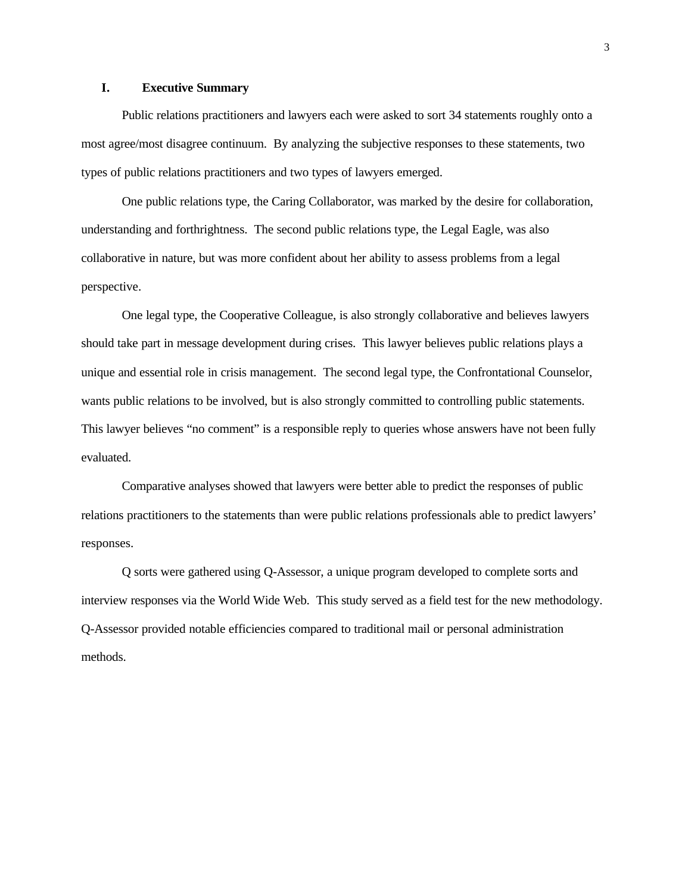## I. Executive Summary

Public relations practitioners and lawyers each were asked to sort 34 statements roughly onto a most agree/most disagree continuum. By analyzing the subjective responses to these statements, two types of public relations practitioners and two types of lawyers emerged.

One public relations type, the Caring Collaborator, was marked by the desire for collaboration, understanding and forthrightness. The second public relations type, the Legal Eagle, was also collaborative in nature, but was more confident about her ability to assess problems from a legal perspective.

One legal type, the Cooperative Colleague, is also strongly collaborative and believes lawyers should take part in message development during crises. This lawyer believes public relations plays a unique and essential role in crisis management. The second legal type, the Confrontational Counselor, wants public relations to be involved, but is also strongly committed to controlling public statements. This lawyer believes "no comment" is a responsible reply to queries whose answers have not been fully evaluated.

Comparative analyses showed that lawyers were better able to predict the responses of public relations practitioners to the statements than were public relations professionals able to predict lawyers' responses.

Q sorts were gathered using Q-Assessor, a unique program developed to complete sorts and interview responses via the World Wide Web. This study served as a field test for the new methodology. Q-Assessor provided notable efficiencies compared to traditional mail or personal administration methods.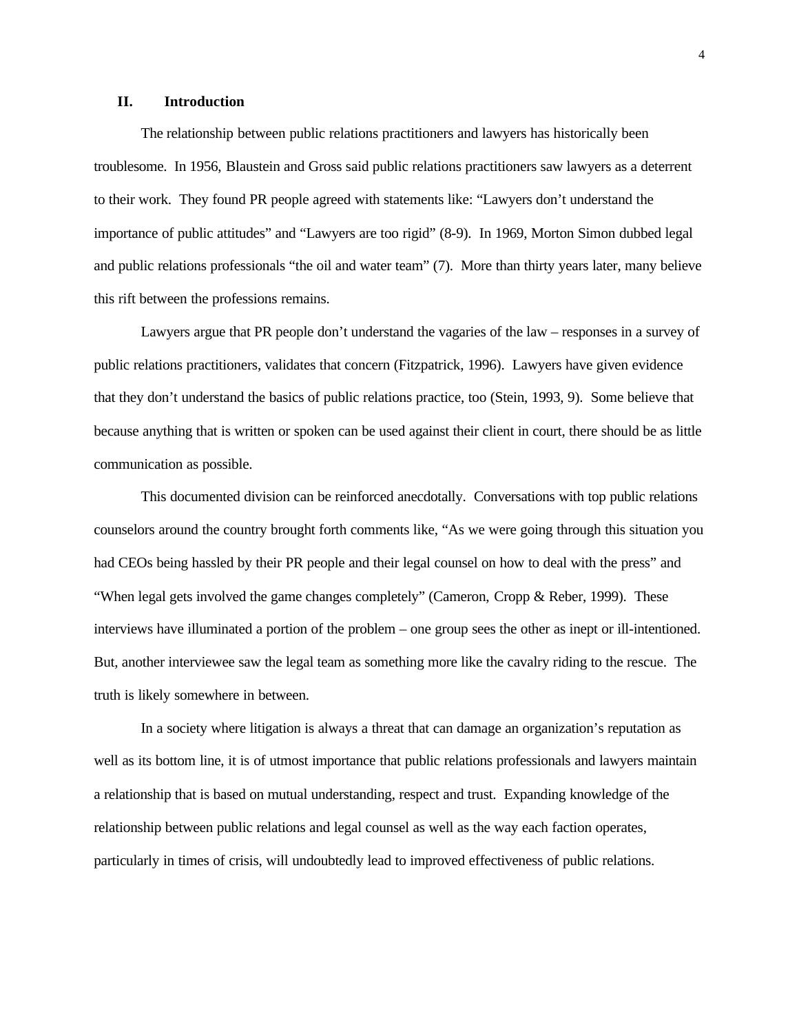## II. Introduction

The relationship between public relations practitioners and lawyers has historically been troublesome. In 1956, Blaustein and Gross said public relations practitioners saw lawyers as a deterrent to their work. They found PR people agreed with statements like: “Lawyers don’t understand the importance of public attitudes” and “Lawyers are too rigid” (8-9). In 1969, Morton Simon dubbed legal and public relations professionals “the oil and water team” (7). More than thirty years later, many believe this rift between the professions remains.

Lawyers argue that PR people don’t understand the vagaries of the law – responses in a survey of public relations practitioners, validates that concern (Fitzpatrick, 1996). Lawyers have given evidence that they don’t understand the basics of public relations practice, too (Stein, 1993, 9). Some believe that because anything that is written or spoken can be used against their client in court, there should be as little communication as possible.

This documented division can be reinforced anecdotally. Conversations with top public relations counselors around the country brought forth comments like, “As we were going through this situation you had CEOs being hassled by their PR people and their legal counsel on how to deal with the press” and “When legal gets involved the game changes completely” (Cameron, Cropp & Reber, 1999). These interviews have illuminated a portion of the problem – one group sees the other as inept or ill-intentioned. But, another interviewee saw the legal team as something more like the cavalry riding to the rescue. The truth is likely somewhere in between.

In a society where litigation is always a threat that can damage an organization’s reputation as well as its bottom line, it is of utmost importance that public relations professionals and lawyers maintain a relationship that is based on mutual understanding, respect and trust. Expanding knowledge of the relationship between public relations and legal counsel as well as the way each faction operates, particularly in times of crisis, will undoubtedly lead to improved effectiveness of public relations.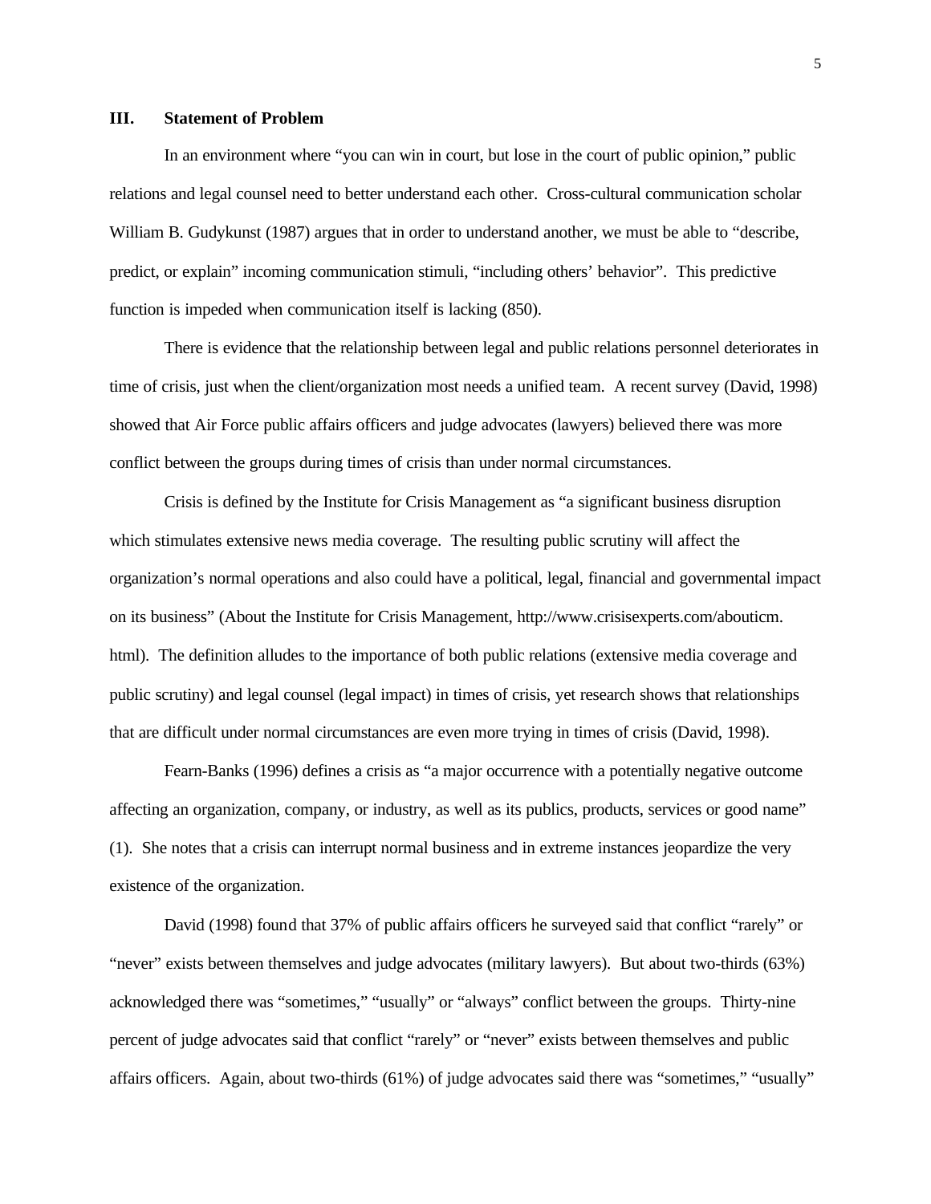## III. Statement of Problem

In an environment where "you can win in court, but lose in the court of public opinion," public relations and legal counsel need to better understand each other. Cross-cultural communication scholar William B. Gudykunst (1987) argues that in order to understand another, we must be able to "describe, predict, or explain" incoming communication stimuli, "including others' behavior". This predictive function is impeded when communication itself is lacking (850).

There is evidence that the relationship between legal and public relations personnel deteriorates in time of crisis, just when the client/organization most needs a unified team. A recent survey (David, 1998) showed that Air Force public affairs officers and judge advocates (lawyers) believed there was more conflict between the groups during times of crisis than under normal circumstances.

Crisis is defined by the Institute for Crisis Management as "a significant business disruption which stimulates extensive news media coverage. The resulting public scrutiny will affect the organization's normal operations and also could have a political, legal, financial and governmental impact on its business" (About the Institute for Crisis Management, http://www.crisisexperts.com/abouticm.html). The definition alludes to the importance of both public relations (extensive media coverage and public scrutiny) and legal counsel (legal impact) in times of crisis, yet research shows that relationships that are difficult under normal circumstances are even more trying in times of crisis (David, 1998).

Fearn-Banks (1996) defines a crisis as "a major occurrence with a potentially negative outcome affecting an organization, company, or industry, as well as its publics, products, services or good name" (1). She notes that a crisis can interrupt normal business and in extreme instances jeopardize the very existence of the organization.

David (1998) found that 37% of public affairs officers he surveyed said that conflict "rarely" or "never" exists between themselves and judge advocates (military lawyers). But about two-thirds (63%) acknowledged there was "sometimes," "usually" or "always" conflict between the groups. Thirty-nine percent of judge advocates said that conflict "rarely" or "never" exists between themselves and public affairs officers. Again, about two-thirds (61%) of judge advocates said there was "sometimes," "usually"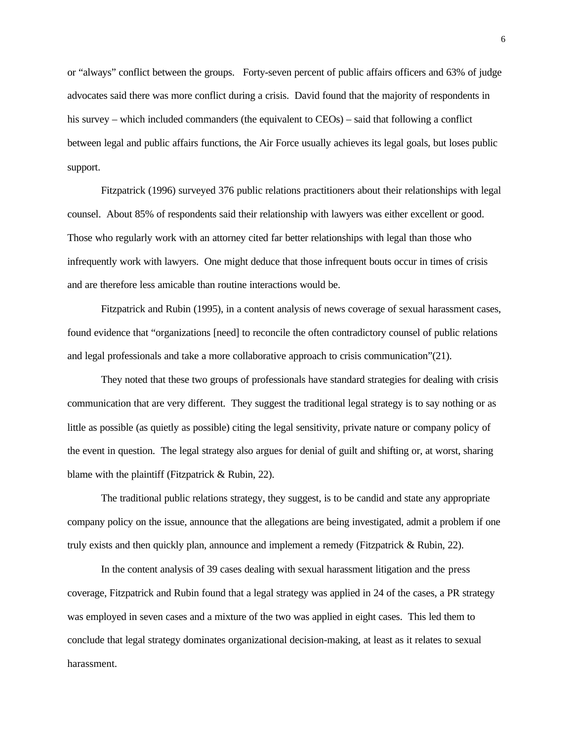or "always" conflict between the groups. Forty-seven percent of public affairs officers and 63% of judge advocates said there was more conflict during a crisis. David found that the majority of respondents in his survey – which included commanders (the equivalent to CEOs) – said that following a conflict between legal and public affairs functions, the Air Force usually achieves its legal goals, but loses public support.

Fitzpatrick (1996) surveyed 376 public relations practitioners about their relationships with legal counsel. About 85% of respondents said their relationship with lawyers was either excellent or good. Those who regularly work with an attorney cited far better relationships with legal than those who infrequently work with lawyers. One might deduce that those infrequent bouts occur in times of crisis and are therefore less amicable than routine interactions would be.

Fitzpatrick and Rubin (1995), in a content analysis of news coverage of sexual harassment cases, found evidence that "organizations [need] to reconcile the often contradictory counsel of public relations and legal professionals and take a more collaborative approach to crisis communication"(21).

They noted that these two groups of professionals have standard strategies for dealing with crisis communication that are very different. They suggest the traditional legal strategy is to say nothing or as little as possible (as quietly as possible) citing the legal sensitivity, private nature or company policy of the event in question. The legal strategy also argues for denial of guilt and shifting or, at worst, sharing blame with the plaintiff (Fitzpatrick & Rubin, 22).

The traditional public relations strategy, they suggest, is to be candid and state any appropriate company policy on the issue, announce that the allegations are being investigated, admit a problem if one truly exists and then quickly plan, announce and implement a remedy (Fitzpatrick & Rubin, 22).

In the content analysis of 39 cases dealing with sexual harassment litigation and the press coverage, Fitzpatrick and Rubin found that a legal strategy was applied in 24 of the cases, a PR strategy was employed in seven cases and a mixture of the two was applied in eight cases. This led them to conclude that legal strategy dominates organizational decision-making, at least as it relates to sexual harassment.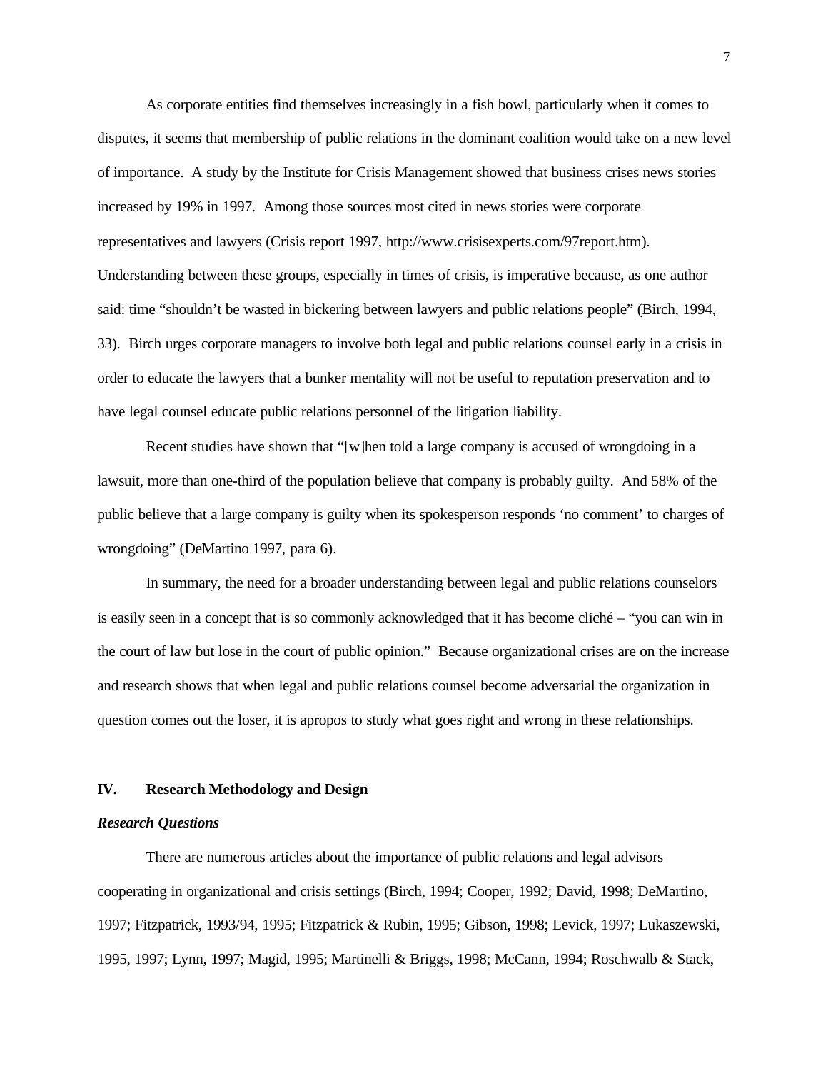As corporate entities find themselves increasingly in a fish bowl, particularly when it comes to disputes, it seems that membership of public relations in the dominant coalition would take on a new level of importance. A study by the Institute for Crisis Management showed that business crises news stories increased by 19% in 1997. Among those sources most cited in news stories were corporate representatives and lawyers (Crisis report 1997, http://www.crisisexperts.com/97report.htm). Understanding between these groups, especially in times of crisis, is imperative because, as one author said: time "shouldn't be wasted in bickering between lawyers and public relations people" (Birch, 1994, 33). Birch urges corporate managers to involve both legal and public relations counsel early in a crisis in order to educate the lawyers that a bunker mentality will not be useful to reputation preservation and to have legal counsel educate public relations personnel of the litigation liability.

Recent studies have shown that "[w]hen told a large company is accused of wrongdoing in a lawsuit, more than one-third of the population believe that company is probably guilty. And 58% of the public believe that a large company is guilty when its spokesperson responds 'no comment' to charges of wrongdoing" (DeMartino 1997, para 6).

In summary, the need for a broader understanding between legal and public relations counselors is easily seen in a concept that is so commonly acknowledged that it has become cliché – "you can win in the court of law but lose in the court of public opinion." Because organizational crises are on the increase and research shows that when legal and public relations counsel become adversarial the organization in question comes out the loser, it is apropos to study what goes right and wrong in these relationships.

## IV. Research Methodology and Design

### *Research Questions*

There are numerous articles about the importance of public relations and legal advisors cooperating in organizational and crisis settings (Birch, 1994; Cooper, 1992; David, 1998; DeMartino, 1997; Fitzpatrick, 1993/94, 1995; Fitzpatrick & Rubin, 1995; Gibson, 1998; Levick, 1997; Lukaszewski, 1995, 1997; Lynn, 1997; Magid, 1995; Martinelli & Briggs, 1998; McCann, 1994; Roschwalb & Stack,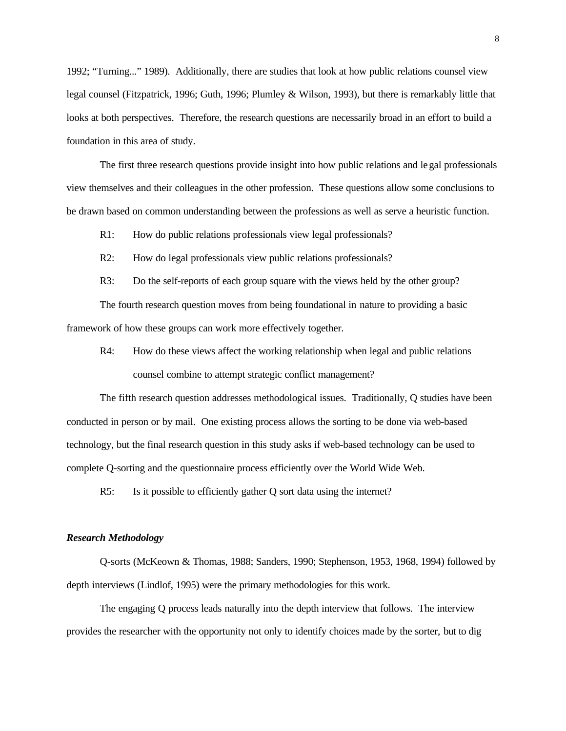1992; "Turning..." 1989). Additionally, there are studies that look at how public relations counsel view legal counsel (Fitzpatrick, 1996; Guth, 1996; Plumley & Wilson, 1993), but there is remarkably little that looks at both perspectives. Therefore, the research questions are necessarily broad in an effort to build a foundation in this area of study.

The first three research questions provide insight into how public relations and legal professionals view themselves and their colleagues in the other profession. These questions allow some conclusions to be drawn based on common understanding between the professions as well as serve a heuristic function.

R1: How do public relations professionals view legal professionals?

R2: How do legal professionals view public relations professionals?

R3: Do the self-reports of each group square with the views held by the other group?

The fourth research question moves from being foundational in nature to providing a basic framework of how these groups can work more effectively together.

R4: How do these views affect the working relationship when legal and public relations counsel combine to attempt strategic conflict management?

The fifth research question addresses methodological issues. Traditionally, Q studies have been conducted in person or by mail. One existing process allows the sorting to be done via web-based technology, but the final research question in this study asks if web-based technology can be used to complete Q-sorting and the questionnaire process efficiently over the World Wide Web.

R5: Is it possible to efficiently gather Q sort data using the internet?

### *Research Methodology*

Q-sorts (McKeown & Thomas, 1988; Sanders, 1990; Stephenson, 1953, 1968, 1994) followed by depth interviews (Lindlof, 1995) were the primary methodologies for this work.

The engaging Q process leads naturally into the depth interview that follows. The interview provides the researcher with the opportunity not only to identify choices made by the sorter, but to dig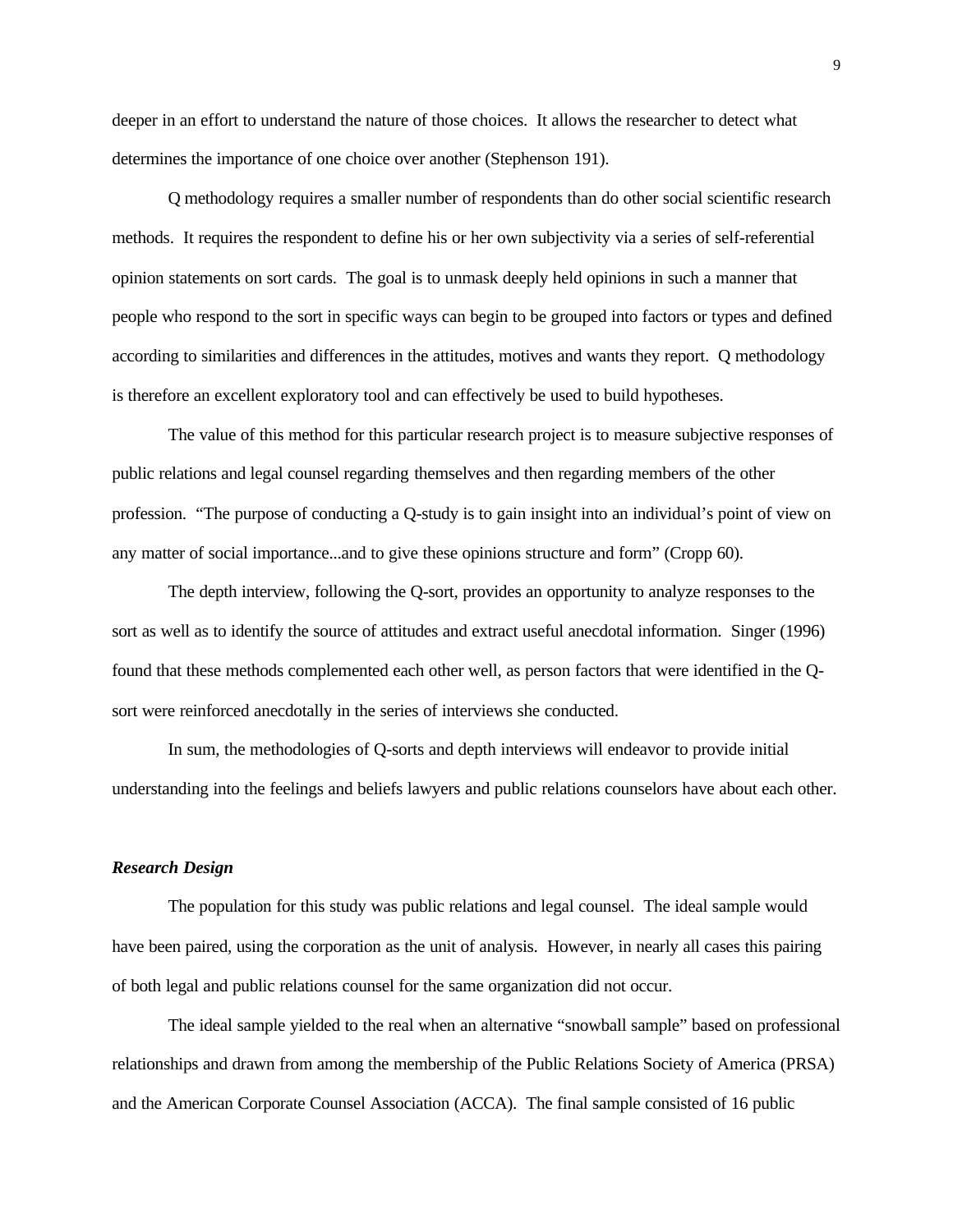deeper in an effort to understand the nature of those choices. It allows the researcher to detect what determines the importance of one choice over another (Stephenson 191).

Q methodology requires a smaller number of respondents than do other social scientific research methods. It requires the respondent to define his or her own subjectivity via a series of self-referential opinion statements on sort cards. The goal is to unmask deeply held opinions in such a manner that people who respond to the sort in specific ways can begin to be grouped into factors or types and defined according to similarities and differences in the attitudes, motives and wants they report. Q methodology is therefore an excellent exploratory tool and can effectively be used to build hypotheses.

The value of this method for this particular research project is to measure subjective responses of public relations and legal counsel regarding themselves and then regarding members of the other profession. "The purpose of conducting a Q-study is to gain insight into an individual's point of view on any matter of social importance...and to give these opinions structure and form" (Cropp 60).

The depth interview, following the Q-sort, provides an opportunity to analyze responses to the sort as well as to identify the source of attitudes and extract useful anecdotal information. Singer (1996) found that these methods complemented each other well, as person factors that were identified in the Q-sort were reinforced anecdotally in the series of interviews she conducted.

In sum, the methodologies of Q-sorts and depth interviews will endeavor to provide initial understanding into the feelings and beliefs lawyers and public relations counselors have about each other.

### ***Research Design***

The population for this study was public relations and legal counsel. The ideal sample would have been paired, using the corporation as the unit of analysis. However, in nearly all cases this pairing of both legal and public relations counsel for the same organization did not occur.

The ideal sample yielded to the real when an alternative "snowball sample" based on professional relationships and drawn from among the membership of the Public Relations Society of America (PRSA) and the American Corporate Counsel Association (ACCA). The final sample consisted of 16 public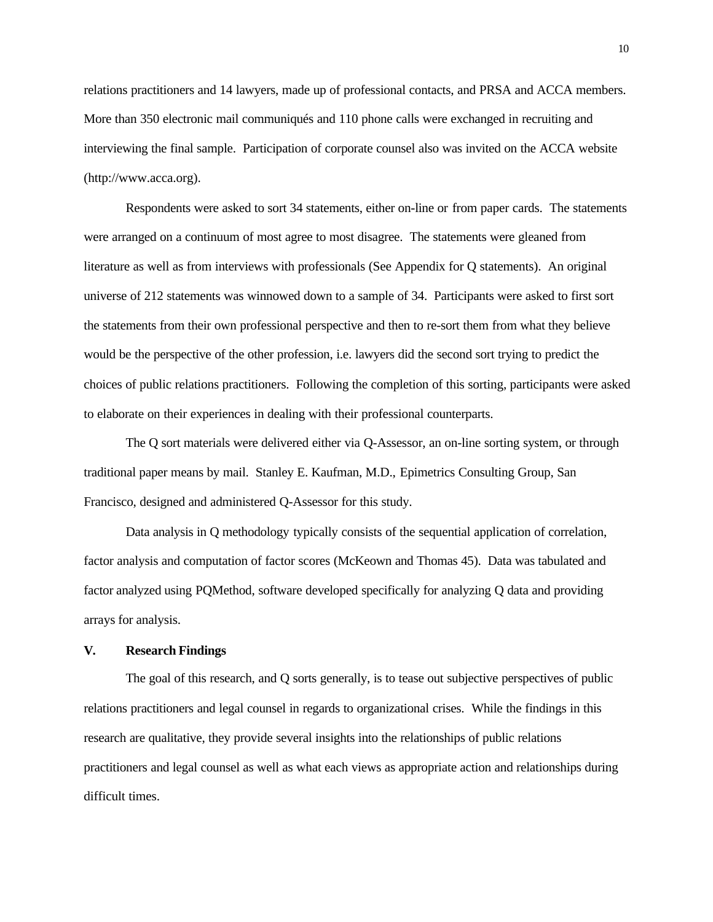relations practitioners and 14 lawyers, made up of professional contacts, and PRSA and ACCA members. More than 350 electronic mail communiqués and 110 phone calls were exchanged in recruiting and interviewing the final sample. Participation of corporate counsel also was invited on the ACCA website (http://www.acca.org).

Respondents were asked to sort 34 statements, either on-line or from paper cards. The statements were arranged on a continuum of most agree to most disagree. The statements were gleaned from literature as well as from interviews with professionals (See Appendix for Q statements). An original universe of 212 statements was winnowed down to a sample of 34. Participants were asked to first sort the statements from their own professional perspective and then to re-sort them from what they believe would be the perspective of the other profession, i.e. lawyers did the second sort trying to predict the choices of public relations practitioners. Following the completion of this sorting, participants were asked to elaborate on their experiences in dealing with their professional counterparts.

The Q sort materials were delivered either via Q-Assessor, an on-line sorting system, or through traditional paper means by mail. Stanley E. Kaufman, M.D., Epimetrics Consulting Group, San Francisco, designed and administered Q-Assessor for this study.

Data analysis in Q methodology typically consists of the sequential application of correlation, factor analysis and computation of factor scores (McKeown and Thomas 45). Data was tabulated and factor analyzed using PQMethod, software developed specifically for analyzing Q data and providing arrays for analysis.

## V. Research Findings

The goal of this research, and Q sorts generally, is to tease out subjective perspectives of public relations practitioners and legal counsel in regards to organizational crises. While the findings in this research are qualitative, they provide several insights into the relationships of public relations practitioners and legal counsel as well as what each views as appropriate action and relationships during difficult times.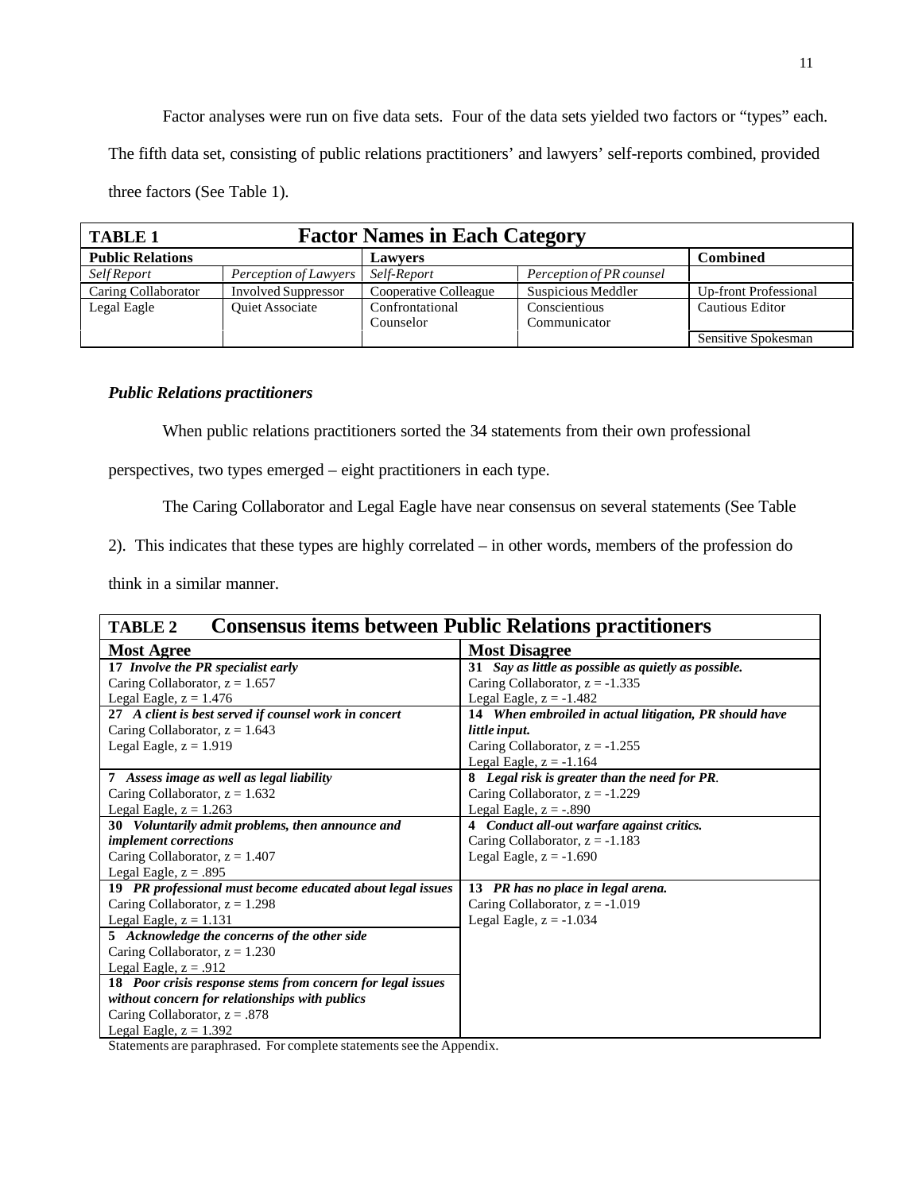Factor analyses were run on five data sets. Four of the data sets yielded two factors or "types" each. The fifth data set, consisting of public relations practitioners' and lawyers' self-reports combined, provided three factors (See Table 1).

**TABLE 1 Factor Names in Each Category**

| Public Relations | | Lawyers | | Combined |
|---|---|---|---|---|
| *Self Report* | *Perception of Lawyers* | *Self-Report* | *Perception of PR counsel* | |
| Caring Collaborator | Involved Suppressor | Cooperative Colleague | Suspicious Meddler | Up-front Professional |
| Legal Eagle | Quiet Associate | Confrontational Counselor | Conscientious Communicator | Cautious Editor |
| | | | | Sensitive Spokesman |

### *Public Relations practitioners*

When public relations practitioners sorted the 34 statements from their own professional perspectives, two types emerged – eight practitioners in each type.

The Caring Collaborator and Legal Eagle have near consensus on several statements (See Table 2). This indicates that these types are highly correlated – in other words, members of the profession do think in a similar manner.

**TABLE 2 Consensus items between Public Relations practitioners**

| Most Agree | Most Disagree |
|---|---|
| ***17 Involve the PR specialist early***<br>Caring Collaborator, z = 1.657<br>Legal Eagle, z = 1.476 | ***31 Say as little as possible as quietly as possible.***<br>Caring Collaborator, z = -1.335<br>Legal Eagle, z = -1.482 |
| ***27 A client is best served if counsel work in concert***<br>Caring Collaborator, z = 1.643<br>Legal Eagle, z = 1.919 | ***14 When embroiled in actual litigation, PR should have little input.***<br>Caring Collaborator, z = -1.255<br>Legal Eagle, z = -1.164 |
| ***7 Assess image as well as legal liability***<br>Caring Collaborator, z = 1.632<br>Legal Eagle, z = 1.263 | ***8 Legal risk is greater than the need for PR.***<br>Caring Collaborator, z = -1.229<br>Legal Eagle, z = -.890 |
| ***30 Voluntarily admit problems, then announce and implement corrections***<br>Caring Collaborator, z = 1.407<br>Legal Eagle, z = .895 | ***4 Conduct all-out warfare against critics.***<br>Caring Collaborator, z = -1.183<br>Legal Eagle, z = -1.690 |
| ***19 PR professional must become educated about legal issues***<br>Caring Collaborator, z = 1.298<br>Legal Eagle, z = 1.131 | ***13 PR has no place in legal arena.***<br>Caring Collaborator, z = -1.019<br>Legal Eagle, z = -1.034 |
| ***5 Acknowledge the concerns of the other side***<br>Caring Collaborator, z = 1.230<br>Legal Eagle, z = .912 | |
| ***18 Poor crisis response stems from concern for legal issues without concern for relationships with publics***<br>Caring Collaborator, z = .878<br>Legal Eagle, z = 1.392 | |

Statements are paraphrased. For complete statements see the Appendix.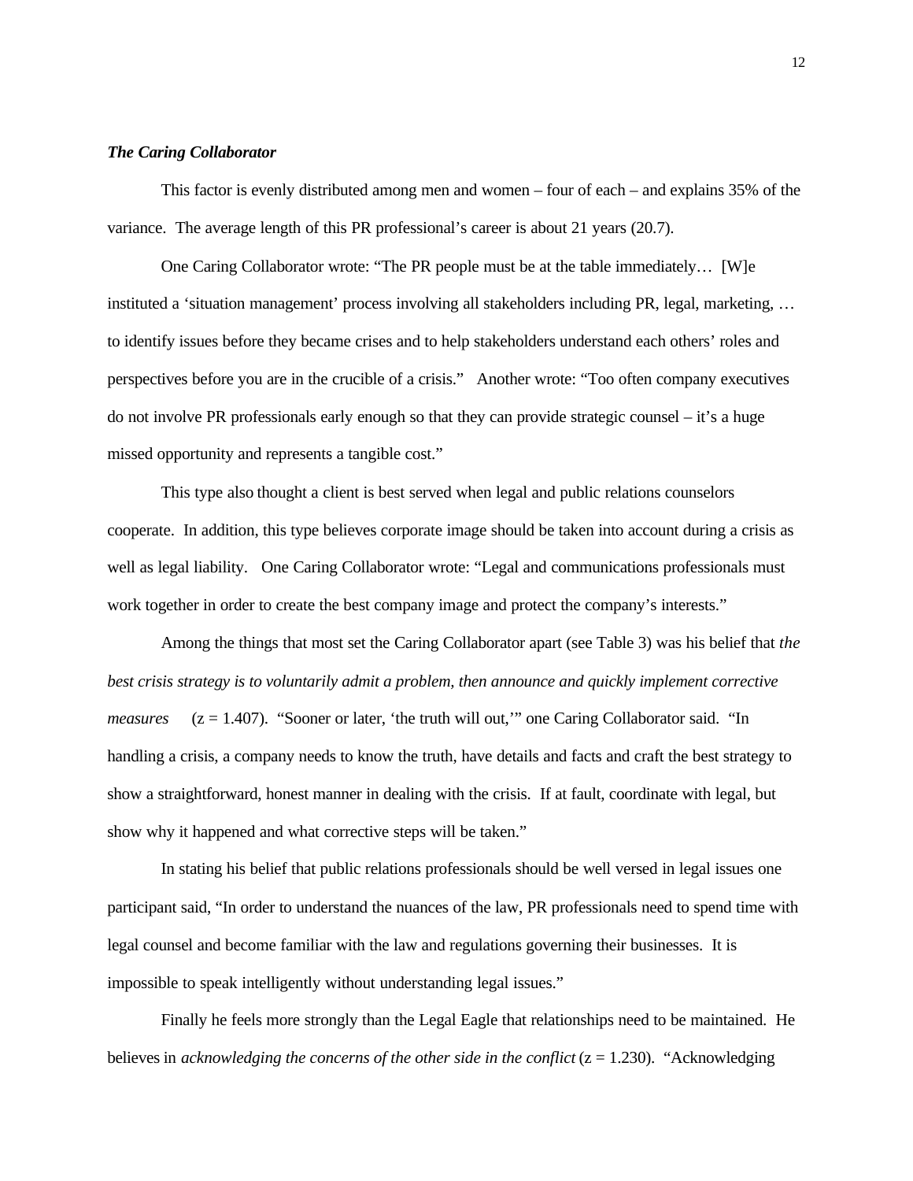### *The Caring Collaborator*

This factor is evenly distributed among men and women – four of each – and explains 35% of the variance. The average length of this PR professional's career is about 21 years (20.7).

One Caring Collaborator wrote: "The PR people must be at the table immediately… [W]e instituted a 'situation management' process involving all stakeholders including PR, legal, marketing, … to identify issues before they became crises and to help stakeholders understand each others' roles and perspectives before you are in the crucible of a crisis." Another wrote: "Too often company executives do not involve PR professionals early enough so that they can provide strategic counsel – it's a huge missed opportunity and represents a tangible cost."

This type also thought a client is best served when legal and public relations counselors cooperate. In addition, this type believes corporate image should be taken into account during a crisis as well as legal liability. One Caring Collaborator wrote: "Legal and communications professionals must work together in order to create the best company image and protect the company's interests."

Among the things that most set the Caring Collaborator apart (see Table 3) was his belief that *the best crisis strategy is to voluntarily admit a problem, then announce and quickly implement corrective measures* ($z = 1.407$). "Sooner or later, 'the truth will out,'" one Caring Collaborator said. "In handling a crisis, a company needs to know the truth, have details and facts and craft the best strategy to show a straightforward, honest manner in dealing with the crisis. If at fault, coordinate with legal, but show why it happened and what corrective steps will be taken."

In stating his belief that public relations professionals should be well versed in legal issues one participant said, "In order to understand the nuances of the law, PR professionals need to spend time with legal counsel and become familiar with the law and regulations governing their businesses. It is impossible to speak intelligently without understanding legal issues."

Finally he feels more strongly than the Legal Eagle that relationships need to be maintained. He believes in *acknowledging the concerns of the other side in the conflict* ($z = 1.230$). "Acknowledging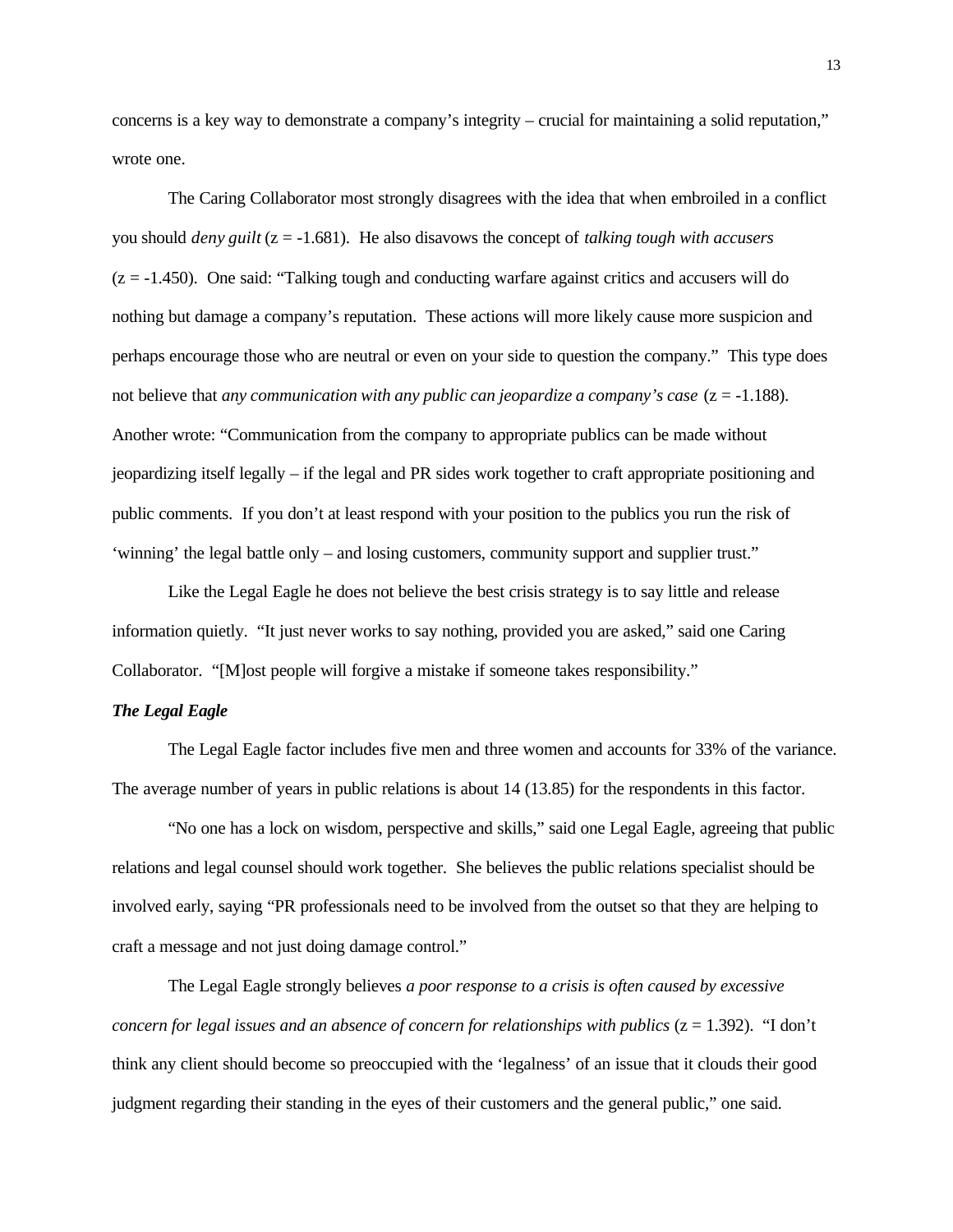concerns is a key way to demonstrate a company's integrity – crucial for maintaining a solid reputation," wrote one.

The Caring Collaborator most strongly disagrees with the idea that when embroiled in a conflict you should *deny guilt* (z = -1.681). He also disavows the concept of *talking tough with accusers* (z = -1.450). One said: "Talking tough and conducting warfare against critics and accusers will do nothing but damage a company's reputation. These actions will more likely cause more suspicion and perhaps encourage those who are neutral or even on your side to question the company." This type does not believe that *any communication with any public can jeopardize a company's case* (z = -1.188). Another wrote: "Communication from the company to appropriate publics can be made without jeopardizing itself legally – if the legal and PR sides work together to craft appropriate positioning and public comments. If you don't at least respond with your position to the publics you run the risk of 'winning' the legal battle only – and losing customers, community support and supplier trust."

Like the Legal Eagle he does not believe the best crisis strategy is to say little and release information quietly. "It just never works to say nothing, provided you are asked," said one Caring Collaborator. "[M]ost people will forgive a mistake if someone takes responsibility."

***The Legal Eagle***

The Legal Eagle factor includes five men and three women and accounts for 33% of the variance. The average number of years in public relations is about 14 (13.85) for the respondents in this factor.

"No one has a lock on wisdom, perspective and skills," said one Legal Eagle, agreeing that public relations and legal counsel should work together. She believes the public relations specialist should be involved early, saying "PR professionals need to be involved from the outset so that they are helping to craft a message and not just doing damage control."

The Legal Eagle strongly believes *a poor response to a crisis is often caused by excessive concern for legal issues and an absence of concern for relationships with publics* (z = 1.392). "I don't think any client should become so preoccupied with the 'legalness' of an issue that it clouds their good judgment regarding their standing in the eyes of their customers and the general public," one said.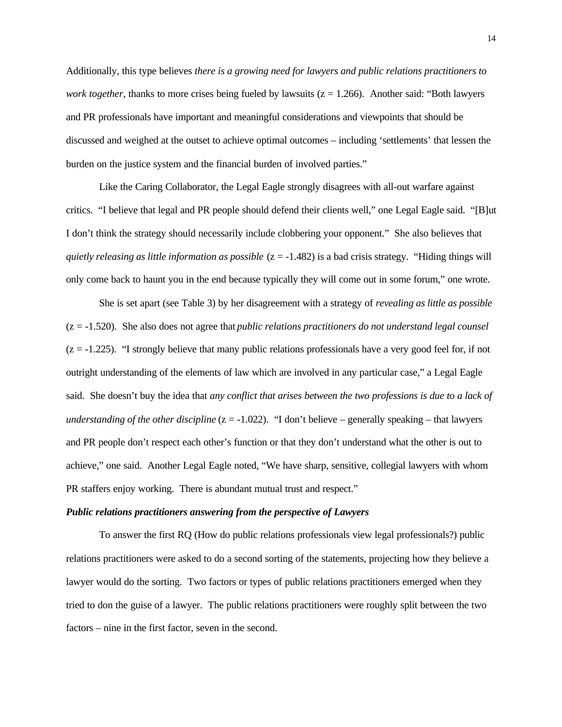Additionally, this type believes *there is a growing need for lawyers and public relations practitioners to work together*, thanks to more crises being fueled by lawsuits ($z = 1.266$). Another said: "Both lawyers and PR professionals have important and meaningful considerations and viewpoints that should be discussed and weighed at the outset to achieve optimal outcomes – including 'settlements' that lessen the burden on the justice system and the financial burden of involved parties."

Like the Caring Collaborator, the Legal Eagle strongly disagrees with all-out warfare against critics. "I believe that legal and PR people should defend their clients well," one Legal Eagle said. "[B]ut I don't think the strategy should necessarily include clobbering your opponent." She also believes that *quietly releasing as little information as possible* ($z = -1.482$) is a bad crisis strategy. "Hiding things will only come back to haunt you in the end because typically they will come out in some forum," one wrote.

She is set apart (see Table 3) by her disagreement with a strategy of *revealing as little as possible* ($z = -1.520$). She also does not agree that *public relations practitioners do not understand legal counsel* ($z = -1.225$). "I strongly believe that many public relations professionals have a very good feel for, if not outright understanding of the elements of law which are involved in any particular case," a Legal Eagle said. She doesn't buy the idea that *any conflict that arises between the two professions is due to a lack of understanding of the other discipline* ($z = -1.022$). "I don't believe – generally speaking – that lawyers and PR people don't respect each other's function or that they don't understand what the other is out to achieve," one said. Another Legal Eagle noted, "We have sharp, sensitive, collegial lawyers with whom PR staffers enjoy working. There is abundant mutual trust and respect."

***Public relations practitioners answering from the perspective of Lawyers***

To answer the first RQ (How do public relations professionals view legal professionals?) public relations practitioners were asked to do a second sorting of the statements, projecting how they believe a lawyer would do the sorting. Two factors or types of public relations practitioners emerged when they tried to don the guise of a lawyer. The public relations practitioners were roughly split between the two factors – nine in the first factor, seven in the second.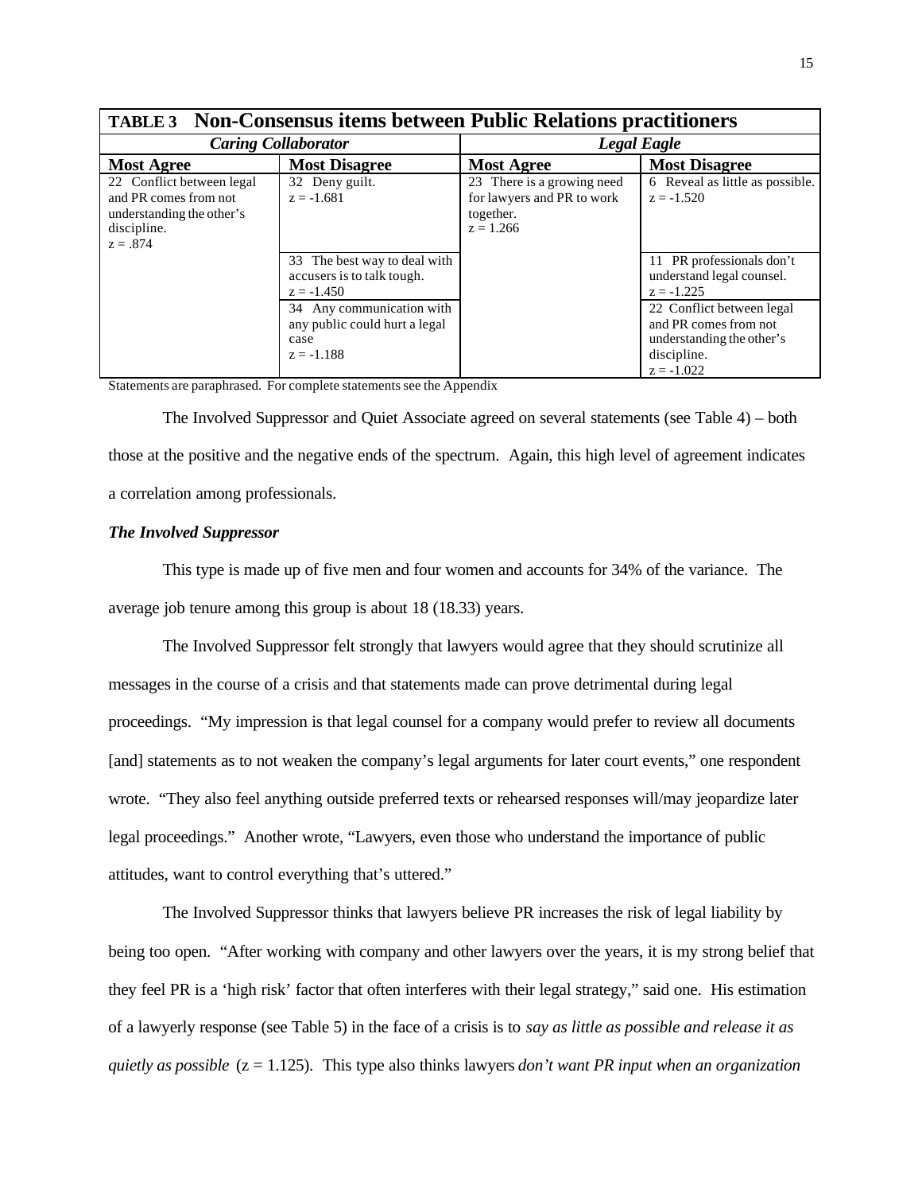**TABLE 3 Non-Consensus items between Public Relations practitioners**

| *Caring Collaborator* | | *Legal Eagle* | |
|---|---|---|---|
| **Most Agree** | **Most Disagree** | **Most Agree** | **Most Disagree** |
| 22 Conflict between legal and PR comes from not understanding the other's discipline. z = .874 | 32 Deny guilt. z = -1.681 | 23 There is a growing need for lawyers and PR to work together. z = 1.266 | 6 Reveal as little as possible. z = -1.520 |
| | 33 The best way to deal with accusers is to talk tough. z = -1.450 | | 11 PR professionals don't understand legal counsel. z = -1.225 |
| | 34 Any communication with any public could hurt a legal case z = -1.188 | | 22 Conflict between legal and PR comes from not understanding the other's discipline. z = -1.022 |

Statements are paraphrased. For complete statements see the Appendix

The Involved Suppressor and Quiet Associate agreed on several statements (see Table 4) – both those at the positive and the negative ends of the spectrum. Again, this high level of agreement indicates a correlation among professionals.

***The Involved Suppressor***

This type is made up of five men and four women and accounts for 34% of the variance. The average job tenure among this group is about 18 (18.33) years.

The Involved Suppressor felt strongly that lawyers would agree that they should scrutinize all messages in the course of a crisis and that statements made can prove detrimental during legal proceedings. "My impression is that legal counsel for a company would prefer to review all documents [and] statements as to not weaken the company's legal arguments for later court events," one respondent wrote. "They also feel anything outside preferred texts or rehearsed responses will/may jeopardize later legal proceedings." Another wrote, "Lawyers, even those who understand the importance of public attitudes, want to control everything that's uttered."

The Involved Suppressor thinks that lawyers believe PR increases the risk of legal liability by being too open. "After working with company and other lawyers over the years, it is my strong belief that they feel PR is a 'high risk' factor that often interferes with their legal strategy," said one. His estimation of a lawyerly response (see Table 5) in the face of a crisis is to *say as little as possible and release it as quietly as possible* (z = 1.125). This type also thinks lawyers *don't want PR input when an organization*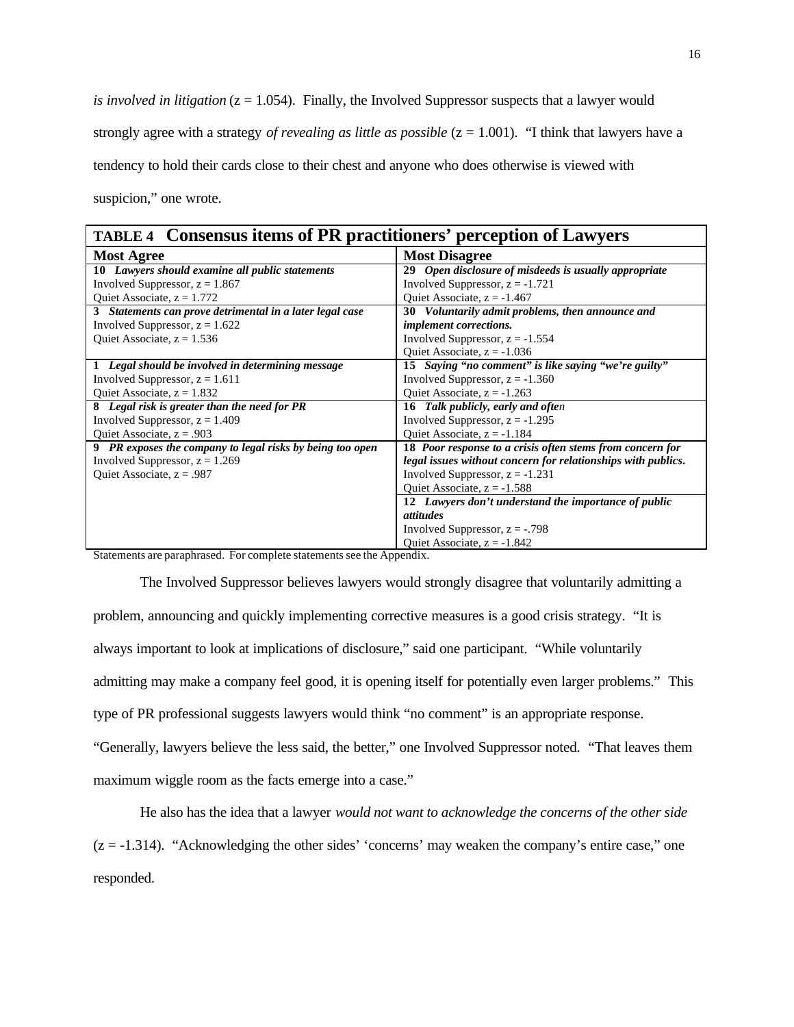*is involved in litigation* (z = 1.054). Finally, the Involved Suppressor suspects that a lawyer would strongly agree with a strategy *of revealing as little as possible* (z = 1.001). "I think that lawyers have a tendency to hold their cards close to their chest and anyone who does otherwise is viewed with suspicion," one wrote.

| **TABLE 4 Consensus items of PR practitioners' perception of Lawyers** | |
|---|---|
| **Most Agree** | **Most Disagree** |
| ***10 Lawyers should examine all public statements***<br>Involved Suppressor, z = 1.867<br>Quiet Associate, z = 1.772 | ***29 Open disclosure of misdeeds is usually appropriate***<br>Involved Suppressor, z = -1.721<br>Quiet Associate, z = -1.467 |
| ***3 Statements can prove detrimental in a later legal case***<br>Involved Suppressor, z = 1.622<br>Quiet Associate, z = 1.536 | ***30 Voluntarily admit problems, then announce and implement corrections.***<br>Involved Suppressor, z = -1.554<br>Quiet Associate, z = -1.036 |
| ***1 Legal should be involved in determining message***<br>Involved Suppressor, z = 1.611<br>Quiet Associate, z = 1.832 | ***15 Saying "no comment" is like saying "we're guilty"***<br>Involved Suppressor, z = -1.360<br>Quiet Associate, z = -1.263 |
| ***8 Legal risk is greater than the need for PR***<br>Involved Suppressor, z = 1.409<br>Quiet Associate, z = .903 | ***16 Talk publicly, early and often***<br>Involved Suppressor, z = -1.295<br>Quiet Associate, z = -1.184 |
| ***9 PR exposes the company to legal risks by being too open***<br>Involved Suppressor, z = 1.269<br>Quiet Associate, z = .987 | ***18 Poor response to a crisis often stems from concern for legal issues without concern for relationships with publics.***<br>Involved Suppressor, z = -1.231<br>Quiet Associate, z = -1.588 |
| | ***12 Lawyers don't understand the importance of public attitudes***<br>Involved Suppressor, z = -.798<br>Quiet Associate, z = -1.842 |

Statements are paraphrased. For complete statements see the Appendix.

The Involved Suppressor believes lawyers would strongly disagree that voluntarily admitting a problem, announcing and quickly implementing corrective measures is a good crisis strategy. "It is always important to look at implications of disclosure," said one participant. "While voluntarily admitting may make a company feel good, it is opening itself for potentially even larger problems." This type of PR professional suggests lawyers would think "no comment" is an appropriate response. "Generally, lawyers believe the less said, the better," one Involved Suppressor noted. "That leaves them maximum wiggle room as the facts emerge into a case."

He also has the idea that a lawyer *would not want to acknowledge the concerns of the other side* (z = -1.314). "Acknowledging the other sides' 'concerns' may weaken the company's entire case," one responded.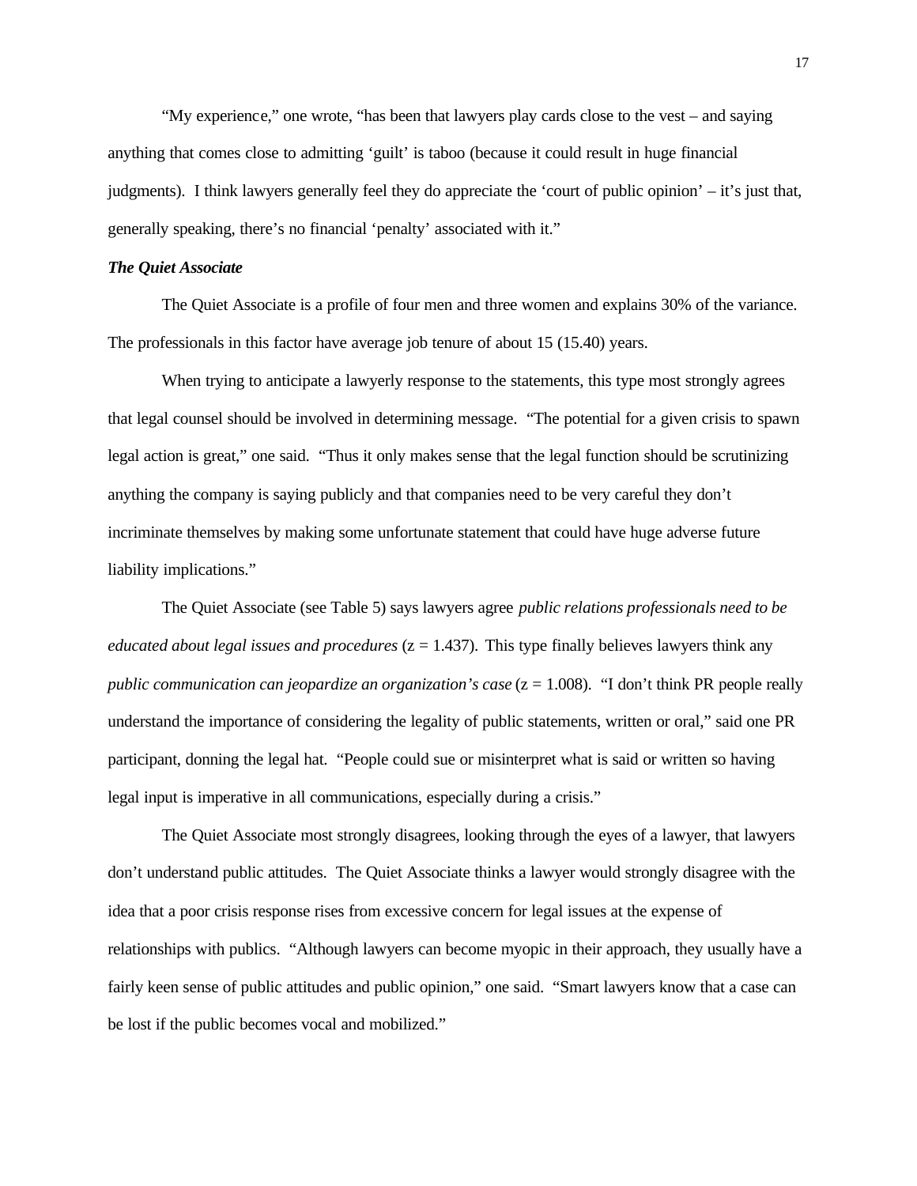“My experience,” one wrote, “has been that lawyers play cards close to the vest – and saying anything that comes close to admitting ‘guilt’ is taboo (because it could result in huge financial judgments). I think lawyers generally feel they do appreciate the ‘court of public opinion’ – it’s just that, generally speaking, there’s no financial ‘penalty’ associated with it.”

***The Quiet Associate***

The Quiet Associate is a profile of four men and three women and explains 30% of the variance. The professionals in this factor have average job tenure of about 15 (15.40) years.

When trying to anticipate a lawyerly response to the statements, this type most strongly agrees that legal counsel should be involved in determining message. “The potential for a given crisis to spawn legal action is great,” one said. “Thus it only makes sense that the legal function should be scrutinizing anything the company is saying publicly and that companies need to be very careful they don’t incriminate themselves by making some unfortunate statement that could have huge adverse future liability implications.”

The Quiet Associate (see Table 5) says lawyers agree *public relations professionals need to be educated about legal issues and procedures* (z = 1.437). This type finally believes lawyers think any *public communication can jeopardize an organization’s case* (z = 1.008). “I don’t think PR people really understand the importance of considering the legality of public statements, written or oral,” said one PR participant, donning the legal hat. “People could sue or misinterpret what is said or written so having legal input is imperative in all communications, especially during a crisis.”

The Quiet Associate most strongly disagrees, looking through the eyes of a lawyer, that lawyers don’t understand public attitudes. The Quiet Associate thinks a lawyer would strongly disagree with the idea that a poor crisis response rises from excessive concern for legal issues at the expense of relationships with publics. “Although lawyers can become myopic in their approach, they usually have a fairly keen sense of public attitudes and public opinion,” one said. “Smart lawyers know that a case can be lost if the public becomes vocal and mobilized.”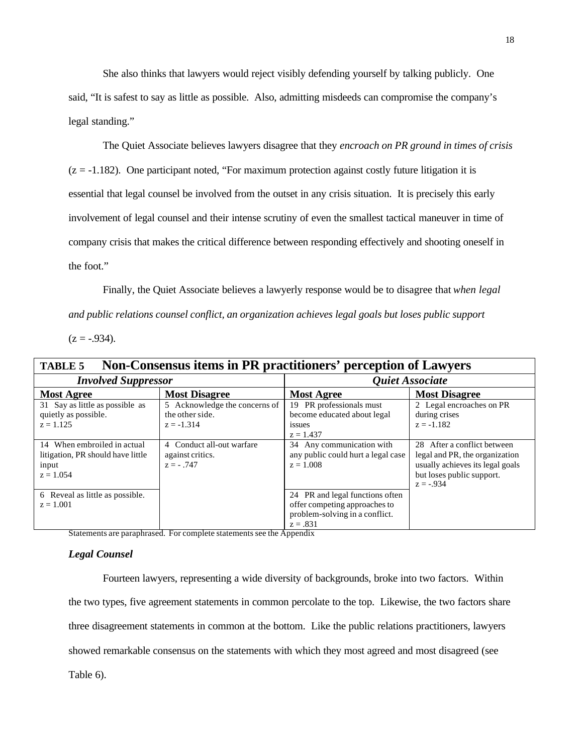She also thinks that lawyers would reject visibly defending yourself by talking publicly. One said, "It is safest to say as little as possible. Also, admitting misdeeds can compromise the company's legal standing."

The Quiet Associate believes lawyers disagree that they *encroach on PR ground in times of crisis* (z = -1.182). One participant noted, "For maximum protection against costly future litigation it is essential that legal counsel be involved from the outset in any crisis situation. It is precisely this early involvement of legal counsel and their intense scrutiny of even the smallest tactical maneuver in time of company crisis that makes the critical difference between responding effectively and shooting oneself in the foot."

Finally, the Quiet Associate believes a lawyerly response would be to disagree that *when legal and public relations counsel conflict, an organization achieves legal goals but loses public support* (z = -.934).

**TABLE 5 Non-Consensus items in PR practitioners' perception of Lawyers**

| ***Involved Suppressor*** | | ***Quiet Associate*** | |
|---|---|---|---|
| **Most Agree** | **Most Disagree** | **Most Agree** | **Most Disagree** |
| 31 Say as little as possible as quietly as possible. z = 1.125 | 5 Acknowledge the concerns of the other side. z = -1.314 | 19 PR professionals must become educated about legal issues z = 1.437 | 2 Legal encroaches on PR during crises z = -1.182 |
| 14 When embroiled in actual litigation, PR should have little input z = 1.054 | 4 Conduct all-out warfare against critics. z = - .747 | 34 Any communication with any public could hurt a legal case z = 1.008 | 28 After a conflict between legal and PR, the organization usually achieves its legal goals but loses public support. z = -.934 |
| 6 Reveal as little as possible. z = 1.001 | | 24 PR and legal functions often offer competing approaches to problem-solving in a conflict. z = .831 | |

Statements are paraphrased. For complete statements see the Appendix

***Legal Counsel***

Fourteen lawyers, representing a wide diversity of backgrounds, broke into two factors. Within the two types, five agreement statements in common percolate to the top. Likewise, the two factors share three disagreement statements in common at the bottom. Like the public relations practitioners, lawyers showed remarkable consensus on the statements with which they most agreed and most disagreed (see Table 6).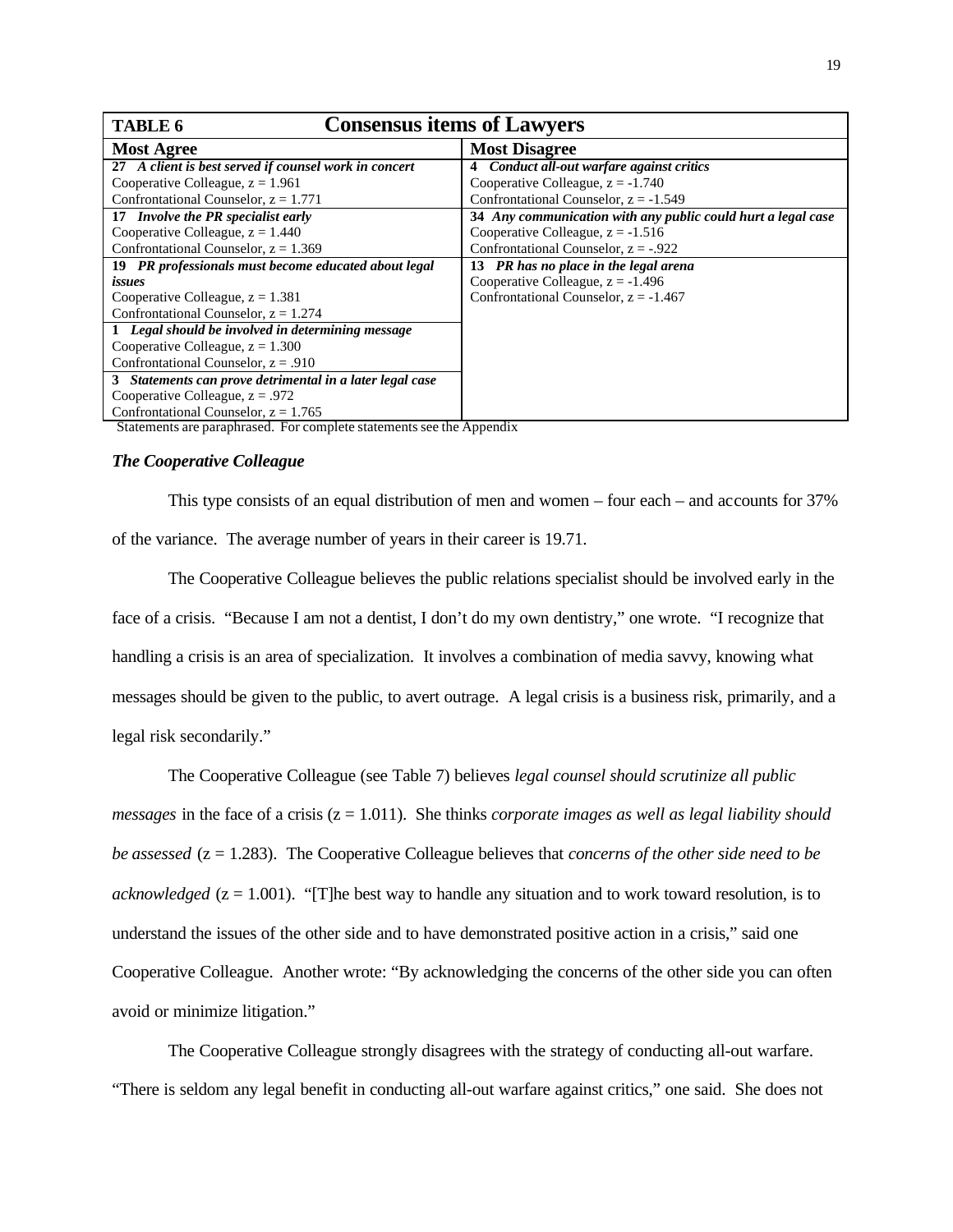| TABLE 6 | Consensus items of Lawyers |
|---|---|
| **Most Agree** | **Most Disagree** |
| ***27 A client is best served if counsel work in concert***<br>Cooperative Colleague, z = 1.961<br>Confrontational Counselor, z = 1.771 | ***4 Conduct all-out warfare against critics***<br>Cooperative Colleague, z = -1.740<br>Confrontational Counselor, z = -1.549 |
| ***17 Involve the PR specialist early***<br>Cooperative Colleague, z = 1.440<br>Confrontational Counselor, z = 1.369 | ***34 Any communication with any public could hurt a legal case***<br>Cooperative Colleague, z = -1.516<br>Confrontational Counselor, z = -.922 |
| ***19 PR professionals must become educated about legal issues***<br>Cooperative Colleague, z = 1.381<br>Confrontational Counselor, z = 1.274 | ***13 PR has no place in the legal arena***<br>Cooperative Colleague, z = -1.496<br>Confrontational Counselor, z = -1.467 |
| ***1 Legal should be involved in determining message***<br>Cooperative Colleague, z = 1.300<br>Confrontational Counselor, z = .910 | |
| ***3 Statements can prove detrimental in a later legal case***<br>Cooperative Colleague, z = .972<br>Confrontational Counselor, z = 1.765 | |

Statements are paraphrased. For complete statements see the Appendix

### *The Cooperative Colleague*

This type consists of an equal distribution of men and women – four each – and accounts for 37% of the variance. The average number of years in their career is 19.71.

The Cooperative Colleague believes the public relations specialist should be involved early in the face of a crisis. "Because I am not a dentist, I don't do my own dentistry," one wrote. "I recognize that handling a crisis is an area of specialization. It involves a combination of media savvy, knowing what messages should be given to the public, to avert outrage. A legal crisis is a business risk, primarily, and a legal risk secondarily."

The Cooperative Colleague (see Table 7) believes *legal counsel should scrutinize all public messages* in the face of a crisis (z = 1.011). She thinks *corporate images as well as legal liability should be assessed* (z = 1.283). The Cooperative Colleague believes that *concerns of the other side need to be acknowledged* (z = 1.001). "[T]he best way to handle any situation and to work toward resolution, is to understand the issues of the other side and to have demonstrated positive action in a crisis," said one Cooperative Colleague. Another wrote: "By acknowledging the concerns of the other side you can often avoid or minimize litigation."

The Cooperative Colleague strongly disagrees with the strategy of conducting all-out warfare. "There is seldom any legal benefit in conducting all-out warfare against critics," one said. She does not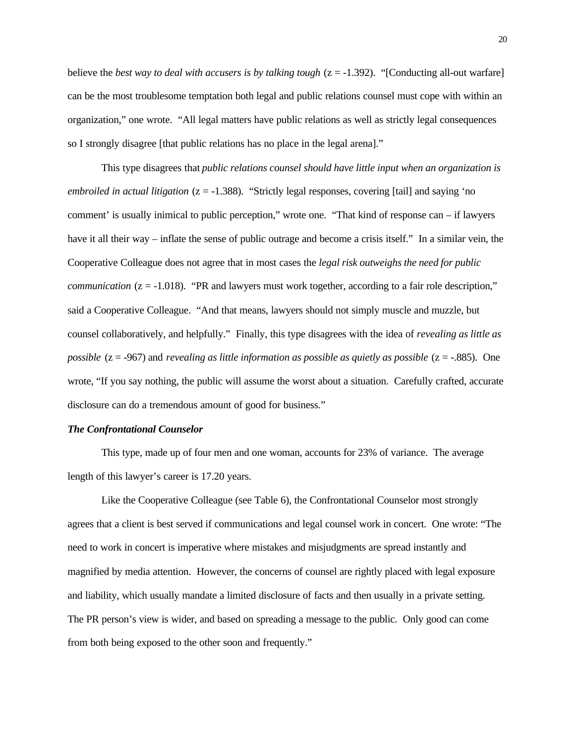believe the *best way to deal with accusers is by talking tough* (z = -1.392). "[Conducting all-out warfare] can be the most troublesome temptation both legal and public relations counsel must cope with within an organization," one wrote. "All legal matters have public relations as well as strictly legal consequences so I strongly disagree [that public relations has no place in the legal arena]."

This type disagrees that *public relations counsel should have little input when an organization is embroiled in actual litigation* (z = -1.388). "Strictly legal responses, covering [tail] and saying 'no comment' is usually inimical to public perception," wrote one. "That kind of response can – if lawyers have it all their way – inflate the sense of public outrage and become a crisis itself." In a similar vein, the Cooperative Colleague does not agree that in most cases the *legal risk outweighs the need for public communication* (z = -1.018). "PR and lawyers must work together, according to a fair role description," said a Cooperative Colleague. "And that means, lawyers should not simply muscle and muzzle, but counsel collaboratively, and helpfully." Finally, this type disagrees with the idea of *revealing as little as possible* (z = -967) and *revealing as little information as possible as quietly as possible* (z = -.885). One wrote, "If you say nothing, the public will assume the worst about a situation. Carefully crafted, accurate disclosure can do a tremendous amount of good for business."

### *The Confrontational Counselor*

This type, made up of four men and one woman, accounts for 23% of variance. The average length of this lawyer's career is 17.20 years.

Like the Cooperative Colleague (see Table 6), the Confrontational Counselor most strongly agrees that a client is best served if communications and legal counsel work in concert. One wrote: "The need to work in concert is imperative where mistakes and misjudgments are spread instantly and magnified by media attention. However, the concerns of counsel are rightly placed with legal exposure and liability, which usually mandate a limited disclosure of facts and then usually in a private setting. The PR person's view is wider, and based on spreading a message to the public. Only good can come from both being exposed to the other soon and frequently."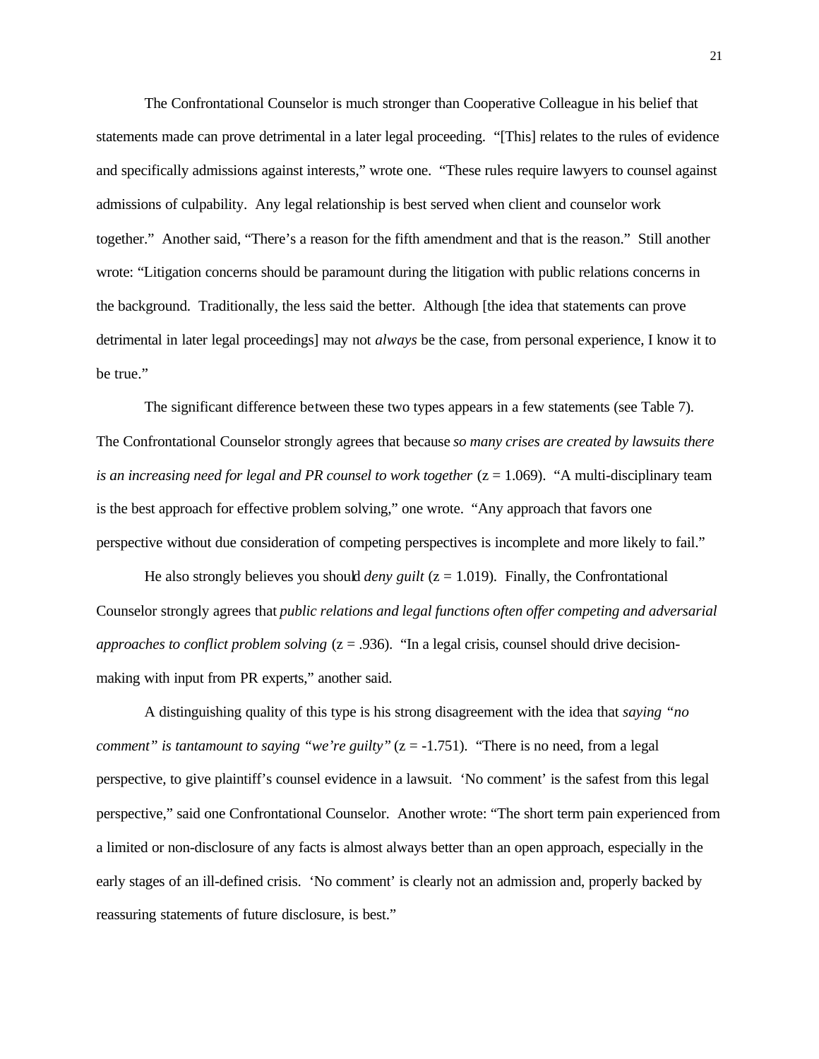The Confrontational Counselor is much stronger than Cooperative Colleague in his belief that statements made can prove detrimental in a later legal proceeding. "[This] relates to the rules of evidence and specifically admissions against interests," wrote one. "These rules require lawyers to counsel against admissions of culpability. Any legal relationship is best served when client and counselor work together." Another said, "There's a reason for the fifth amendment and that is the reason." Still another wrote: "Litigation concerns should be paramount during the litigation with public relations concerns in the background. Traditionally, the less said the better. Although [the idea that statements can prove detrimental in later legal proceedings] may not *always* be the case, from personal experience, I know it to be true."

The significant difference between these two types appears in a few statements (see Table 7). The Confrontational Counselor strongly agrees that because *so many crises are created by lawsuits there is an increasing need for legal and PR counsel to work together* ($z = 1.069$). "A multi-disciplinary team is the best approach for effective problem solving," one wrote. "Any approach that favors one perspective without due consideration of competing perspectives is incomplete and more likely to fail."

He also strongly believes you should *deny guilt* ($z = 1.019$). Finally, the Confrontational Counselor strongly agrees that *public relations and legal functions often offer competing and adversarial approaches to conflict problem solving* ($z = .936$). "In a legal crisis, counsel should drive decision-making with input from PR experts," another said.

A distinguishing quality of this type is his strong disagreement with the idea that *saying "no comment" is tantamount to saying "we're guilty"* ($z = -1.751$). "There is no need, from a legal perspective, to give plaintiff's counsel evidence in a lawsuit. 'No comment' is the safest from this legal perspective," said one Confrontational Counselor. Another wrote: "The short term pain experienced from a limited or non-disclosure of any facts is almost always better than an open approach, especially in the early stages of an ill-defined crisis. 'No comment' is clearly not an admission and, properly backed by reassuring statements of future disclosure, is best."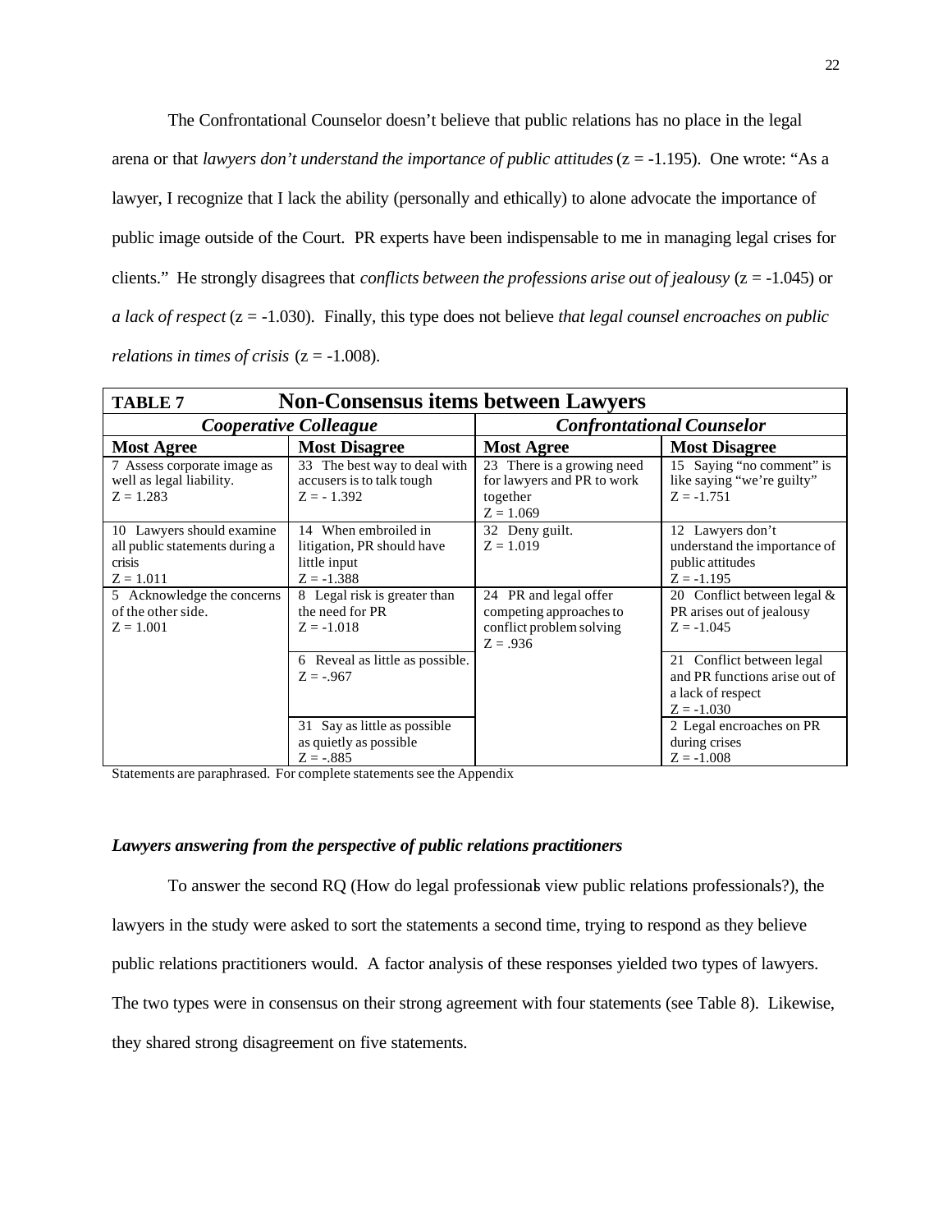The Confrontational Counselor doesn't believe that public relations has no place in the legal arena or that *lawyers don't understand the importance of public attitudes* (z = -1.195). One wrote: "As a lawyer, I recognize that I lack the ability (personally and ethically) to alone advocate the importance of public image outside of the Court. PR experts have been indispensable to me in managing legal crises for clients." He strongly disagrees that *conflicts between the professions arise out of jealousy* (z = -1.045) or *a lack of respect* (z = -1.030). Finally, this type does not believe *that legal counsel encroaches on public relations in times of crisis* (z = -1.008).

| **TABLE 7** | **Non-Consensus items between Lawyers** | | |
|---|---|---|---|
| ***Cooperative Colleague*** | | ***Confrontational Counselor*** | |
| **Most Agree** | **Most Disagree** | **Most Agree** | **Most Disagree** |
| 7 Assess corporate image as well as legal liability. Z = 1.283 | 33 The best way to deal with accusers is to talk tough Z = - 1.392 | 23 There is a growing need for lawyers and PR to work together Z = 1.069 | 15 Saying "no comment" is like saying "we're guilty" Z = -1.751 |
| 10 Lawyers should examine all public statements during a crisis Z = 1.011 | 14 When embroiled in litigation, PR should have little input Z = -1.388 | 32 Deny guilt. Z = 1.019 | 12 Lawyers don't understand the importance of public attitudes Z = -1.195 |
| 5 Acknowledge the concerns of the other side. Z = 1.001 | 8 Legal risk is greater than the need for PR Z = -1.018 | 24 PR and legal offer competing approaches to conflict problem solving Z = .936 | 20 Conflict between legal & PR arises out of jealousy Z = -1.045 |
| | 6 Reveal as little as possible. Z = -.967 | | 21 Conflict between legal and PR functions arise out of a lack of respect Z = -1.030 |
| | 31 Say as little as possible as quietly as possible Z = -.885 | | 2 Legal encroaches on PR during crises Z = -1.008 |

Statements are paraphrased. For complete statements see the Appendix

***Lawyers answering from the perspective of public relations practitioners***

To answer the second RQ (How do legal professionals view public relations professionals?), the lawyers in the study were asked to sort the statements a second time, trying to respond as they believe public relations practitioners would. A factor analysis of these responses yielded two types of lawyers. The two types were in consensus on their strong agreement with four statements (see Table 8). Likewise, they shared strong disagreement on five statements.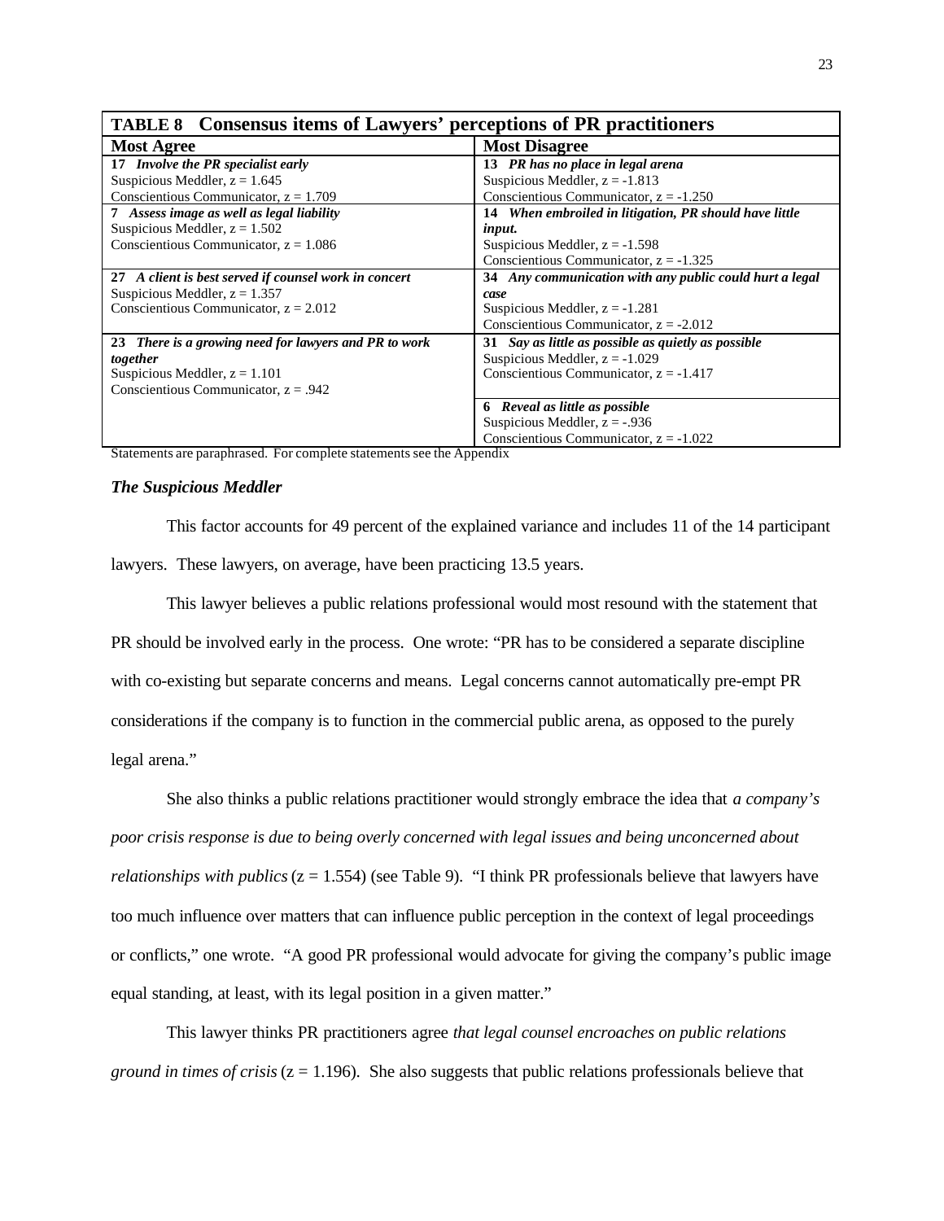**TABLE 8 Consensus items of Lawyers' perceptions of PR practitioners**

| Most Agree | Most Disagree |
|---|---|
| **17** ***Involve the PR specialist early***<br>Suspicious Meddler, z = 1.645<br>Conscientious Communicator, z = 1.709 | **13** ***PR has no place in legal arena***<br>Suspicious Meddler, z = -1.813<br>Conscientious Communicator, z = -1.250 |
| **7** ***Assess image as well as legal liability***<br>Suspicious Meddler, z = 1.502<br>Conscientious Communicator, z = 1.086 | **14** ***When embroiled in litigation, PR should have little input.***<br>Suspicious Meddler, z = -1.598<br>Conscientious Communicator, z = -1.325 |
| **27** ***A client is best served if counsel work in concert***<br>Suspicious Meddler, z = 1.357<br>Conscientious Communicator, z = 2.012 | **34** ***Any communication with any public could hurt a legal case***<br>Suspicious Meddler, z = -1.281<br>Conscientious Communicator, z = -2.012 |
| **23** ***There is a growing need for lawyers and PR to work together***<br>Suspicious Meddler, z = 1.101<br>Conscientious Communicator, z = .942 | **31** ***Say as little as possible as quietly as possible***<br>Suspicious Meddler, z = -1.029<br>Conscientious Communicator, z = -1.417 |
| | **6** ***Reveal as little as possible***<br>Suspicious Meddler, z = -.936<br>Conscientious Communicator, z = -1.022 |

Statements are paraphrased. For complete statements see the Appendix

### *The Suspicious Meddler*

This factor accounts for 49 percent of the explained variance and includes 11 of the 14 participant lawyers. These lawyers, on average, have been practicing 13.5 years.

This lawyer believes a public relations professional would most resound with the statement that PR should be involved early in the process. One wrote: "PR has to be considered a separate discipline with co-existing but separate concerns and means. Legal concerns cannot automatically pre-empt PR considerations if the company is to function in the commercial public arena, as opposed to the purely legal arena."

She also thinks a public relations practitioner would strongly embrace the idea that *a company's poor crisis response is due to being overly concerned with legal issues and being unconcerned about relationships with publics* (z = 1.554) (see Table 9). "I think PR professionals believe that lawyers have too much influence over matters that can influence public perception in the context of legal proceedings or conflicts," one wrote. "A good PR professional would advocate for giving the company's public image equal standing, at least, with its legal position in a given matter."

This lawyer thinks PR practitioners agree *that legal counsel encroaches on public relations ground in times of crisis* (z = 1.196). She also suggests that public relations professionals believe that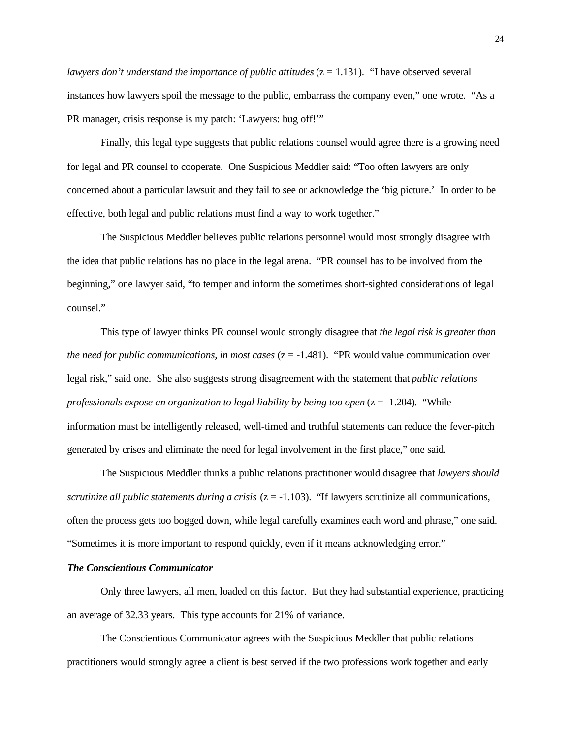*lawyers don't understand the importance of public attitudes* (z = 1.131). "I have observed several instances how lawyers spoil the message to the public, embarrass the company even," one wrote. "As a PR manager, crisis response is my patch: 'Lawyers: bug off!'"

Finally, this legal type suggests that public relations counsel would agree there is a growing need for legal and PR counsel to cooperate. One Suspicious Meddler said: "Too often lawyers are only concerned about a particular lawsuit and they fail to see or acknowledge the 'big picture.' In order to be effective, both legal and public relations must find a way to work together."

The Suspicious Meddler believes public relations personnel would most strongly disagree with the idea that public relations has no place in the legal arena. "PR counsel has to be involved from the beginning," one lawyer said, "to temper and inform the sometimes short-sighted considerations of legal counsel."

This type of lawyer thinks PR counsel would strongly disagree that *the legal risk is greater than the need for public communications, in most cases* (z = -1.481). "PR would value communication over legal risk," said one. She also suggests strong disagreement with the statement that *public relations professionals expose an organization to legal liability by being too open* (z = -1.204). "While information must be intelligently released, well-timed and truthful statements can reduce the fever-pitch generated by crises and eliminate the need for legal involvement in the first place," one said.

The Suspicious Meddler thinks a public relations practitioner would disagree that *lawyers should scrutinize all public statements during a crisis* (z = -1.103). "If lawyers scrutinize all communications, often the process gets too bogged down, while legal carefully examines each word and phrase," one said. "Sometimes it is more important to respond quickly, even if it means acknowledging error."

***The Conscientious Communicator***

Only three lawyers, all men, loaded on this factor. But they had substantial experience, practicing an average of 32.33 years. This type accounts for 21% of variance.

The Conscientious Communicator agrees with the Suspicious Meddler that public relations practitioners would strongly agree a client is best served if the two professions work together and early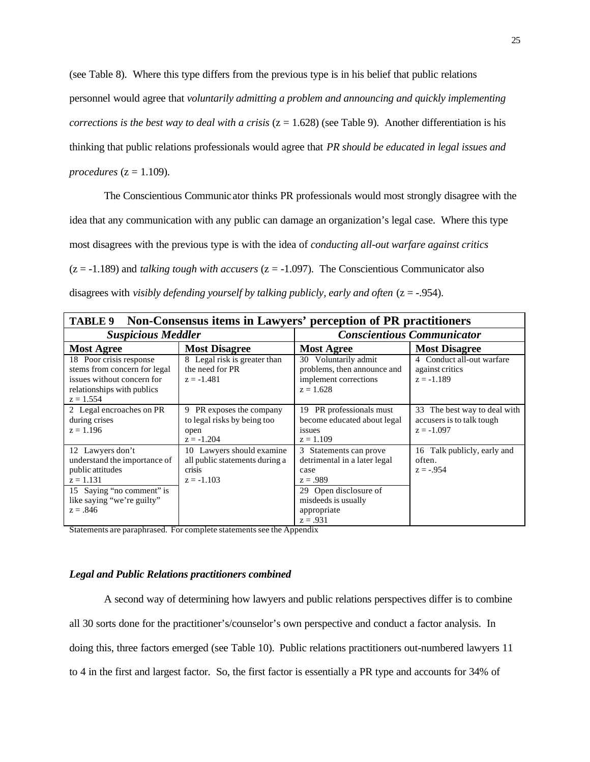(see Table 8). Where this type differs from the previous type is in his belief that public relations personnel would agree that *voluntarily admitting a problem and announcing and quickly implementing corrections is the best way to deal with a crisis* (z = 1.628) (see Table 9). Another differentiation is his thinking that public relations professionals would agree that *PR should be educated in legal issues and procedures* (z = 1.109).

The Conscientious Communicator thinks PR professionals would most strongly disagree with the idea that any communication with any public can damage an organization's legal case. Where this type most disagrees with the previous type is with the idea of *conducting all-out warfare against critics* (z = -1.189) and *talking tough with accusers* (z = -1.097). The Conscientious Communicator also disagrees with *visibly defending yourself by talking publicly, early and often* (z = -.954).

**TABLE 9 Non-Consensus items in Lawyers' perception of PR practitioners**

| ***Suspicious Meddler*** | | ***Conscientious Communicator*** | |
|---|---|---|---|
| **Most Agree** | **Most Disagree** | **Most Agree** | **Most Disagree** |
| 18 Poor crisis response stems from concern for legal issues without concern for relationships with publics z = 1.554 | 8 Legal risk is greater than the need for PR z = -1.481 | 30 Voluntarily admit problems, then announce and implement corrections z = 1.628 | 4 Conduct all-out warfare against critics z = -1.189 |
| 2 Legal encroaches on PR during crises z = 1.196 | 9 PR exposes the company to legal risks by being too open z = -1.204 | 19 PR professionals must become educated about legal issues z = 1.109 | 33 The best way to deal with accusers is to talk tough z = -1.097 |
| 12 Lawyers don't understand the importance of public attitudes z = 1.131 | 10 Lawyers should examine all public statements during a crisis z = -1.103 | 3 Statements can prove detrimental in a later legal case z = .989 | 16 Talk publicly, early and often. z = -.954 |
| 15 Saying "no comment" is like saying "we're guilty" z = .846 | | 29 Open disclosure of misdeeds is usually appropriate z = .931 | |

Statements are paraphrased. For complete statements see the Appendix

### *Legal and Public Relations practitioners combined*

A second way of determining how lawyers and public relations perspectives differ is to combine all 30 sorts done for the practitioner's/counselor's own perspective and conduct a factor analysis. In doing this, three factors emerged (see Table 10). Public relations practitioners out-numbered lawyers 11 to 4 in the first and largest factor. So, the first factor is essentially a PR type and accounts for 34% of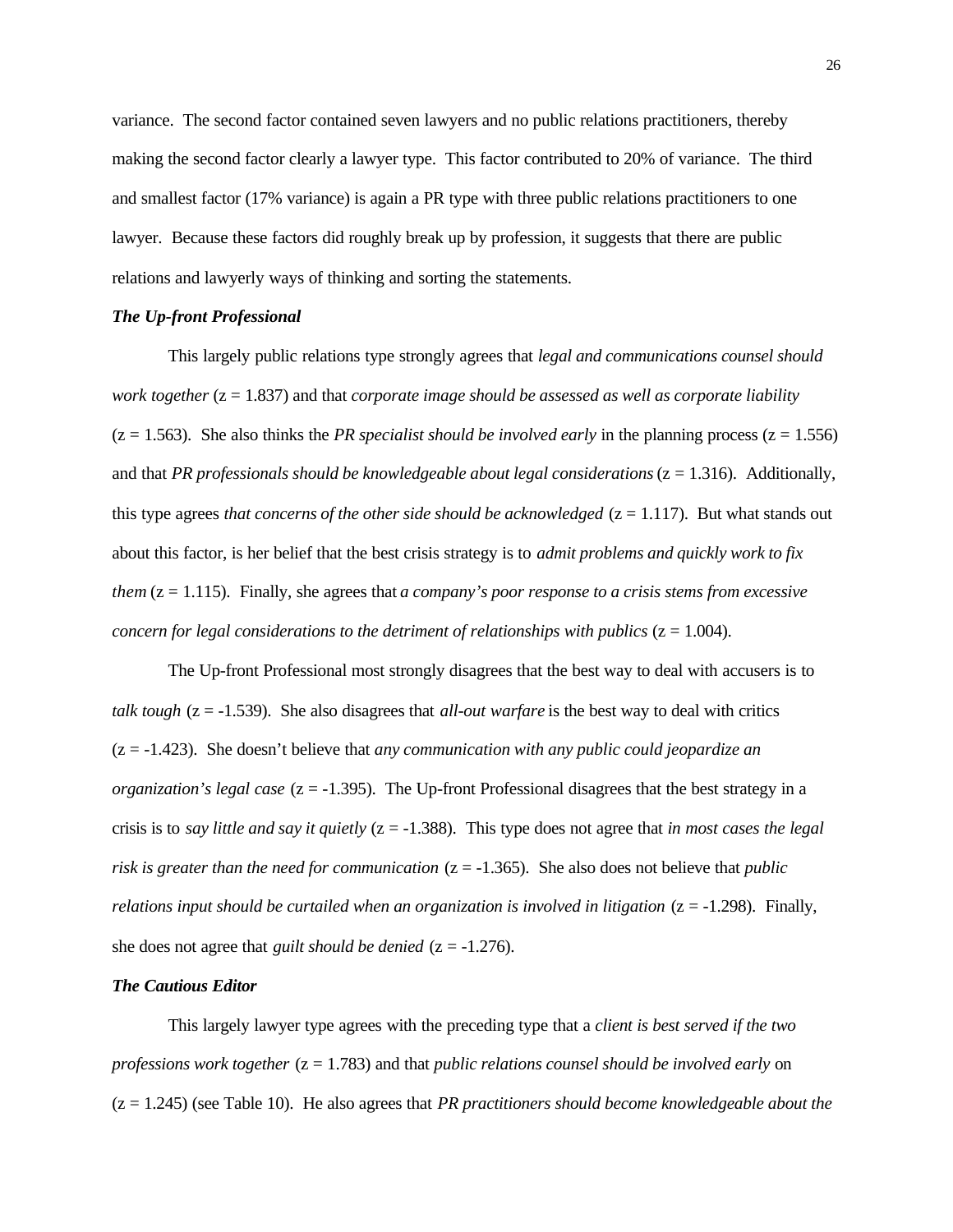variance. The second factor contained seven lawyers and no public relations practitioners, thereby making the second factor clearly a lawyer type. This factor contributed to 20% of variance. The third and smallest factor (17% variance) is again a PR type with three public relations practitioners to one lawyer. Because these factors did roughly break up by profession, it suggests that there are public relations and lawyerly ways of thinking and sorting the statements.

***The Up-front Professional***

This largely public relations type strongly agrees that *legal and communications counsel should work together* (z = 1.837) and that *corporate image should be assessed as well as corporate liability* (z = 1.563). She also thinks the *PR specialist should be involved early* in the planning process (z = 1.556) and that *PR professionals should be knowledgeable about legal considerations* (z = 1.316). Additionally, this type agrees *that concerns of the other side should be acknowledged* (z = 1.117). But what stands out about this factor, is her belief that the best crisis strategy is to *admit problems and quickly work to fix them* (z = 1.115). Finally, she agrees that *a company's poor response to a crisis stems from excessive concern for legal considerations to the detriment of relationships with publics* (z = 1.004).

The Up-front Professional most strongly disagrees that the best way to deal with accusers is to *talk tough* (z = -1.539). She also disagrees that *all-out warfare* is the best way to deal with critics (z = -1.423). She doesn't believe that *any communication with any public could jeopardize an organization's legal case* (z = -1.395). The Up-front Professional disagrees that the best strategy in a crisis is to *say little and say it quietly* (z = -1.388). This type does not agree that *in most cases the legal risk is greater than the need for communication* (z = -1.365). She also does not believe that *public relations input should be curtailed when an organization is involved in litigation* (z = -1.298). Finally, she does not agree that *guilt should be denied* (z = -1.276).

***The Cautious Editor***

This largely lawyer type agrees with the preceding type that a *client is best served if the two professions work together* (z = 1.783) and that *public relations counsel should be involved early* on (z = 1.245) (see Table 10). He also agrees that *PR practitioners should become knowledgeable about the*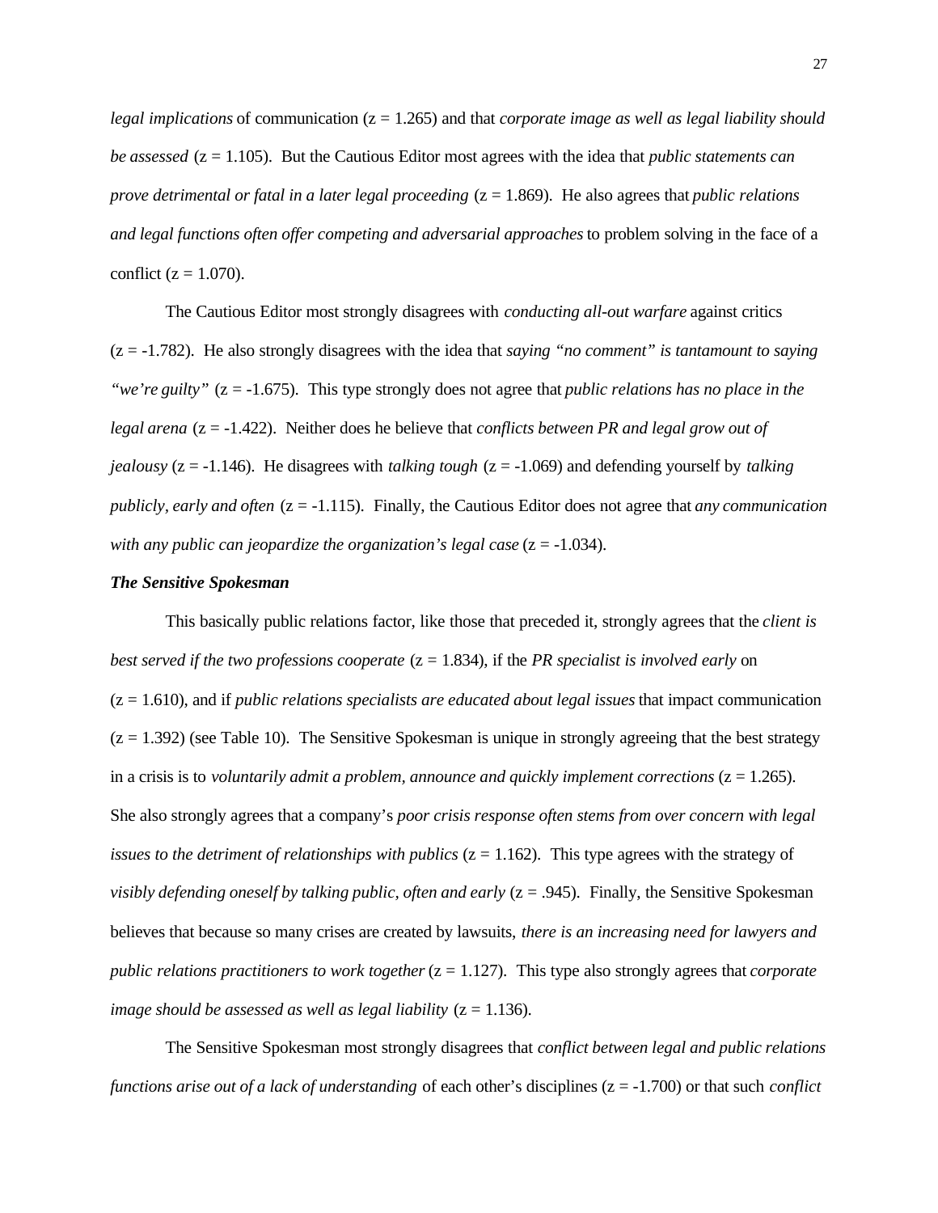*legal implications* of communication (z = 1.265) and that *corporate image as well as legal liability should be assessed* (z = 1.105). But the Cautious Editor most agrees with the idea that *public statements can prove detrimental or fatal in a later legal proceeding* (z = 1.869). He also agrees that *public relations and legal functions often offer competing and adversarial approaches* to problem solving in the face of a conflict (z = 1.070).

The Cautious Editor most strongly disagrees with *conducting all-out warfare* against critics (z = -1.782). He also strongly disagrees with the idea that *saying "no comment" is tantamount to saying "we're guilty"* (z = -1.675). This type strongly does not agree that *public relations has no place in the legal arena* (z = -1.422). Neither does he believe that *conflicts between PR and legal grow out of jealousy* (z = -1.146). He disagrees with *talking tough* (z = -1.069) and defending yourself by *talking publicly, early and often* (z = -1.115). Finally, the Cautious Editor does not agree that *any communication with any public can jeopardize the organization's legal case* (z = -1.034).

***The Sensitive Spokesman***

This basically public relations factor, like those that preceded it, strongly agrees that the *client is best served if the two professions cooperate* (z = 1.834), if the *PR specialist is involved early* on (z = 1.610), and if *public relations specialists are educated about legal issues* that impact communication (z = 1.392) (see Table 10). The Sensitive Spokesman is unique in strongly agreeing that the best strategy in a crisis is to *voluntarily admit a problem, announce and quickly implement corrections* (z = 1.265). She also strongly agrees that a company's *poor crisis response often stems from over concern with legal issues to the detriment of relationships with publics* (z = 1.162). This type agrees with the strategy of *visibly defending oneself by talking public, often and early* (z = .945). Finally, the Sensitive Spokesman believes that because so many crises are created by lawsuits, *there is an increasing need for lawyers and public relations practitioners to work together* (z = 1.127). This type also strongly agrees that *corporate image should be assessed as well as legal liability* (z = 1.136).

The Sensitive Spokesman most strongly disagrees that *conflict between legal and public relations functions arise out of a lack of understanding* of each other's disciplines (z = -1.700) or that such *conflict*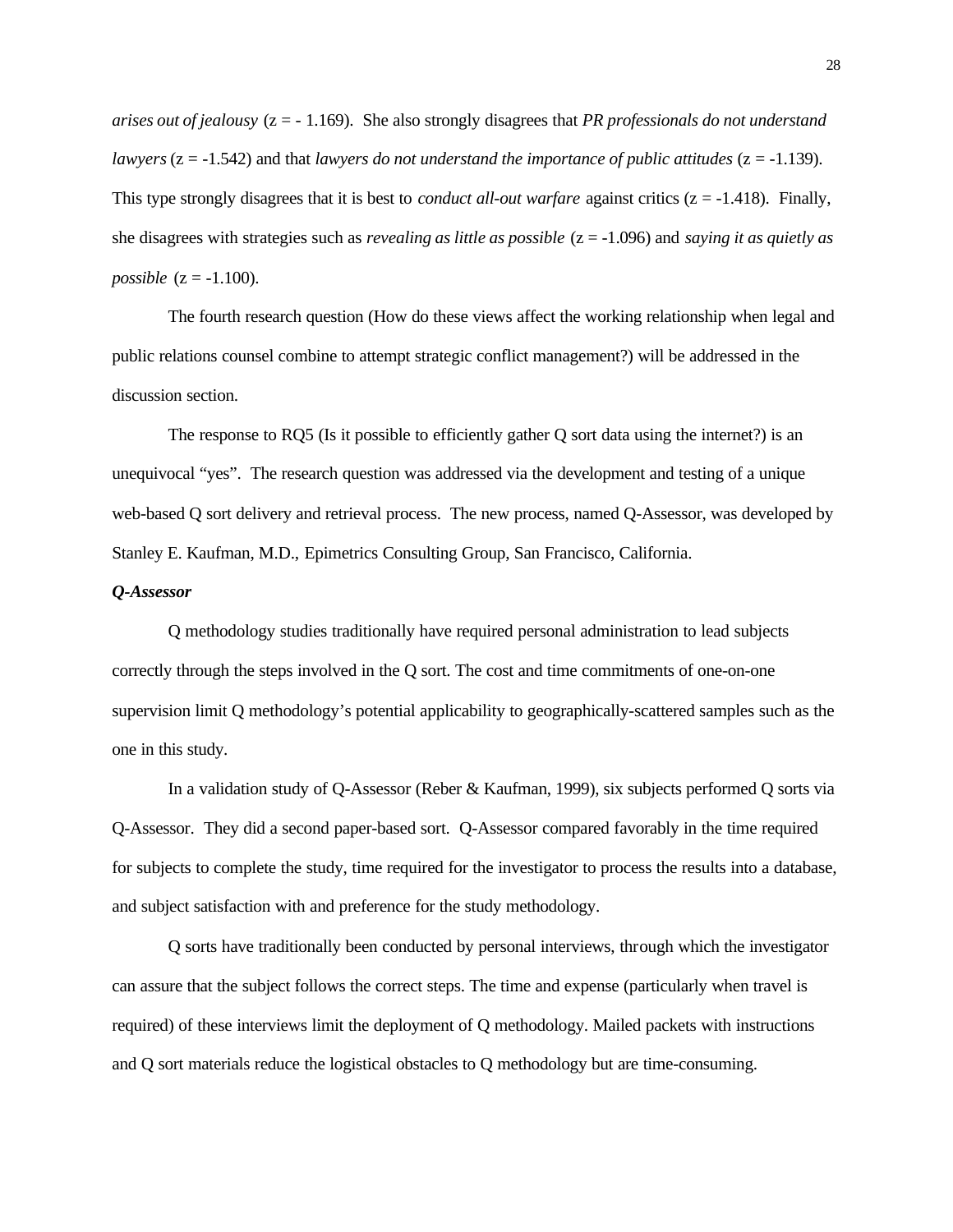*arises out of jealousy* (z = - 1.169). She also strongly disagrees that *PR professionals do not understand lawyers* (z = -1.542) and that *lawyers do not understand the importance of public attitudes* (z = -1.139). This type strongly disagrees that it is best to *conduct all-out warfare* against critics (z = -1.418). Finally, she disagrees with strategies such as *revealing as little as possible* (z = -1.096) and *saying it as quietly as possible* (z = -1.100).

The fourth research question (How do these views affect the working relationship when legal and public relations counsel combine to attempt strategic conflict management?) will be addressed in the discussion section.

The response to RQ5 (Is it possible to efficiently gather Q sort data using the internet?) is an unequivocal "yes". The research question was addressed via the development and testing of a unique web-based Q sort delivery and retrieval process. The new process, named Q-Assessor, was developed by Stanley E. Kaufman, M.D., Epimetrics Consulting Group, San Francisco, California.

***Q-Assessor***

Q methodology studies traditionally have required personal administration to lead subjects correctly through the steps involved in the Q sort. The cost and time commitments of one-on-one supervision limit Q methodology's potential applicability to geographically-scattered samples such as the one in this study.

In a validation study of Q-Assessor (Reber & Kaufman, 1999), six subjects performed Q sorts via Q-Assessor. They did a second paper-based sort. Q-Assessor compared favorably in the time required for subjects to complete the study, time required for the investigator to process the results into a database, and subject satisfaction with and preference for the study methodology.

Q sorts have traditionally been conducted by personal interviews, through which the investigator can assure that the subject follows the correct steps. The time and expense (particularly when travel is required) of these interviews limit the deployment of Q methodology. Mailed packets with instructions and Q sort materials reduce the logistical obstacles to Q methodology but are time-consuming.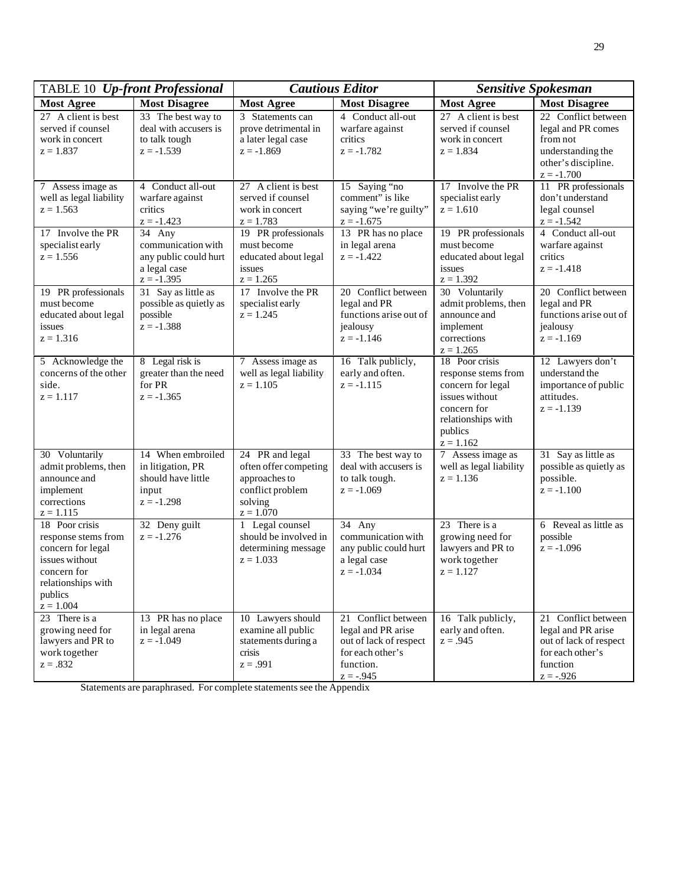| TABLE 10 *Up-front Professional* | | *Cautious Editor* | | *Sensitive Spokesman* | |
|---|---|---|---|---|---|
| **Most Agree** | **Most Disagree** | **Most Agree** | **Most Disagree** | **Most Agree** | **Most Disagree** |
| 27 A client is best served if counsel work in concert z = 1.837 | 33 The best way to deal with accusers is to talk tough z = -1.539 | 3 Statements can prove detrimental in a later legal case z = -1.869 | 4 Conduct all-out warfare against critics z = -1.782 | 27 A client is best served if counsel work in concert z = 1.834 | 22 Conflict between legal and PR comes from not understanding the other's discipline. z = -1.700 |
| 7 Assess image as well as legal liability z = 1.563 | 4 Conduct all-out warfare against critics z = -1.423 | 27 A client is best served if counsel work in concert z = 1.783 | 15 Saying "no comment" is like saying "we're guilty" z = -1.675 | 17 Involve the PR specialist early z = 1.610 | 11 PR professionals don't understand legal counsel z = -1.542 |
| 17 Involve the PR specialist early z = 1.556 | 34 Any communication with any public could hurt a legal case z = -1.395 | 19 PR professionals must become educated about legal issues z = 1.265 | 13 PR has no place in legal arena z = -1.422 | 19 PR professionals must become educated about legal issues z = 1.392 | 4 Conduct all-out warfare against critics z = -1.418 |
| 19 PR professionals must become educated about legal issues z = 1.316 | 31 Say as little as possible as quietly as possible z = -1.388 | 17 Involve the PR specialist early z = 1.245 | 20 Conflict between legal and PR functions arise out of jealousy z = -1.146 | 30 Voluntarily admit problems, then announce and implement corrections z = 1.265 | 20 Conflict between legal and PR functions arise out of jealousy z = -1.169 |
| 5 Acknowledge the concerns of the other side. z = 1.117 | 8 Legal risk is greater than the need for PR z = -1.365 | 7 Assess image as well as legal liability z = 1.105 | 16 Talk publicly, early and often. z = -1.115 | 18 Poor crisis response stems from concern for legal issues without concern for relationships with publics z = 1.162 | 12 Lawyers don't understand the importance of public attitudes. z = -1.139 |
| 30 Voluntarily admit problems, then announce and implement corrections z = 1.115 | 14 When embroiled in litigation, PR should have little input z = -1.298 | 24 PR and legal often offer competing approaches to conflict problem solving z = 1.070 | 33 The best way to deal with accusers is to talk tough. z = -1.069 | 7 Assess image as well as legal liability z = 1.136 | 31 Say as little as possible as quietly as possible. z = -1.100 |
| 18 Poor crisis response stems from concern for legal issues without concern for relationships with publics z = 1.004 | 32 Deny guilt z = -1.276 | 1 Legal counsel should be involved in determining message z = 1.033 | 34 Any communication with any public could hurt a legal case z = -1.034 | 23 There is a growing need for lawyers and PR to work together z = 1.127 | 6 Reveal as little as possible z = -1.096 |
| 23 There is a growing need for lawyers and PR to work together z = .832 | 13 PR has no place in legal arena z = -1.049 | 10 Lawyers should examine all public statements during a crisis z = .991 | 21 Conflict between legal and PR arise out of lack of respect for each other's function. z = -.945 | 16 Talk publicly, early and often. z = .945 | 21 Conflict between legal and PR arise out of lack of respect for each other's function z = -.926 |

Statements are paraphrased. For complete statements see the Appendix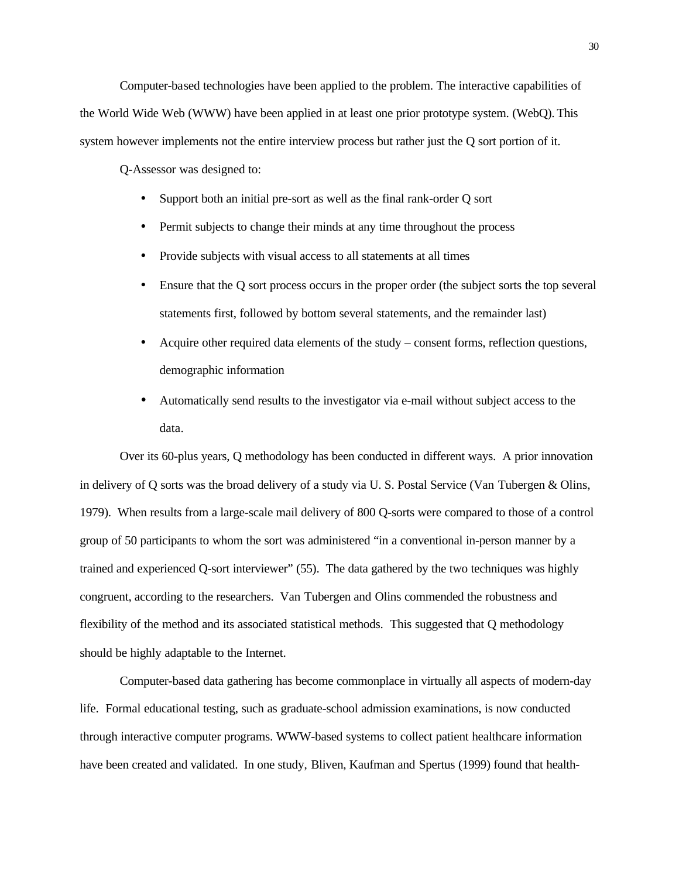Computer-based technologies have been applied to the problem. The interactive capabilities of the World Wide Web (WWW) have been applied in at least one prior prototype system. (WebQ). This system however implements not the entire interview process but rather just the Q sort portion of it.

Q-Assessor was designed to:

- Support both an initial pre-sort as well as the final rank-order Q sort
- Permit subjects to change their minds at any time throughout the process
- Provide subjects with visual access to all statements at all times
- Ensure that the Q sort process occurs in the proper order (the subject sorts the top several statements first, followed by bottom several statements, and the remainder last)
- Acquire other required data elements of the study – consent forms, reflection questions, demographic information
- Automatically send results to the investigator via e-mail without subject access to the data.

Over its 60-plus years, Q methodology has been conducted in different ways. A prior innovation in delivery of Q sorts was the broad delivery of a study via U. S. Postal Service (Van Tubergen & Olins, 1979). When results from a large-scale mail delivery of 800 Q-sorts were compared to those of a control group of 50 participants to whom the sort was administered "in a conventional in-person manner by a trained and experienced Q-sort interviewer" (55). The data gathered by the two techniques was highly congruent, according to the researchers. Van Tubergen and Olins commended the robustness and flexibility of the method and its associated statistical methods. This suggested that Q methodology should be highly adaptable to the Internet.

Computer-based data gathering has become commonplace in virtually all aspects of modern-day life. Formal educational testing, such as graduate-school admission examinations, is now conducted through interactive computer programs. WWW-based systems to collect patient healthcare information have been created and validated. In one study, Bliven, Kaufman and Spertus (1999) found that health-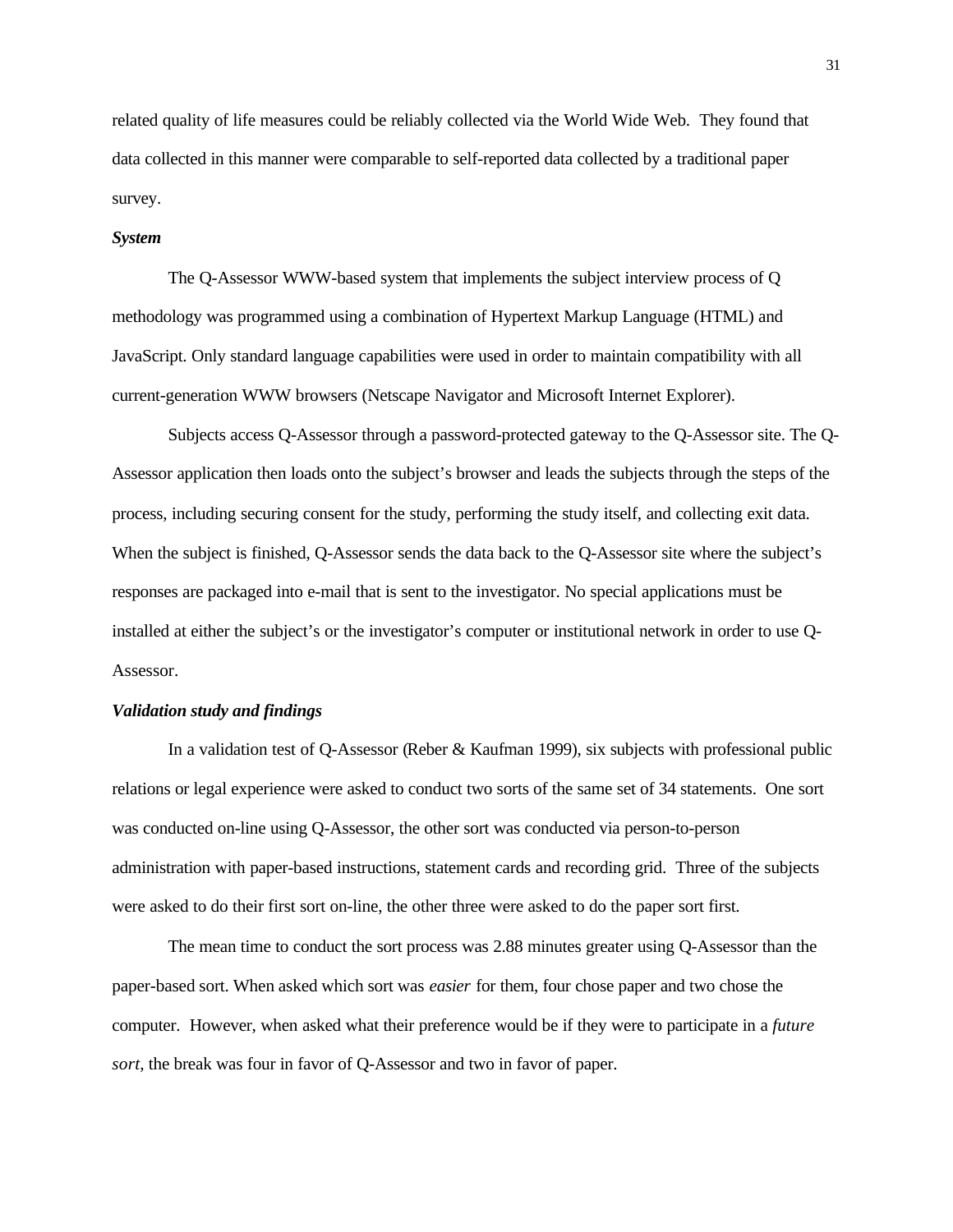related quality of life measures could be reliably collected via the World Wide Web. They found that data collected in this manner were comparable to self-reported data collected by a traditional paper survey.

***System***

The Q-Assessor WWW-based system that implements the subject interview process of Q methodology was programmed using a combination of Hypertext Markup Language (HTML) and JavaScript. Only standard language capabilities were used in order to maintain compatibility with all current-generation WWW browsers (Netscape Navigator and Microsoft Internet Explorer).

Subjects access Q-Assessor through a password-protected gateway to the Q-Assessor site. The Q-Assessor application then loads onto the subject's browser and leads the subjects through the steps of the process, including securing consent for the study, performing the study itself, and collecting exit data. When the subject is finished, Q-Assessor sends the data back to the Q-Assessor site where the subject's responses are packaged into e-mail that is sent to the investigator. No special applications must be installed at either the subject's or the investigator's computer or institutional network in order to use Q-Assessor.

***Validation study and findings***

In a validation test of Q-Assessor (Reber & Kaufman 1999), six subjects with professional public relations or legal experience were asked to conduct two sorts of the same set of 34 statements. One sort was conducted on-line using Q-Assessor, the other sort was conducted via person-to-person administration with paper-based instructions, statement cards and recording grid. Three of the subjects were asked to do their first sort on-line, the other three were asked to do the paper sort first.

The mean time to conduct the sort process was 2.88 minutes greater using Q-Assessor than the paper-based sort. When asked which sort was *easier* for them, four chose paper and two chose the computer. However, when asked what their preference would be if they were to participate in a *future sort*, the break was four in favor of Q-Assessor and two in favor of paper.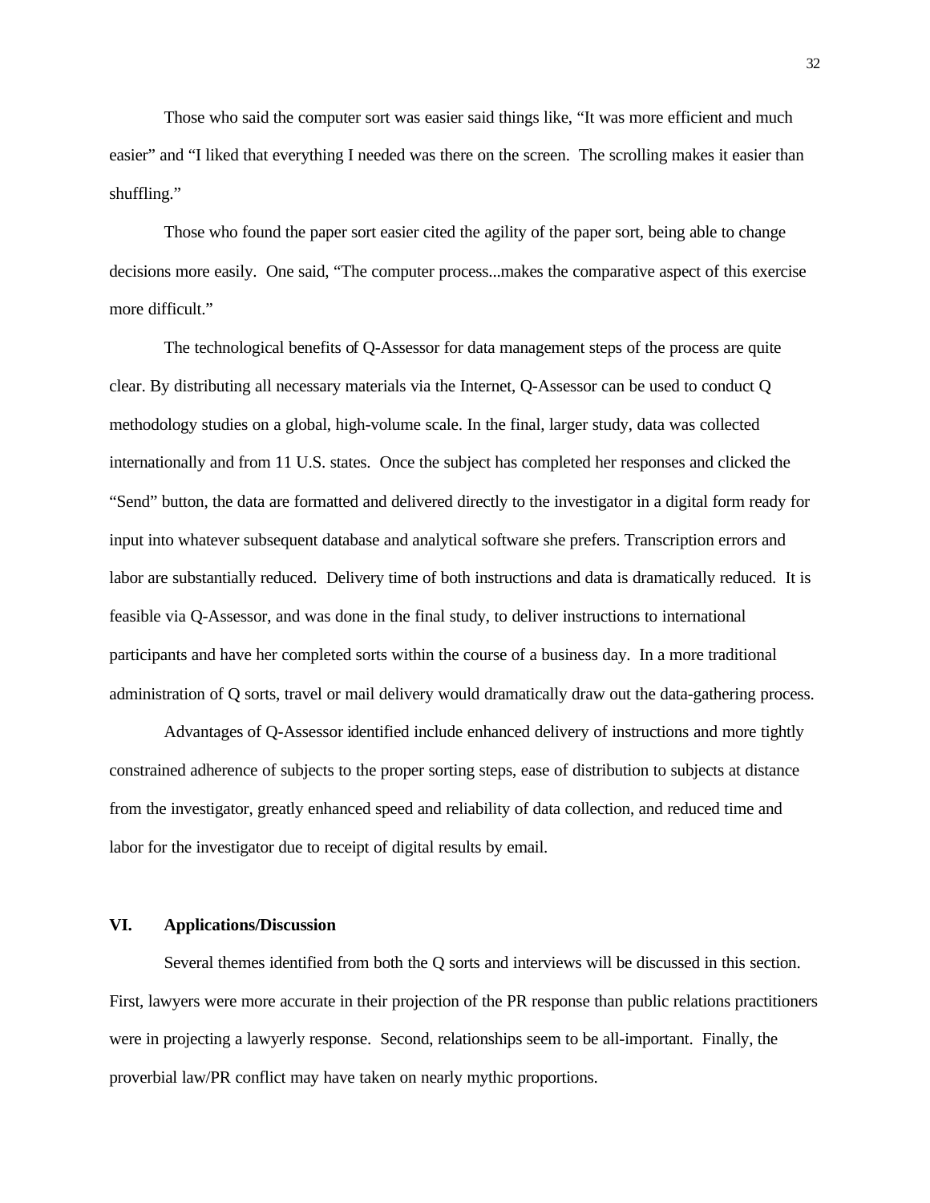Those who said the computer sort was easier said things like, "It was more efficient and much easier" and "I liked that everything I needed was there on the screen. The scrolling makes it easier than shuffling."

Those who found the paper sort easier cited the agility of the paper sort, being able to change decisions more easily. One said, "The computer process...makes the comparative aspect of this exercise more difficult."

The technological benefits of Q-Assessor for data management steps of the process are quite clear. By distributing all necessary materials via the Internet, Q-Assessor can be used to conduct Q methodology studies on a global, high-volume scale. In the final, larger study, data was collected internationally and from 11 U.S. states. Once the subject has completed her responses and clicked the "Send" button, the data are formatted and delivered directly to the investigator in a digital form ready for input into whatever subsequent database and analytical software she prefers. Transcription errors and labor are substantially reduced. Delivery time of both instructions and data is dramatically reduced. It is feasible via Q-Assessor, and was done in the final study, to deliver instructions to international participants and have her completed sorts within the course of a business day. In a more traditional administration of Q sorts, travel or mail delivery would dramatically draw out the data-gathering process.

Advantages of Q-Assessor identified include enhanced delivery of instructions and more tightly constrained adherence of subjects to the proper sorting steps, ease of distribution to subjects at distance from the investigator, greatly enhanced speed and reliability of data collection, and reduced time and labor for the investigator due to receipt of digital results by email.

## VI. Applications/Discussion

Several themes identified from both the Q sorts and interviews will be discussed in this section. First, lawyers were more accurate in their projection of the PR response than public relations practitioners were in projecting a lawyerly response. Second, relationships seem to be all-important. Finally, the proverbial law/PR conflict may have taken on nearly mythic proportions.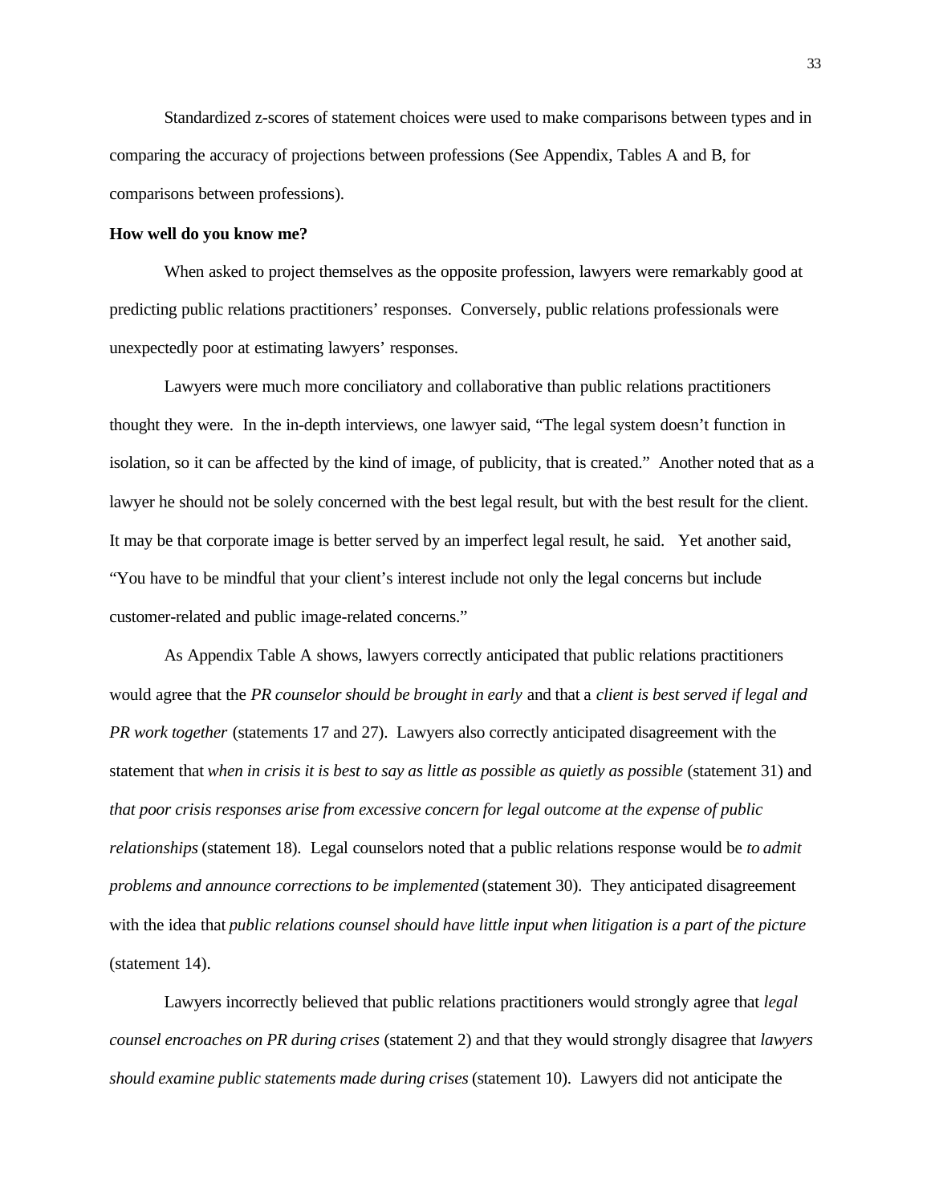Standardized z-scores of statement choices were used to make comparisons between types and in comparing the accuracy of projections between professions (See Appendix, Tables A and B, for comparisons between professions).

**How well do you know me?**

When asked to project themselves as the opposite profession, lawyers were remarkably good at predicting public relations practitioners' responses. Conversely, public relations professionals were unexpectedly poor at estimating lawyers' responses.

Lawyers were much more conciliatory and collaborative than public relations practitioners thought they were. In the in-depth interviews, one lawyer said, "The legal system doesn't function in isolation, so it can be affected by the kind of image, of publicity, that is created." Another noted that as a lawyer he should not be solely concerned with the best legal result, but with the best result for the client. It may be that corporate image is better served by an imperfect legal result, he said. Yet another said, "You have to be mindful that your client's interest include not only the legal concerns but include customer-related and public image-related concerns."

As Appendix Table A shows, lawyers correctly anticipated that public relations practitioners would agree that the *PR counselor should be brought in early* and that a *client is best served if legal and PR work together* (statements 17 and 27). Lawyers also correctly anticipated disagreement with the statement that *when in crisis it is best to say as little as possible as quietly as possible* (statement 31) and *that poor crisis responses arise from excessive concern for legal outcome at the expense of public relationships* (statement 18). Legal counselors noted that a public relations response would be *to admit problems and announce corrections to be implemented* (statement 30). They anticipated disagreement with the idea that *public relations counsel should have little input when litigation is a part of the picture* (statement 14).

Lawyers incorrectly believed that public relations practitioners would strongly agree that *legal counsel encroaches on PR during crises* (statement 2) and that they would strongly disagree that *lawyers should examine public statements made during crises* (statement 10). Lawyers did not anticipate the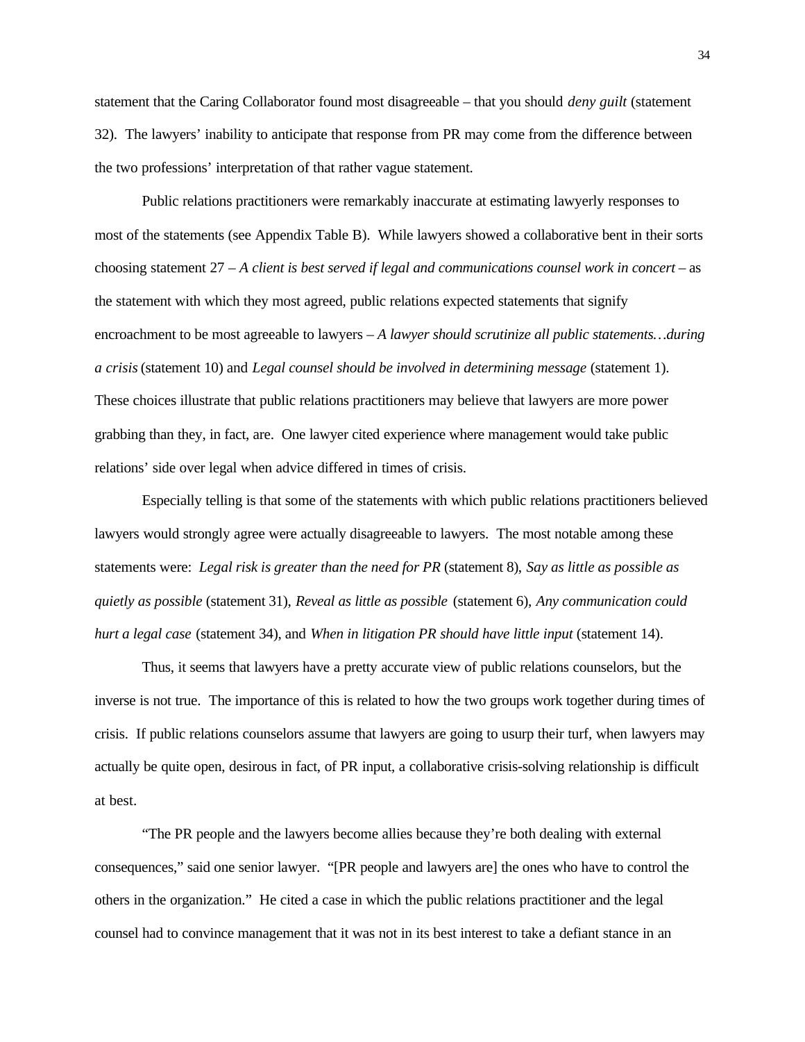statement that the Caring Collaborator found most disagreeable – that you should *deny guilt* (statement 32). The lawyers' inability to anticipate that response from PR may come from the difference between the two professions' interpretation of that rather vague statement.

Public relations practitioners were remarkably inaccurate at estimating lawyerly responses to most of the statements (see Appendix Table B). While lawyers showed a collaborative bent in their sorts choosing statement 27 – *A client is best served if legal and communications counsel work in concert* – as the statement with which they most agreed, public relations expected statements that signify encroachment to be most agreeable to lawyers – *A lawyer should scrutinize all public statements…during a crisis* (statement 10) and *Legal counsel should be involved in determining message* (statement 1). These choices illustrate that public relations practitioners may believe that lawyers are more power grabbing than they, in fact, are. One lawyer cited experience where management would take public relations' side over legal when advice differed in times of crisis.

Especially telling is that some of the statements with which public relations practitioners believed lawyers would strongly agree were actually disagreeable to lawyers. The most notable among these statements were: *Legal risk is greater than the need for PR* (statement 8), *Say as little as possible as quietly as possible* (statement 31), *Reveal as little as possible* (statement 6), *Any communication could hurt a legal case* (statement 34), and *When in litigation PR should have little input* (statement 14).

Thus, it seems that lawyers have a pretty accurate view of public relations counselors, but the inverse is not true. The importance of this is related to how the two groups work together during times of crisis. If public relations counselors assume that lawyers are going to usurp their turf, when lawyers may actually be quite open, desirous in fact, of PR input, a collaborative crisis-solving relationship is difficult at best.

"The PR people and the lawyers become allies because they're both dealing with external consequences," said one senior lawyer. "[PR people and lawyers are] the ones who have to control the others in the organization." He cited a case in which the public relations practitioner and the legal counsel had to convince management that it was not in its best interest to take a defiant stance in an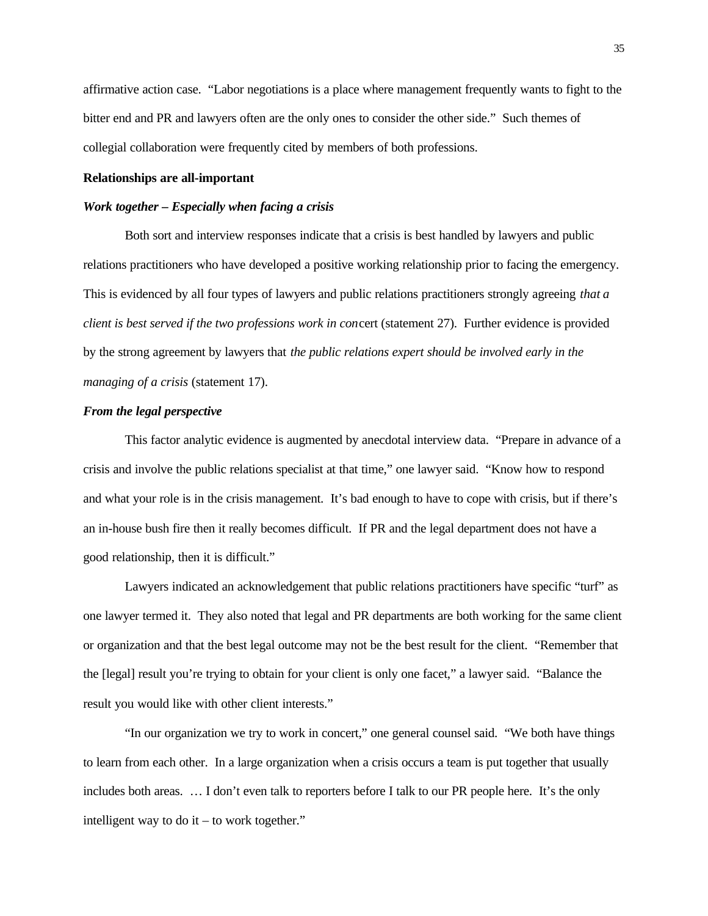affirmative action case. "Labor negotiations is a place where management frequently wants to fight to the bitter end and PR and lawyers often are the only ones to consider the other side." Such themes of collegial collaboration were frequently cited by members of both professions.

**Relationships are all-important**

***Work together – Especially when facing a crisis***

Both sort and interview responses indicate that a crisis is best handled by lawyers and public relations practitioners who have developed a positive working relationship prior to facing the emergency. This is evidenced by all four types of lawyers and public relations practitioners strongly agreeing *that a client is best served if the two professions work in con*cert (statement 27). Further evidence is provided by the strong agreement by lawyers that *the public relations expert should be involved early in the managing of a crisis* (statement 17).

***From the legal perspective***

This factor analytic evidence is augmented by anecdotal interview data. "Prepare in advance of a crisis and involve the public relations specialist at that time," one lawyer said. "Know how to respond and what your role is in the crisis management. It's bad enough to have to cope with crisis, but if there's an in-house bush fire then it really becomes difficult. If PR and the legal department does not have a good relationship, then it is difficult."

Lawyers indicated an acknowledgement that public relations practitioners have specific "turf" as one lawyer termed it. They also noted that legal and PR departments are both working for the same client or organization and that the best legal outcome may not be the best result for the client. "Remember that the [legal] result you're trying to obtain for your client is only one facet," a lawyer said. "Balance the result you would like with other client interests."

"In our organization we try to work in concert," one general counsel said. "We both have things to learn from each other. In a large organization when a crisis occurs a team is put together that usually includes both areas. … I don't even talk to reporters before I talk to our PR people here. It's the only intelligent way to do it – to work together."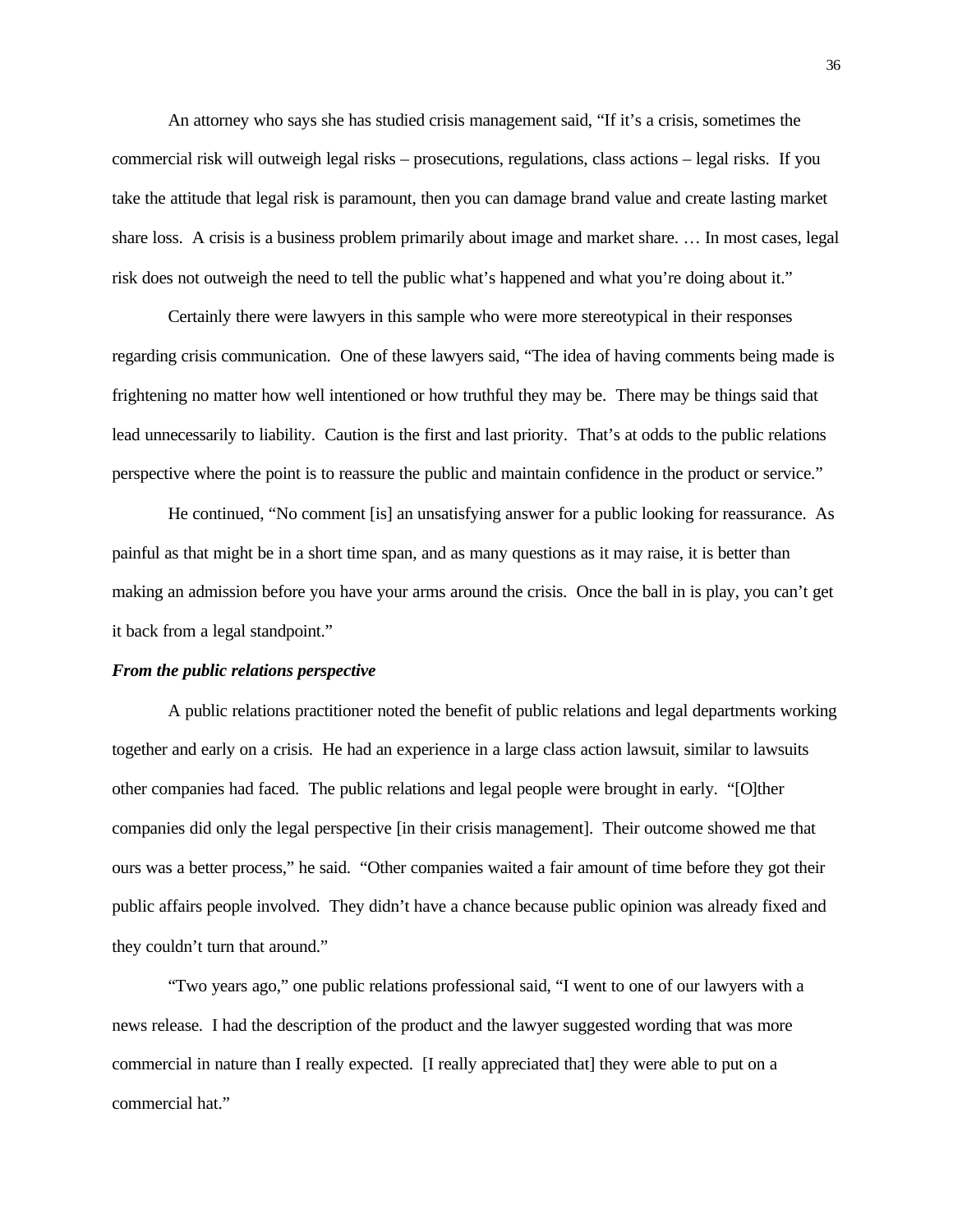An attorney who says she has studied crisis management said, "If it's a crisis, sometimes the commercial risk will outweigh legal risks – prosecutions, regulations, class actions – legal risks. If you take the attitude that legal risk is paramount, then you can damage brand value and create lasting market share loss. A crisis is a business problem primarily about image and market share. … In most cases, legal risk does not outweigh the need to tell the public what's happened and what you're doing about it."

Certainly there were lawyers in this sample who were more stereotypical in their responses regarding crisis communication. One of these lawyers said, "The idea of having comments being made is frightening no matter how well intentioned or how truthful they may be. There may be things said that lead unnecessarily to liability. Caution is the first and last priority. That's at odds to the public relations perspective where the point is to reassure the public and maintain confidence in the product or service."

He continued, "No comment [is] an unsatisfying answer for a public looking for reassurance. As painful as that might be in a short time span, and as many questions as it may raise, it is better than making an admission before you have your arms around the crisis. Once the ball in is play, you can't get it back from a legal standpoint."

***From the public relations perspective***

A public relations practitioner noted the benefit of public relations and legal departments working together and early on a crisis. He had an experience in a large class action lawsuit, similar to lawsuits other companies had faced. The public relations and legal people were brought in early. "[O]ther companies did only the legal perspective [in their crisis management]. Their outcome showed me that ours was a better process," he said. "Other companies waited a fair amount of time before they got their public affairs people involved. They didn't have a chance because public opinion was already fixed and they couldn't turn that around."

"Two years ago," one public relations professional said, "I went to one of our lawyers with a news release. I had the description of the product and the lawyer suggested wording that was more commercial in nature than I really expected. [I really appreciated that] they were able to put on a commercial hat."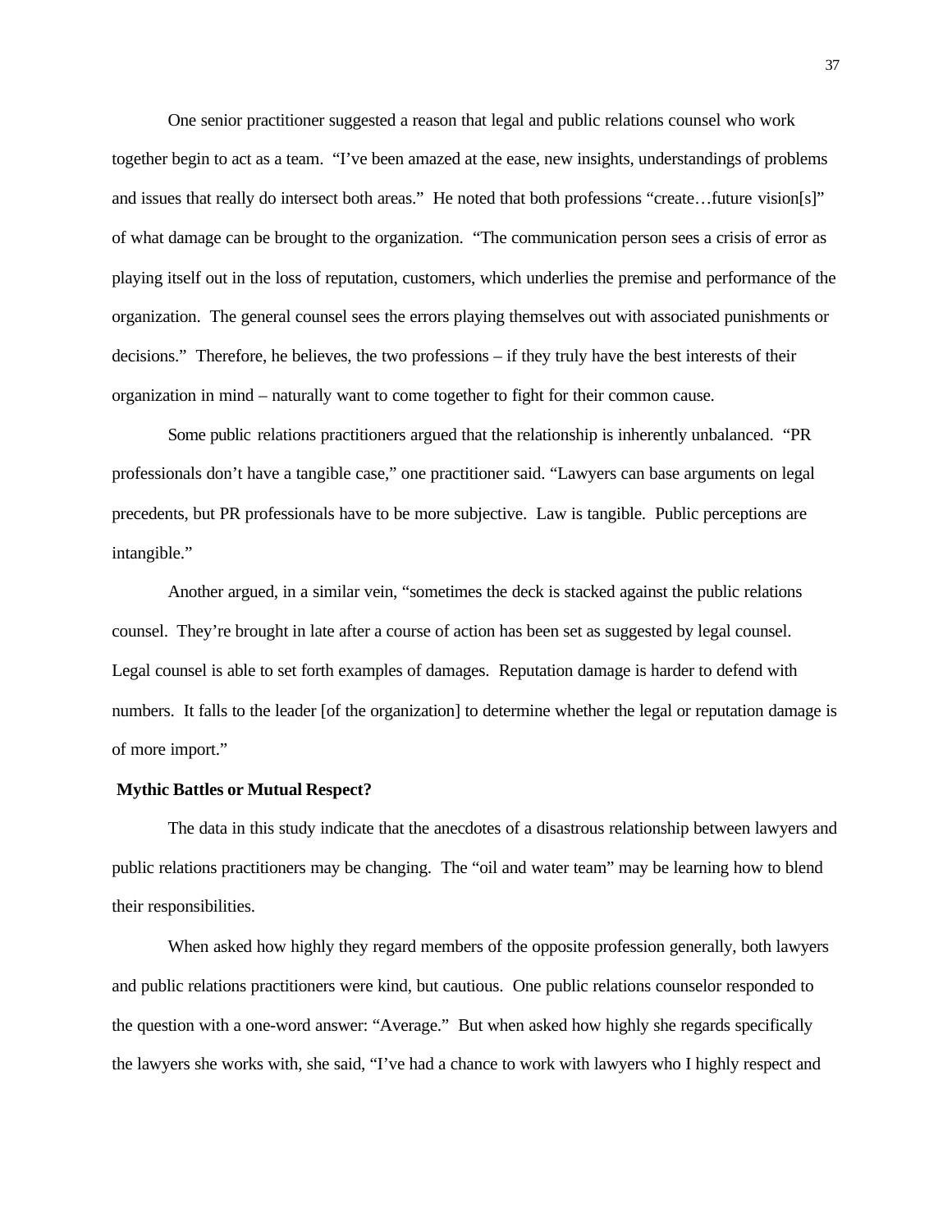One senior practitioner suggested a reason that legal and public relations counsel who work together begin to act as a team. "I've been amazed at the ease, new insights, understandings of problems and issues that really do intersect both areas." He noted that both professions "create…future vision[s]" of what damage can be brought to the organization. "The communication person sees a crisis of error as playing itself out in the loss of reputation, customers, which underlies the premise and performance of the organization. The general counsel sees the errors playing themselves out with associated punishments or decisions." Therefore, he believes, the two professions – if they truly have the best interests of their organization in mind – naturally want to come together to fight for their common cause.

Some public relations practitioners argued that the relationship is inherently unbalanced. "PR professionals don't have a tangible case," one practitioner said. "Lawyers can base arguments on legal precedents, but PR professionals have to be more subjective. Law is tangible. Public perceptions are intangible."

Another argued, in a similar vein, "sometimes the deck is stacked against the public relations counsel. They're brought in late after a course of action has been set as suggested by legal counsel. Legal counsel is able to set forth examples of damages. Reputation damage is harder to defend with numbers. It falls to the leader [of the organization] to determine whether the legal or reputation damage is of more import."

**Mythic Battles or Mutual Respect?**

The data in this study indicate that the anecdotes of a disastrous relationship between lawyers and public relations practitioners may be changing. The "oil and water team" may be learning how to blend their responsibilities.

When asked how highly they regard members of the opposite profession generally, both lawyers and public relations practitioners were kind, but cautious. One public relations counselor responded to the question with a one-word answer: "Average." But when asked how highly she regards specifically the lawyers she works with, she said, "I've had a chance to work with lawyers who I highly respect and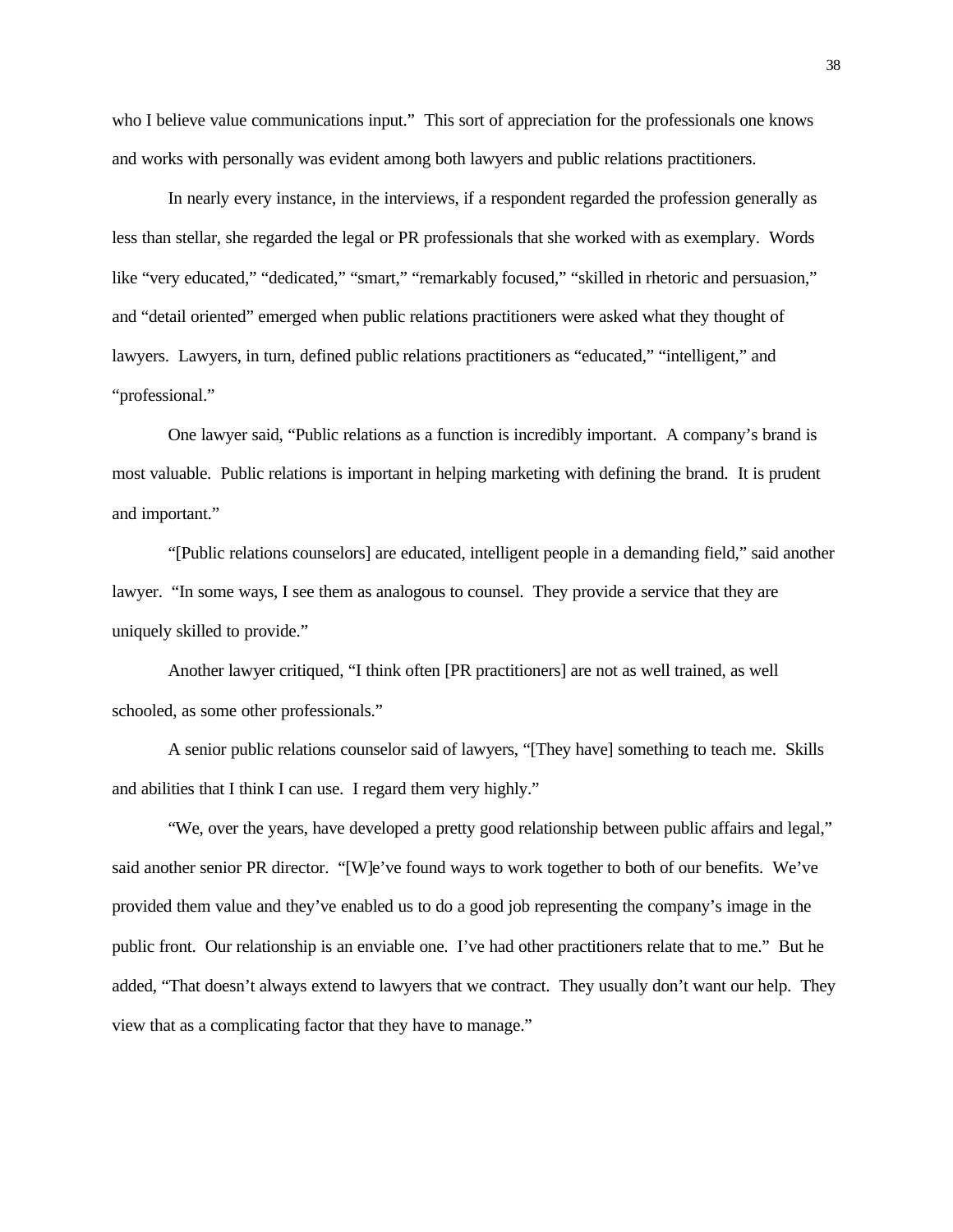who I believe value communications input." This sort of appreciation for the professionals one knows and works with personally was evident among both lawyers and public relations practitioners.

In nearly every instance, in the interviews, if a respondent regarded the profession generally as less than stellar, she regarded the legal or PR professionals that she worked with as exemplary. Words like "very educated," "dedicated," "smart," "remarkably focused," "skilled in rhetoric and persuasion," and "detail oriented" emerged when public relations practitioners were asked what they thought of lawyers. Lawyers, in turn, defined public relations practitioners as "educated," "intelligent," and "professional."

One lawyer said, "Public relations as a function is incredibly important. A company's brand is most valuable. Public relations is important in helping marketing with defining the brand. It is prudent and important."

"[Public relations counselors] are educated, intelligent people in a demanding field," said another lawyer. "In some ways, I see them as analogous to counsel. They provide a service that they are uniquely skilled to provide."

Another lawyer critiqued, "I think often [PR practitioners] are not as well trained, as well schooled, as some other professionals."

A senior public relations counselor said of lawyers, "[They have] something to teach me. Skills and abilities that I think I can use. I regard them very highly."

"We, over the years, have developed a pretty good relationship between public affairs and legal," said another senior PR director. "[W]e've found ways to work together to both of our benefits. We've provided them value and they've enabled us to do a good job representing the company's image in the public front. Our relationship is an enviable one. I've had other practitioners relate that to me." But he added, "That doesn't always extend to lawyers that we contract. They usually don't want our help. They view that as a complicating factor that they have to manage."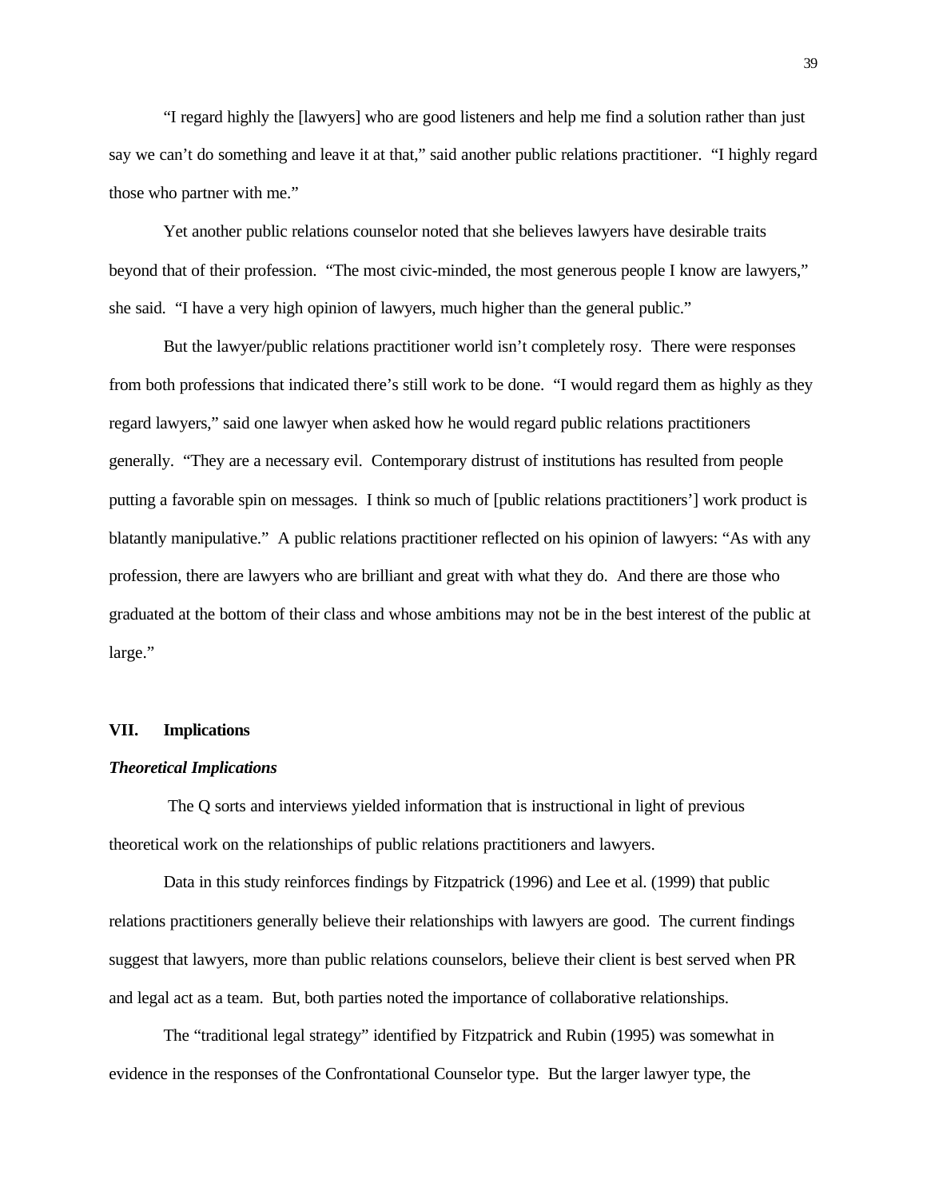"I regard highly the [lawyers] who are good listeners and help me find a solution rather than just say we can't do something and leave it at that," said another public relations practitioner. "I highly regard those who partner with me."

Yet another public relations counselor noted that she believes lawyers have desirable traits beyond that of their profession. "The most civic-minded, the most generous people I know are lawyers," she said. "I have a very high opinion of lawyers, much higher than the general public."

But the lawyer/public relations practitioner world isn't completely rosy. There were responses from both professions that indicated there's still work to be done. "I would regard them as highly as they regard lawyers," said one lawyer when asked how he would regard public relations practitioners generally. "They are a necessary evil. Contemporary distrust of institutions has resulted from people putting a favorable spin on messages. I think so much of [public relations practitioners'] work product is blatantly manipulative." A public relations practitioner reflected on his opinion of lawyers: "As with any profession, there are lawyers who are brilliant and great with what they do. And there are those who graduated at the bottom of their class and whose ambitions may not be in the best interest of the public at large."

## VII. Implications

### *Theoretical Implications*

The Q sorts and interviews yielded information that is instructional in light of previous theoretical work on the relationships of public relations practitioners and lawyers.

Data in this study reinforces findings by Fitzpatrick (1996) and Lee et al. (1999) that public relations practitioners generally believe their relationships with lawyers are good. The current findings suggest that lawyers, more than public relations counselors, believe their client is best served when PR and legal act as a team. But, both parties noted the importance of collaborative relationships.

The "traditional legal strategy" identified by Fitzpatrick and Rubin (1995) was somewhat in evidence in the responses of the Confrontational Counselor type. But the larger lawyer type, the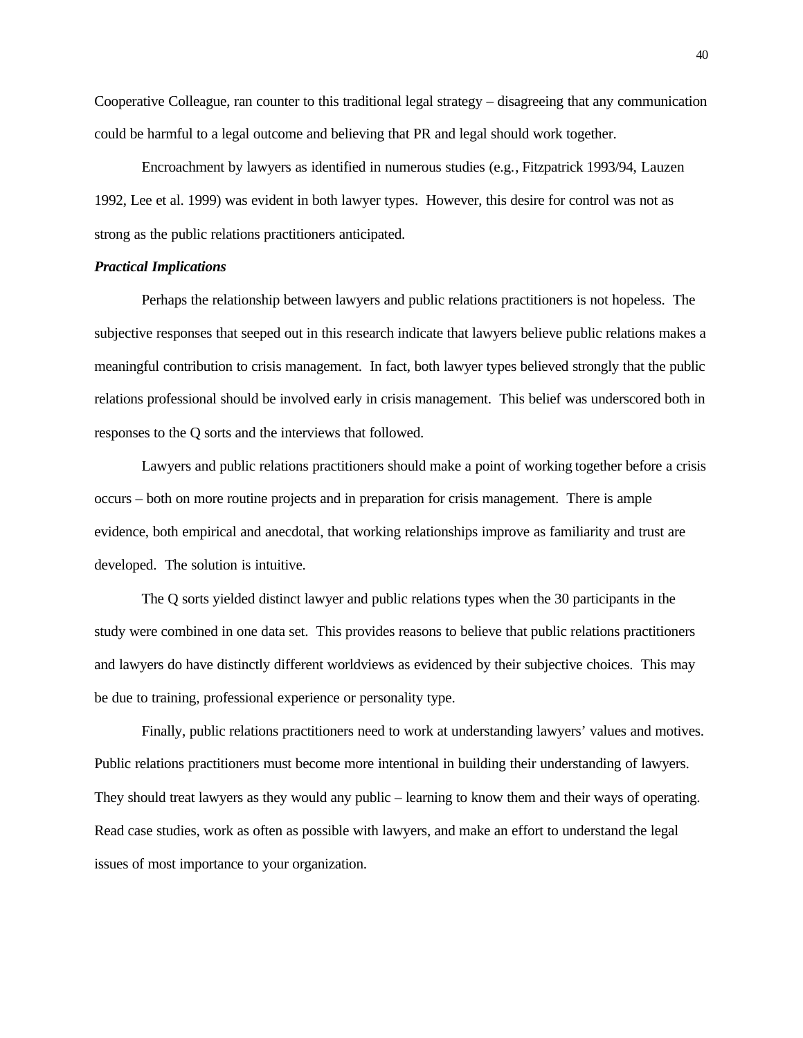Cooperative Colleague, ran counter to this traditional legal strategy – disagreeing that any communication could be harmful to a legal outcome and believing that PR and legal should work together.

Encroachment by lawyers as identified in numerous studies (e.g., Fitzpatrick 1993/94, Lauzen 1992, Lee et al. 1999) was evident in both lawyer types. However, this desire for control was not as strong as the public relations practitioners anticipated.

***Practical Implications***

Perhaps the relationship between lawyers and public relations practitioners is not hopeless. The subjective responses that seeped out in this research indicate that lawyers believe public relations makes a meaningful contribution to crisis management. In fact, both lawyer types believed strongly that the public relations professional should be involved early in crisis management. This belief was underscored both in responses to the Q sorts and the interviews that followed.

Lawyers and public relations practitioners should make a point of working together before a crisis occurs – both on more routine projects and in preparation for crisis management. There is ample evidence, both empirical and anecdotal, that working relationships improve as familiarity and trust are developed. The solution is intuitive.

The Q sorts yielded distinct lawyer and public relations types when the 30 participants in the study were combined in one data set. This provides reasons to believe that public relations practitioners and lawyers do have distinctly different worldviews as evidenced by their subjective choices. This may be due to training, professional experience or personality type.

Finally, public relations practitioners need to work at understanding lawyers' values and motives. Public relations practitioners must become more intentional in building their understanding of lawyers. They should treat lawyers as they would any public – learning to know them and their ways of operating. Read case studies, work as often as possible with lawyers, and make an effort to understand the legal issues of most importance to your organization.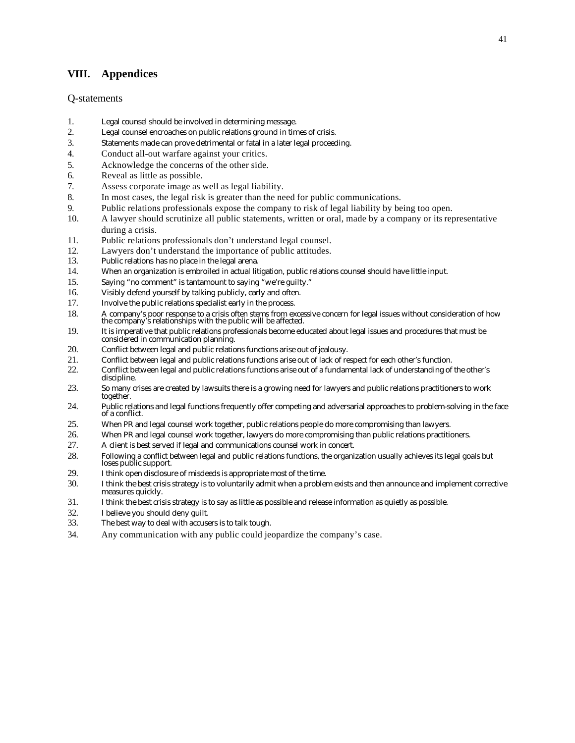## VIII. Appendices

### Q-statements

1. Legal counsel should be involved in determining message.
2. Legal counsel encroaches on public relations ground in times of crisis.
3. Statements made can prove detrimental or fatal in a later legal proceeding.
4. Conduct all-out warfare against your critics.
5. Acknowledge the concerns of the other side.
6. Reveal as little as possible.
7. Assess corporate image as well as legal liability.
8. In most cases, the legal risk is greater than the need for public communications.
9. Public relations professionals expose the company to risk of legal liability by being too open.
10. A lawyer should scrutinize all public statements, written or oral, made by a company or its representative during a crisis.
11. Public relations professionals don't understand legal counsel.
12. Lawyers don't understand the importance of public attitudes.
13. Public relations has no place in the legal arena.
14. When an organization is embroiled in actual litigation, public relations counsel should have little input.
15. Saying "no comment" is tantamount to saying "we're guilty."
16. Visibly defend yourself by talking publicly, early and often.
17. Involve the public relations specialist early in the process.
18. A company's poor response to a crisis often stems from excessive concern for legal issues without consideration of how the company's relationships with the public will be affected.
19. It is imperative that public relations professionals become educated about legal issues and procedures that must be considered in communication planning.
20. Conflict between legal and public relations functions arise out of jealousy.
21. Conflict between legal and public relations functions arise out of lack of respect for each other's function.
22. Conflict between legal and public relations functions arise out of a fundamental lack of understanding of the other's discipline.
23. So many crises are created by lawsuits there is a growing need for lawyers and public relations practitioners to work together.
24. Public relations and legal functions frequently offer competing and adversarial approaches to problem-solving in the face of a conflict.
25. When PR and legal counsel work together, public relations people do more compromising than lawyers.
26. When PR and legal counsel work together, lawyers do more compromising than public relations practitioners.
27. A client is best served if legal and communications counsel work in concert.
28. Following a conflict between legal and public relations functions, the organization usually achieves its legal goals but loses public support.
29. I think open disclosure of misdeeds is appropriate most of the time.
30. I think the best crisis strategy is to voluntarily admit when a problem exists and then announce and implement corrective measures quickly.
31. I think the best crisis strategy is to say as little as possible and release information as quietly as possible.
32. I believe you should deny guilt.
33. The best way to deal with accusers is to talk tough.
34. Any communication with any public could jeopardize the company's case.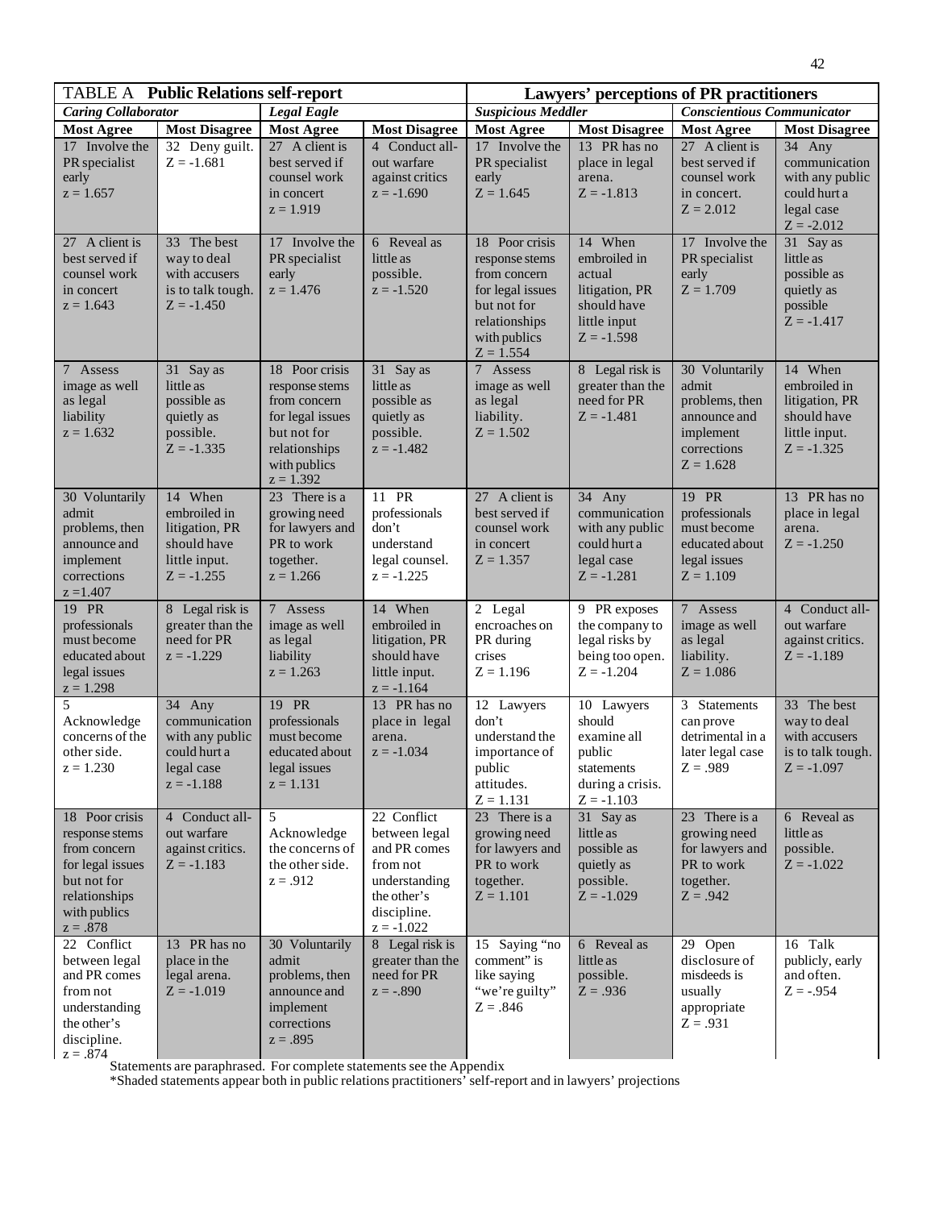| TABLE A **Public Relations self-report** | | | | **Lawyers' perceptions of PR practitioners** | | | |
|---|---|---|---|---|---|---|---|
| ***Caring Collaborator*** | | ***Legal Eagle*** | | ***Suspicious Meddler*** | | ***Conscientious Communicator*** | |
| **Most Agree** | **Most Disagree** | **Most Agree** | **Most Disagree** | **Most Agree** | **Most Disagree** | **Most Agree** | **Most Disagree** |
| 17 Involve the PR specialist early z = 1.657 | 32 Deny guilt. Z = -1.681 | 27 A client is best served if counsel work in concert z = 1.919 | 4 Conduct all-out warfare against critics z = -1.690 | 17 Involve the PR specialist early Z = 1.645 | 13 PR has no place in legal arena. Z = -1.813 | 27 A client is best served if counsel work in concert. Z = 2.012 | 34 Any communication with any public could hurt a legal case Z = -2.012 |
| 27 A client is best served if counsel work in concert z = 1.643 | 33 The best way to deal with accusers is to talk tough. Z = -1.450 | 17 Involve the PR specialist early z = 1.476 | 6 Reveal as little as possible. z = -1.520 | 18 Poor crisis response stems from concern for legal issues but not for relationships with publics Z = 1.554 | 14 When embroiled in actual litigation, PR should have little input Z = -1.598 | 17 Involve the PR specialist early Z = 1.709 | 31 Say as little as possible as quietly as possible Z = -1.417 |
| 7 Assess image as well as legal liability z = 1.632 | 31 Say as little as possible as quietly as possible. Z = -1.335 | 18 Poor crisis response stems from concern for legal issues but not for relationships with publics z = 1.392 | 31 Say as little as possible as quietly as possible. z = -1.482 | 7 Assess image as well as legal liability. Z = 1.502 | 8 Legal risk is greater than the need for PR Z = -1.481 | 30 Voluntarily admit problems, then announce and implement corrections Z = 1.628 | 14 When embroiled in litigation, PR should have little input. Z = -1.325 |
| 30 Voluntarily admit problems, then announce and implement corrections z =1.407 | 14 When embroiled in litigation, PR should have little input. Z = -1.255 | 23 There is a growing need for lawyers and PR to work together. z = 1.266 | 11 PR professionals don't understand legal counsel. z = -1.225 | 27 A client is best served if counsel work in concert Z = 1.357 | 34 Any communication with any public could hurt a legal case Z = -1.281 | 19 PR professionals must become educated about legal issues Z = 1.109 | 13 PR has no place in legal arena. Z = -1.250 |
| 19 PR professionals must become educated about legal issues z = 1.298 | 8 Legal risk is greater than the need for PR z = -1.229 | 7 Assess image as well as legal liability z = 1.263 | 14 When embroiled in litigation, PR should have little input. z = -1.164 | 2 Legal encroaches on PR during crises Z = 1.196 | 9 PR exposes the company to legal risks by being too open. Z = -1.204 | 7 Assess image as well as legal liability. Z = 1.086 | 4 Conduct all-out warfare against critics. Z = -1.189 |
| 5 Acknowledge concerns of the other side. z = 1.230 | 34 Any communication with any public could hurt a legal case z = -1.188 | 19 PR professionals must become educated about legal issues z = 1.131 | 13 PR has no place in legal arena. z = -1.034 | 12 Lawyers don't understand the importance of public attitudes. Z = 1.131 | 10 Lawyers should examine all public statements during a crisis. Z = -1.103 | 3 Statements can prove detrimental in a later legal case Z = .989 | 33 The best way to deal with accusers is to talk tough. Z = -1.097 |
| 18 Poor crisis response stems from concern for legal issues but not for relationships with publics z = .878 | 4 Conduct all-out warfare against critics. Z = -1.183 | 5 Acknowledge the concerns of the other side. z = .912 | 22 Conflict between legal and PR comes from not understanding the other's discipline. z = -1.022 | 23 There is a growing need for lawyers and PR to work together. Z = 1.101 | 31 Say as little as possible as quietly as possible. Z = -1.029 | 23 There is a growing need for lawyers and PR to work together. Z = .942 | 6 Reveal as little as possible. Z = -1.022 |
| 22 Conflict between legal and PR comes from not understanding the other's discipline. z = .874 | 13 PR has no place in the legal arena. Z = -1.019 | 30 Voluntarily admit problems, then announce and implement corrections z = .895 | 8 Legal risk is greater than the need for PR z = -.890 | 15 Saying "no comment" is like saying "we're guilty" Z = .846 | 6 Reveal as little as possible. Z = .936 | 29 Open disclosure of misdeeds is usually appropriate Z = .931 | 16 Talk publicly, early and often. Z = -.954 |

Statements are paraphrased. For complete statements see the Appendix

*Shaded statements appear both in public relations practitioners' self-report and in lawyers' projections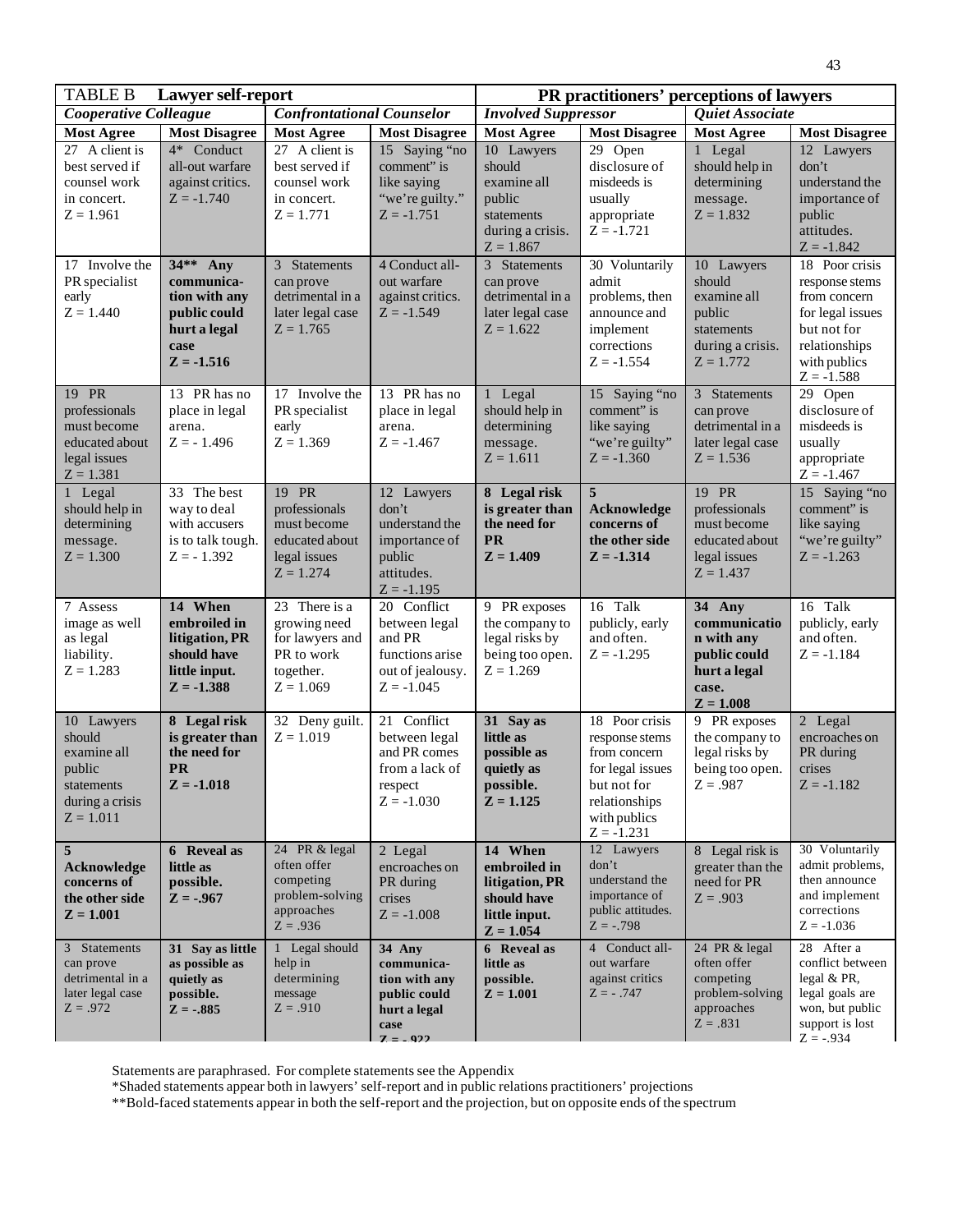| TABLE B **Lawyer self-report** | | | | **PR practitioners' perceptions of lawyers** | | | |
|---|---|---|---|---|---|---|---|
| ***Cooperative Colleague*** | | ***Confrontational Counselor*** | | ***Involved Suppressor*** | | ***Quiet Associate*** | |
| **Most Agree** | **Most Disagree** | **Most Agree** | **Most Disagree** | **Most Agree** | **Most Disagree** | **Most Agree** | **Most Disagree** |
| 27 A client is best served if counsel work in concert. Z = 1.961 | 4* Conduct all-out warfare against critics. Z = -1.740 | 27 A client is best served if counsel work in concert. Z = 1.771 | 15 Saying "no comment" is like saying "we're guilty." Z = -1.751 | 10 Lawyers should examine all public statements during a crisis. Z = 1.867 | 29 Open disclosure of misdeeds is usually appropriate Z = -1.721 | 1 Legal should help in determining message. Z = 1.832 | 12 Lawyers don't understand the importance of public attitudes. Z = -1.842 |
| 17 Involve the PR specialist early Z = 1.440 | **34\*\* Any communica-tion with any public could hurt a legal case Z = -1.516** | 3 Statements can prove detrimental in a later legal case Z = 1.765 | 4 Conduct all-out warfare against critics. Z = -1.549 | 3 Statements can prove detrimental in a later legal case Z = 1.622 | 30 Voluntarily admit problems, then announce and implement corrections Z = -1.554 | 10 Lawyers should examine all public statements during a crisis. Z = 1.772 | 18 Poor crisis response stems from concern for legal issues but not for relationships with publics Z = -1.588 |
| 19 PR professionals must become educated about legal issues Z = 1.381 | 13 PR has no place in legal arena. Z = - 1.496 | 17 Involve the PR specialist early Z = 1.369 | 13 PR has no place in legal arena. Z = -1.467 | 1 Legal should help in determining message. Z = 1.611 | 15 Saying "no comment" is like saying "we're guilty" Z = -1.360 | 3 Statements can prove detrimental in a later legal case Z = 1.536 | 29 Open disclosure of misdeeds is usually appropriate Z = -1.467 |
| 1 Legal should help in determining message. Z = 1.300 | 33 The best way to deal with accusers is to talk tough. Z = - 1.392 | 19 PR professionals must become educated about legal issues Z = 1.274 | 12 Lawyers don't understand the importance of public attitudes. Z = -1.195 | **8 Legal risk is greater than the need for PR Z = 1.409** | **5 Acknowledge concerns of the other side Z = -1.314** | 19 PR professionals must become educated about legal issues Z = 1.437 | 15 Saying "no comment" is like saying "we're guilty" Z = -1.263 |
| 7 Assess image as well as legal liability. Z = 1.283 | **14 When embroiled in litigation, PR should have little input. Z = -1.388** | 23 There is a growing need for lawyers and PR to work together. Z = 1.069 | 20 Conflict between legal and PR functions arise out of jealousy. Z = -1.045 | 9 PR exposes the company to legal risks by being too open. Z = 1.269 | 16 Talk publicly, early and often. Z = -1.295 | **34 Any communication with any public could hurt a legal case. Z = 1.008** | 16 Talk publicly, early and often. Z = -1.184 |
| 10 Lawyers should examine all public statements during a crisis Z = 1.011 | **8 Legal risk is greater than the need for PR Z = -1.018** | 32 Deny guilt. Z = 1.019 | 21 Conflict between legal and PR comes from a lack of respect Z = -1.030 | **31 Say as little as possible as quietly as possible. Z = 1.125** | 18 Poor crisis response stems from concern for legal issues but not for relationships with publics Z = -1.231 | 9 PR exposes the company to legal risks by being too open. Z = .987 | 2 Legal encroaches on PR during crises Z = -1.182 |
| **5 Acknowledge concerns of the other side Z = 1.001** | **6 Reveal as little as possible. Z = -.967** | 24 PR & legal often offer competing problem-solving approaches Z = .936 | 2 Legal encroaches on PR during crises Z = -1.008 | **14 When embroiled in litigation, PR should have little input. Z = 1.054** | 12 Lawyers don't understand the importance of public attitudes. Z = -.798 | 8 Legal risk is greater than the need for PR Z = .903 | 30 Voluntarily admit problems, then announce and implement corrections Z = -1.036 |
| 3 Statements can prove detrimental in a later legal case Z = .972 | **31 Say as little as possible as quietly as possible. Z = -.885** | 1 Legal should help in determining message Z = .910 | **34 Any communica-tion with any public could hurt a legal case Z = - .922** | **6 Reveal as little as possible. Z = 1.001** | 4 Conduct all-out warfare against critics Z = - .747 | 24 PR & legal often offer competing problem-solving approaches Z = .831 | 28 After a conflict between legal & PR, legal goals are won, but public support is lost Z = -.934 |

Statements are paraphrased. For complete statements see the Appendix

*Shaded statements appear both in lawyers' self-report and in public relations practitioners' projections

**Bold-faced statements appear in both the self-report and the projection, but on opposite ends of the spectrum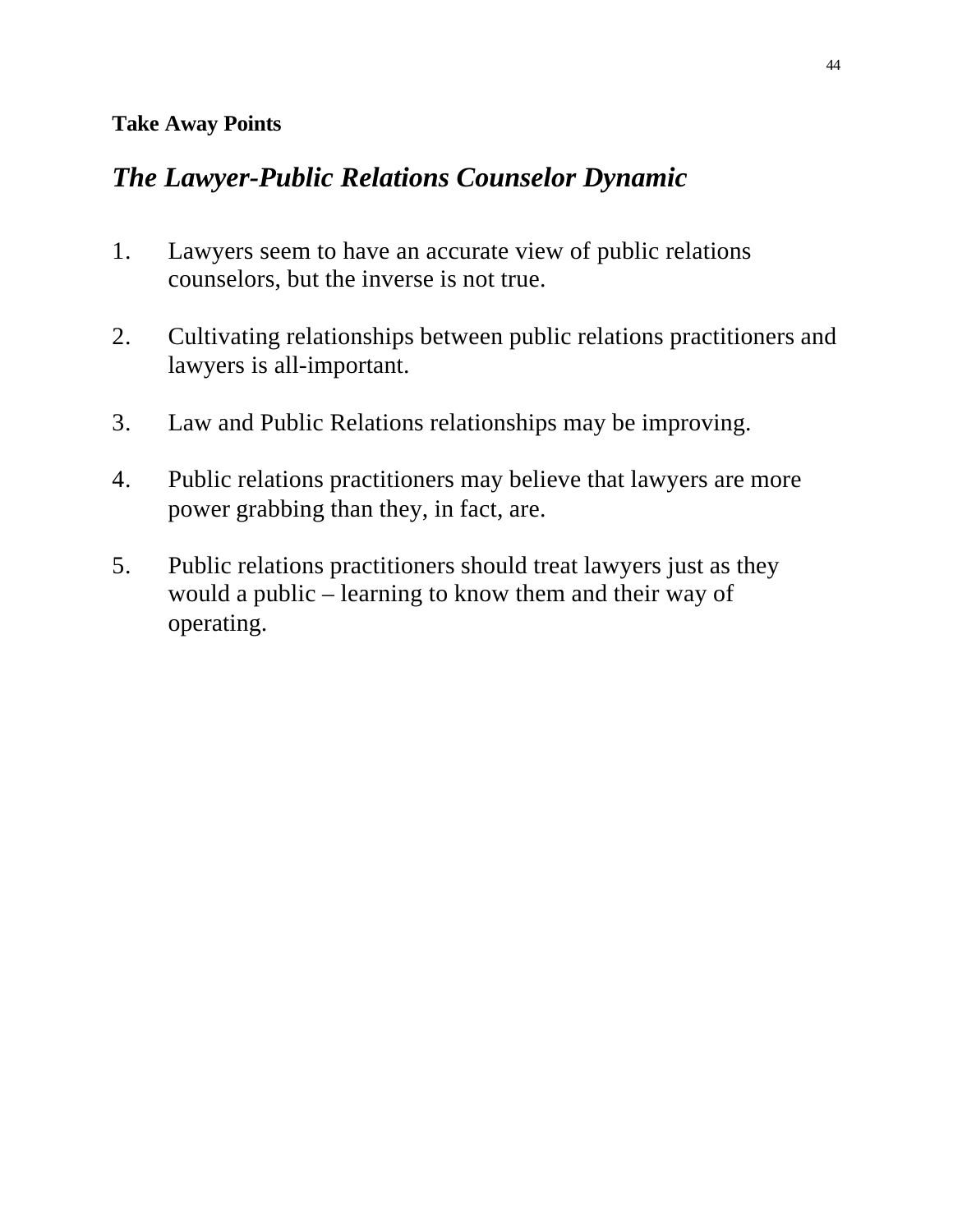**Take Away Points**

## *The Lawyer-Public Relations Counselor Dynamic*

1. Lawyers seem to have an accurate view of public relations counselors, but the inverse is not true.

2. Cultivating relationships between public relations practitioners and lawyers is all-important.

3. Law and Public Relations relationships may be improving.

4. Public relations practitioners may believe that lawyers are more power grabbing than they, in fact, are.

5. Public relations practitioners should treat lawyers just as they would a public – learning to know them and their way of operating.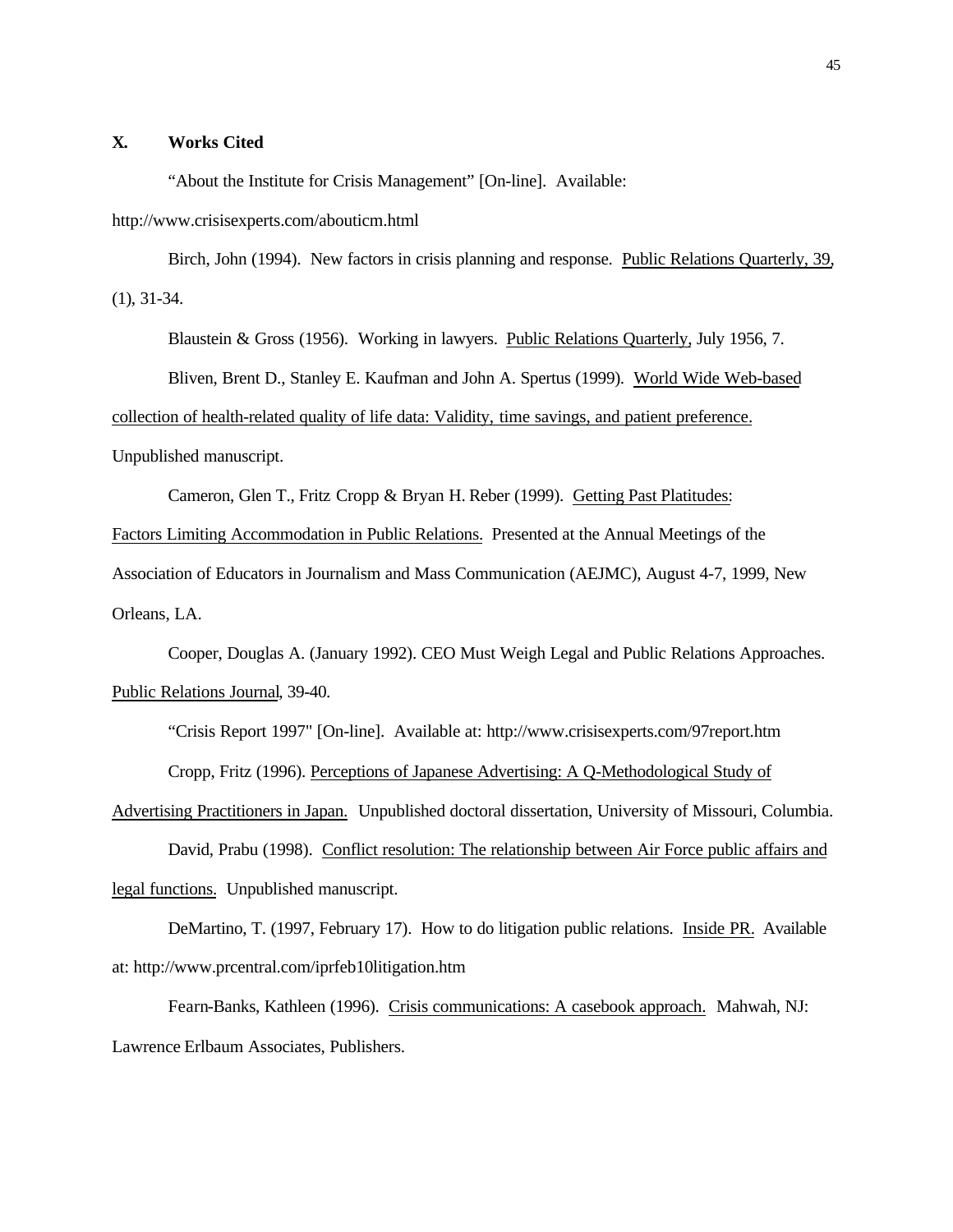## X. Works Cited

"About the Institute for Crisis Management" [On-line]. Available: http://www.crisisexperts.com/abouticm.html

Birch, John (1994). New factors in crisis planning and response. Public Relations Quarterly, 39, (1), 31-34.

Blaustein & Gross (1956). Working in lawyers. Public Relations Quarterly, July 1956, 7.

Bliven, Brent D., Stanley E. Kaufman and John A. Spertus (1999). World Wide Web-based collection of health-related quality of life data: Validity, time savings, and patient preference. Unpublished manuscript.

Cameron, Glen T., Fritz Cropp & Bryan H. Reber (1999). Getting Past Platitudes: Factors Limiting Accommodation in Public Relations. Presented at the Annual Meetings of the Association of Educators in Journalism and Mass Communication (AEJMC), August 4-7, 1999, New Orleans, LA.

Cooper, Douglas A. (January 1992). CEO Must Weigh Legal and Public Relations Approaches. Public Relations Journal, 39-40.

"Crisis Report 1997" [On-line]. Available at: http://www.crisisexperts.com/97report.htm

Cropp, Fritz (1996). Perceptions of Japanese Advertising: A Q-Methodological Study of Advertising Practitioners in Japan. Unpublished doctoral dissertation, University of Missouri, Columbia.

David, Prabu (1998). Conflict resolution: The relationship between Air Force public affairs and legal functions. Unpublished manuscript.

DeMartino, T. (1997, February 17). How to do litigation public relations. Inside PR. Available at: http://www.prcentral.com/iprfeb10litigation.htm

Fearn-Banks, Kathleen (1996). Crisis communications: A casebook approach. Mahwah, NJ: Lawrence Erlbaum Associates, Publishers.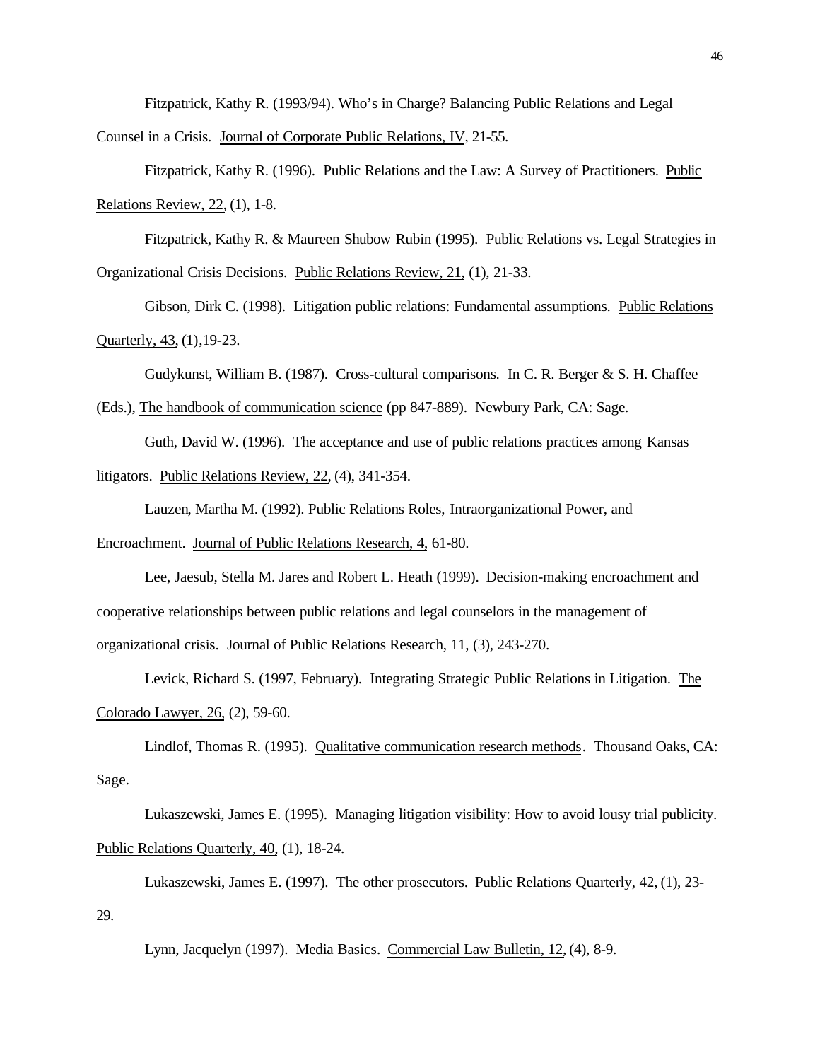Fitzpatrick, Kathy R. (1993/94). Who's in Charge? Balancing Public Relations and Legal Counsel in a Crisis. Journal of Corporate Public Relations, IV, 21-55.

Fitzpatrick, Kathy R. (1996). Public Relations and the Law: A Survey of Practitioners. Public Relations Review, 22, (1), 1-8.

Fitzpatrick, Kathy R. & Maureen Shubow Rubin (1995). Public Relations vs. Legal Strategies in Organizational Crisis Decisions. Public Relations Review, 21, (1), 21-33.

Gibson, Dirk C. (1998). Litigation public relations: Fundamental assumptions. Public Relations Quarterly, 43, (1),19-23.

Gudykunst, William B. (1987). Cross-cultural comparisons. In C. R. Berger & S. H. Chaffee (Eds.), The handbook of communication science (pp 847-889). Newbury Park, CA: Sage.

Guth, David W. (1996). The acceptance and use of public relations practices among Kansas litigators. Public Relations Review, 22, (4), 341-354.

Lauzen, Martha M. (1992). Public Relations Roles, Intraorganizational Power, and Encroachment. Journal of Public Relations Research, 4, 61-80.

Lee, Jaesub, Stella M. Jares and Robert L. Heath (1999). Decision-making encroachment and cooperative relationships between public relations and legal counselors in the management of organizational crisis. Journal of Public Relations Research, 11, (3), 243-270.

Levick, Richard S. (1997, February). Integrating Strategic Public Relations in Litigation. The Colorado Lawyer, 26, (2), 59-60.

Lindlof, Thomas R. (1995). Qualitative communication research methods. Thousand Oaks, CA: Sage.

Lukaszewski, James E. (1995). Managing litigation visibility: How to avoid lousy trial publicity. Public Relations Quarterly, 40, (1), 18-24.

Lukaszewski, James E. (1997). The other prosecutors. Public Relations Quarterly, 42, (1), 23-29.

Lynn, Jacquelyn (1997). Media Basics. Commercial Law Bulletin, 12, (4), 8-9.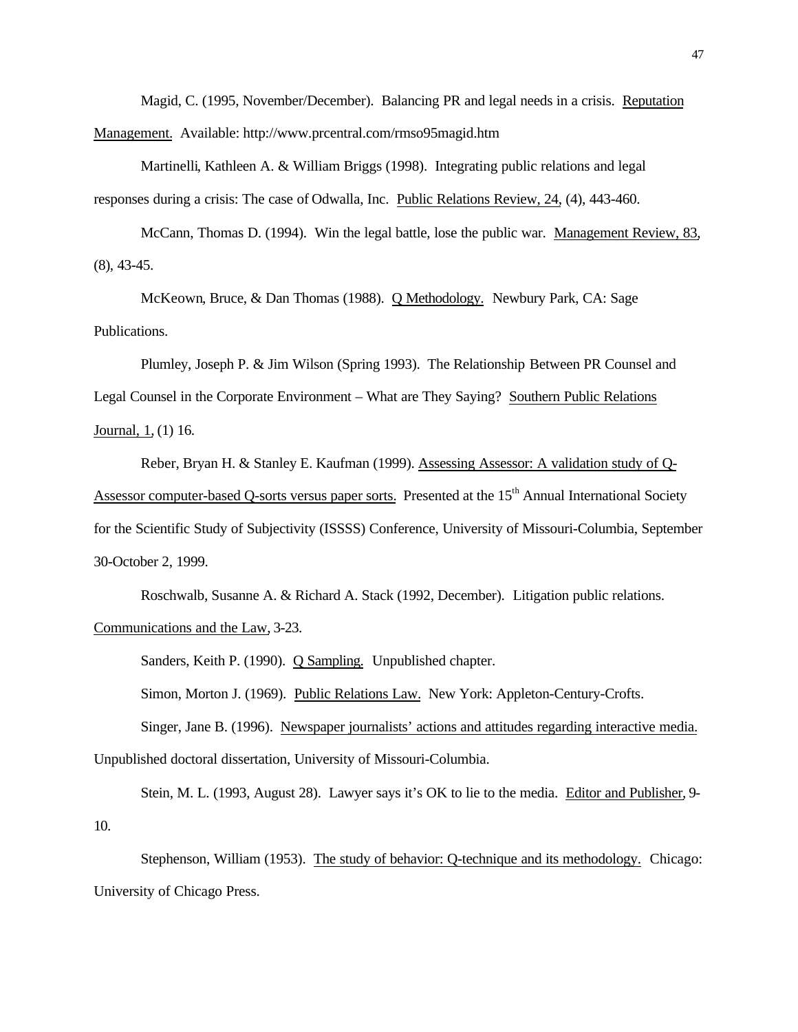Magid, C. (1995, November/December). Balancing PR and legal needs in a crisis. Reputation Management. Available: http://www.prcentral.com/rmso95magid.htm

Martinelli, Kathleen A. & William Briggs (1998). Integrating public relations and legal responses during a crisis: The case of Odwalla, Inc. Public Relations Review, 24, (4), 443-460.

McCann, Thomas D. (1994). Win the legal battle, lose the public war. Management Review, 83, (8), 43-45.

McKeown, Bruce, & Dan Thomas (1988). Q Methodology. Newbury Park, CA: Sage Publications.

Plumley, Joseph P. & Jim Wilson (Spring 1993). The Relationship Between PR Counsel and Legal Counsel in the Corporate Environment – What are They Saying? Southern Public Relations Journal, 1, (1) 16.

Reber, Bryan H. & Stanley E. Kaufman (1999). Assessing Assessor: A validation study of Q-Assessor computer-based Q-sorts versus paper sorts. Presented at the 15th Annual International Society for the Scientific Study of Subjectivity (ISSSS) Conference, University of Missouri-Columbia, September 30-October 2, 1999.

Roschwalb, Susanne A. & Richard A. Stack (1992, December). Litigation public relations. Communications and the Law, 3-23.

Sanders, Keith P. (1990). Q Sampling. Unpublished chapter.

Simon, Morton J. (1969). Public Relations Law. New York: Appleton-Century-Crofts.

Singer, Jane B. (1996). Newspaper journalists' actions and attitudes regarding interactive media. Unpublished doctoral dissertation, University of Missouri-Columbia.

Stein, M. L. (1993, August 28). Lawyer says it's OK to lie to the media. Editor and Publisher, 9-10.

Stephenson, William (1953). The study of behavior: Q-technique and its methodology. Chicago: University of Chicago Press.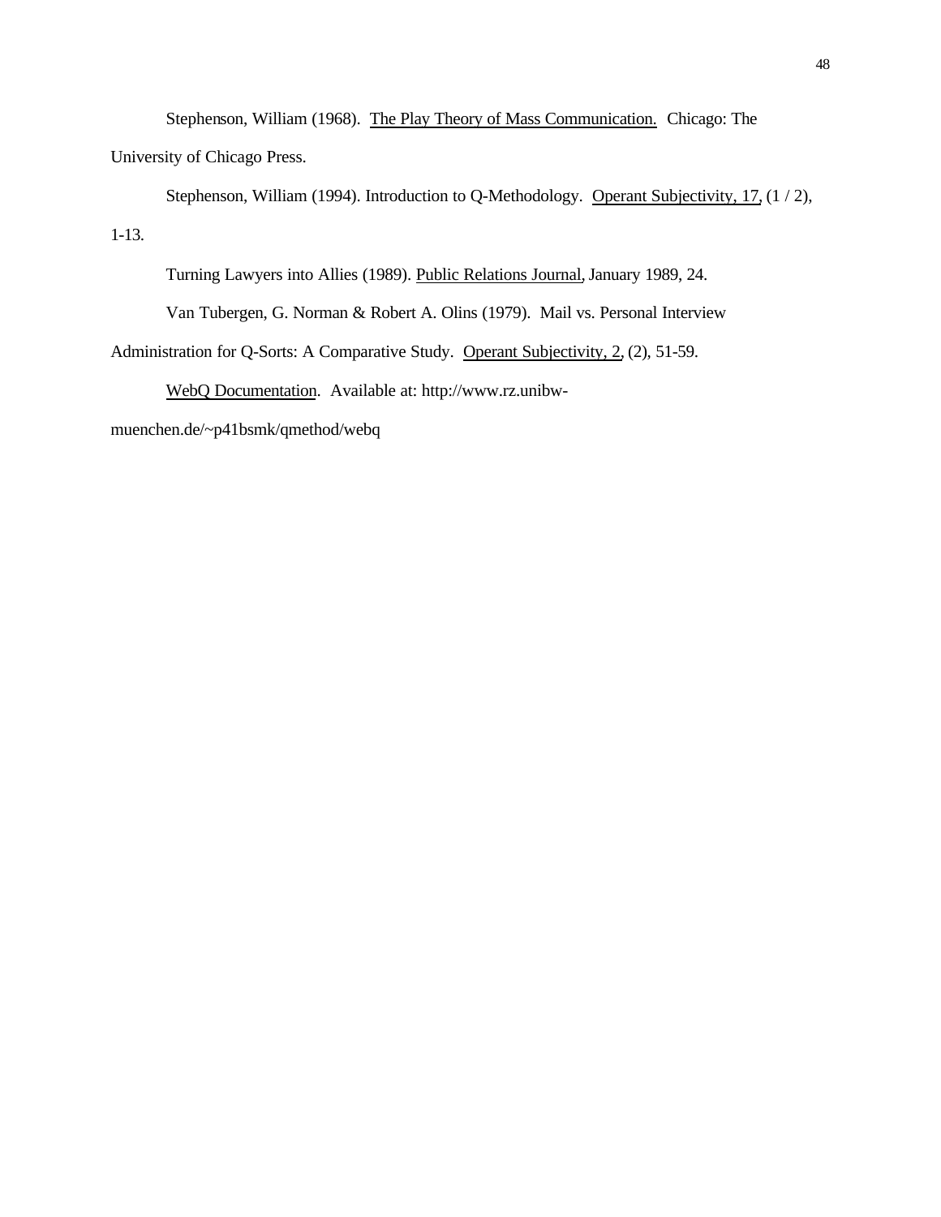Stephenson, William (1968). The Play Theory of Mass Communication. Chicago: The University of Chicago Press.

Stephenson, William (1994). Introduction to Q-Methodology. Operant Subjectivity, 17, (1 / 2), 1-13.

Turning Lawyers into Allies (1989). Public Relations Journal, January 1989, 24.

Van Tubergen, G. Norman & Robert A. Olins (1979). Mail vs. Personal Interview Administration for Q-Sorts: A Comparative Study. Operant Subjectivity, 2, (2), 51-59.

WebQ Documentation. Available at: http://www.rz.unibw-muenchen.de/~p41bsmk/qmethod/webq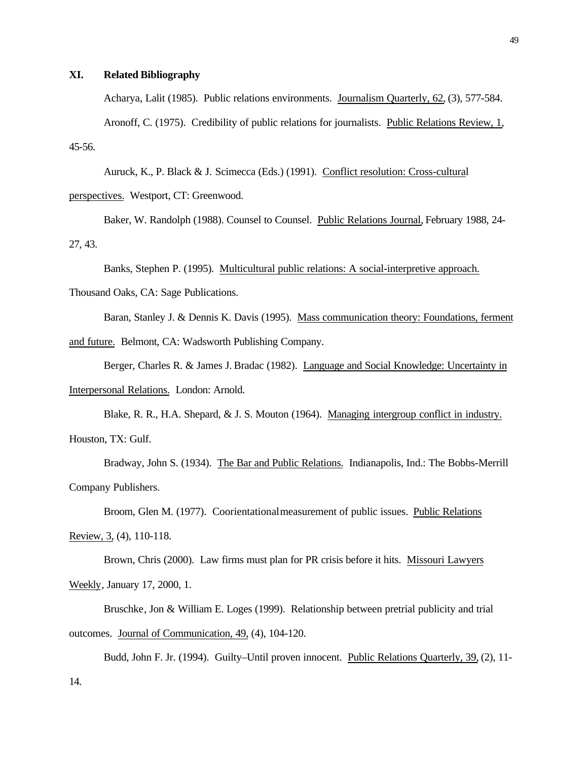## XI. Related Bibliography

Acharya, Lalit (1985). Public relations environments. Journalism Quarterly, 62, (3), 577-584.

Aronoff, C. (1975). Credibility of public relations for journalists. Public Relations Review, 1, 45-56.

Auruck, K., P. Black & J. Scimecca (Eds.) (1991). Conflict resolution: Cross-cultural perspectives. Westport, CT: Greenwood.

Baker, W. Randolph (1988). Counsel to Counsel. Public Relations Journal, February 1988, 24-27, 43.

Banks, Stephen P. (1995). Multicultural public relations: A social-interpretive approach. Thousand Oaks, CA: Sage Publications.

Baran, Stanley J. & Dennis K. Davis (1995). Mass communication theory: Foundations, ferment and future. Belmont, CA: Wadsworth Publishing Company.

Berger, Charles R. & James J. Bradac (1982). Language and Social Knowledge: Uncertainty in Interpersonal Relations. London: Arnold.

Blake, R. R., H.A. Shepard, & J. S. Mouton (1964). Managing intergroup conflict in industry. Houston, TX: Gulf.

Bradway, John S. (1934). The Bar and Public Relations. Indianapolis, Ind.: The Bobbs-Merrill Company Publishers.

Broom, Glen M. (1977). Coorientational measurement of public issues. Public Relations Review, 3, (4), 110-118.

Brown, Chris (2000). Law firms must plan for PR crisis before it hits. Missouri Lawyers Weekly, January 17, 2000, 1.

Bruschke, Jon & William E. Loges (1999). Relationship between pretrial publicity and trial outcomes. Journal of Communication, 49, (4), 104-120.

Budd, John F. Jr. (1994). Guilty–Until proven innocent. Public Relations Quarterly, 39, (2), 11-14.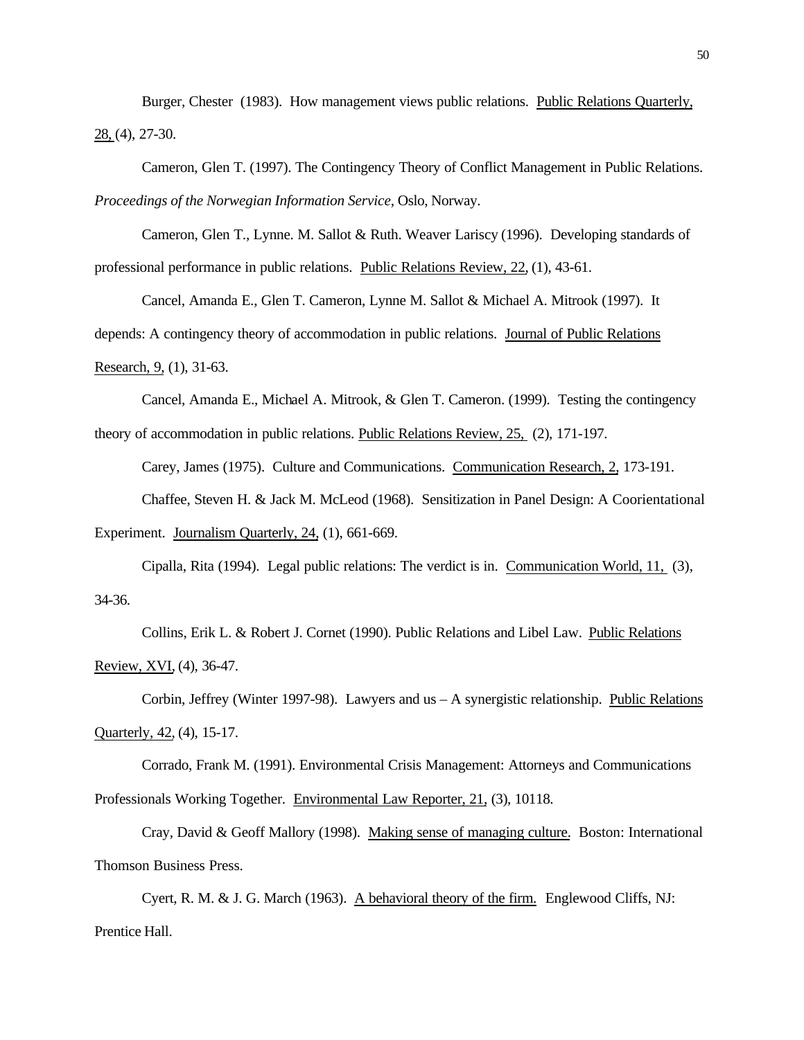Burger, Chester (1983). How management views public relations. Public Relations Quarterly, 28, (4), 27-30.

Cameron, Glen T. (1997). The Contingency Theory of Conflict Management in Public Relations. *Proceedings of the Norwegian Information Service*, Oslo, Norway.

Cameron, Glen T., Lynne. M. Sallot & Ruth. Weaver Lariscy (1996). Developing standards of professional performance in public relations. Public Relations Review, 22, (1), 43-61.

Cancel, Amanda E., Glen T. Cameron, Lynne M. Sallot & Michael A. Mitrook (1997). It depends: A contingency theory of accommodation in public relations. Journal of Public Relations Research, 9, (1), 31-63.

Cancel, Amanda E., Michael A. Mitrook, & Glen T. Cameron. (1999). Testing the contingency theory of accommodation in public relations. Public Relations Review, 25, (2), 171-197.

Carey, James (1975). Culture and Communications. Communication Research, 2, 173-191.

Chaffee, Steven H. & Jack M. McLeod (1968). Sensitization in Panel Design: A Coorientational Experiment. Journalism Quarterly, 24, (1), 661-669.

Cipalla, Rita (1994). Legal public relations: The verdict is in. Communication World, 11, (3), 34-36.

Collins, Erik L. & Robert J. Cornet (1990). Public Relations and Libel Law. Public Relations Review, XVI, (4), 36-47.

Corbin, Jeffrey (Winter 1997-98). Lawyers and us – A synergistic relationship. Public Relations Quarterly, 42, (4), 15-17.

Corrado, Frank M. (1991). Environmental Crisis Management: Attorneys and Communications Professionals Working Together. Environmental Law Reporter, 21, (3), 10118.

Cray, David & Geoff Mallory (1998). Making sense of managing culture. Boston: International Thomson Business Press.

Cyert, R. M. & J. G. March (1963). A behavioral theory of the firm. Englewood Cliffs, NJ: Prentice Hall.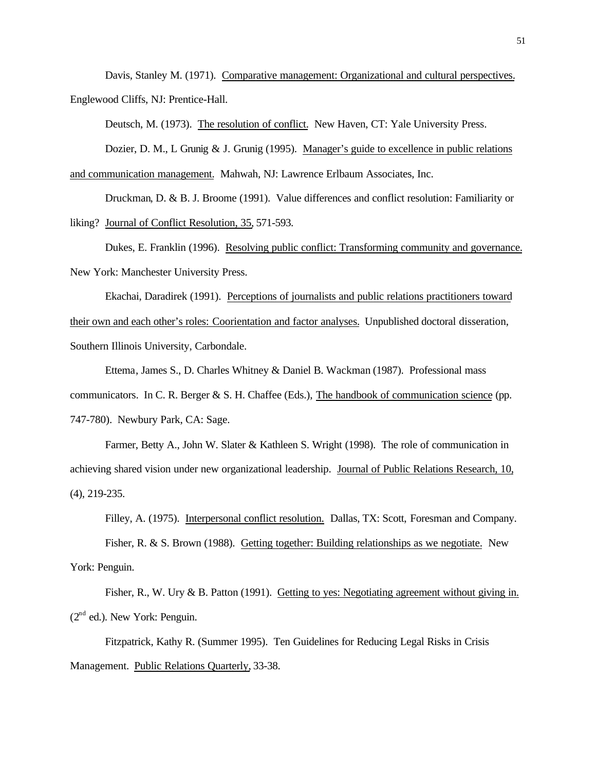Davis, Stanley M. (1971). <u>Comparative management: Organizational and cultural perspectives.</u> Englewood Cliffs, NJ: Prentice-Hall.

Deutsch, M. (1973). <u>The resolution of conflict.</u> New Haven, CT: Yale University Press.

Dozier, D. M., L Grunig & J. Grunig (1995). <u>Manager's guide to excellence in public relations and communication management.</u> Mahwah, NJ: Lawrence Erlbaum Associates, Inc.

Druckman, D. & B. J. Broome (1991). Value differences and conflict resolution: Familiarity or liking? <u>Journal of Conflict Resolution, 35</u>, 571-593.

Dukes, E. Franklin (1996). <u>Resolving public conflict: Transforming community and governance.</u> New York: Manchester University Press.

Ekachai, Daradirek (1991). <u>Perceptions of journalists and public relations practitioners toward their own and each other's roles: Coorientation and factor analyses.</u> Unpublished doctoral disseration, Southern Illinois University, Carbondale.

Ettema, James S., D. Charles Whitney & Daniel B. Wackman (1987). Professional mass communicators. In C. R. Berger & S. H. Chaffee (Eds.), <u>The handbook of communication science</u> (pp. 747-780). Newbury Park, CA: Sage.

Farmer, Betty A., John W. Slater & Kathleen S. Wright (1998). The role of communication in achieving shared vision under new organizational leadership. <u>Journal of Public Relations Research, 10,</u> (4), 219-235.

Filley, A. (1975). <u>Interpersonal conflict resolution.</u> Dallas, TX: Scott, Foresman and Company.

Fisher, R. & S. Brown (1988). <u>Getting together: Building relationships as we negotiate.</u> New York: Penguin.

Fisher, R., W. Ury & B. Patton (1991). <u>Getting to yes: Negotiating agreement without giving in.</u> (2nd ed.). New York: Penguin.

Fitzpatrick, Kathy R. (Summer 1995). Ten Guidelines for Reducing Legal Risks in Crisis Management. <u>Public Relations Quarterly</u>, 33-38.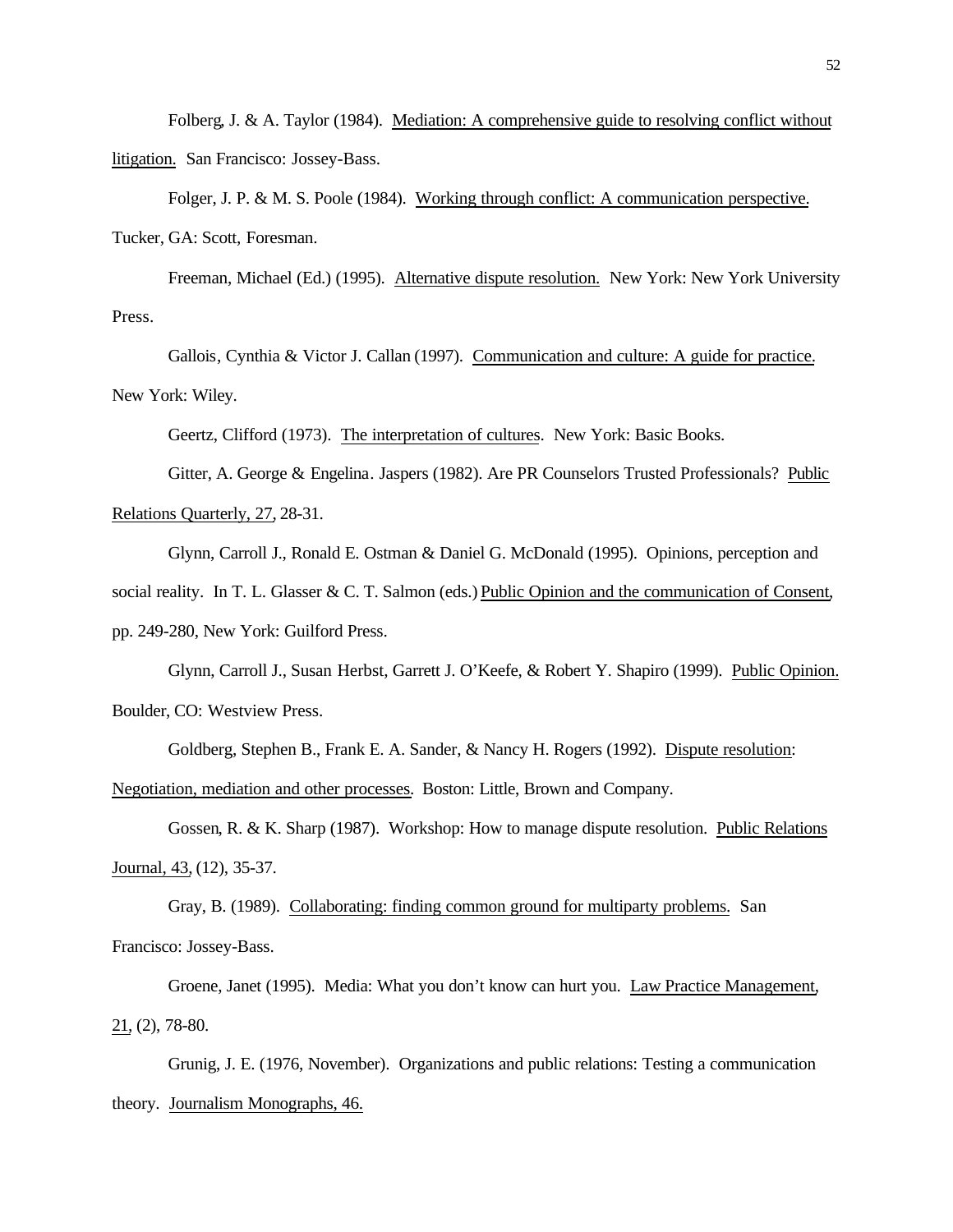Folberg, J. & A. Taylor (1984). Mediation: A comprehensive guide to resolving conflict without litigation. San Francisco: Jossey-Bass.

Folger, J. P. & M. S. Poole (1984). Working through conflict: A communication perspective. Tucker, GA: Scott, Foresman.

Freeman, Michael (Ed.) (1995). Alternative dispute resolution. New York: New York University Press.

Gallois, Cynthia & Victor J. Callan (1997). Communication and culture: A guide for practice. New York: Wiley.

Geertz, Clifford (1973). The interpretation of cultures. New York: Basic Books.

Gitter, A. George & Engelina. Jaspers (1982). Are PR Counselors Trusted Professionals? Public Relations Quarterly, 27, 28-31.

Glynn, Carroll J., Ronald E. Ostman & Daniel G. McDonald (1995). Opinions, perception and social reality. In T. L. Glasser & C. T. Salmon (eds.) Public Opinion and the communication of Consent, pp. 249-280, New York: Guilford Press.

Glynn, Carroll J., Susan Herbst, Garrett J. O'Keefe, & Robert Y. Shapiro (1999). Public Opinion. Boulder, CO: Westview Press.

Goldberg, Stephen B., Frank E. A. Sander, & Nancy H. Rogers (1992). Dispute resolution: Negotiation, mediation and other processes. Boston: Little, Brown and Company.

Gossen, R. & K. Sharp (1987). Workshop: How to manage dispute resolution. Public Relations Journal, 43, (12), 35-37.

Gray, B. (1989). Collaborating: finding common ground for multiparty problems. San Francisco: Jossey-Bass.

Groene, Janet (1995). Media: What you don't know can hurt you. Law Practice Management, 21, (2), 78-80.

Grunig, J. E. (1976, November). Organizations and public relations: Testing a communication theory. Journalism Monographs, 46.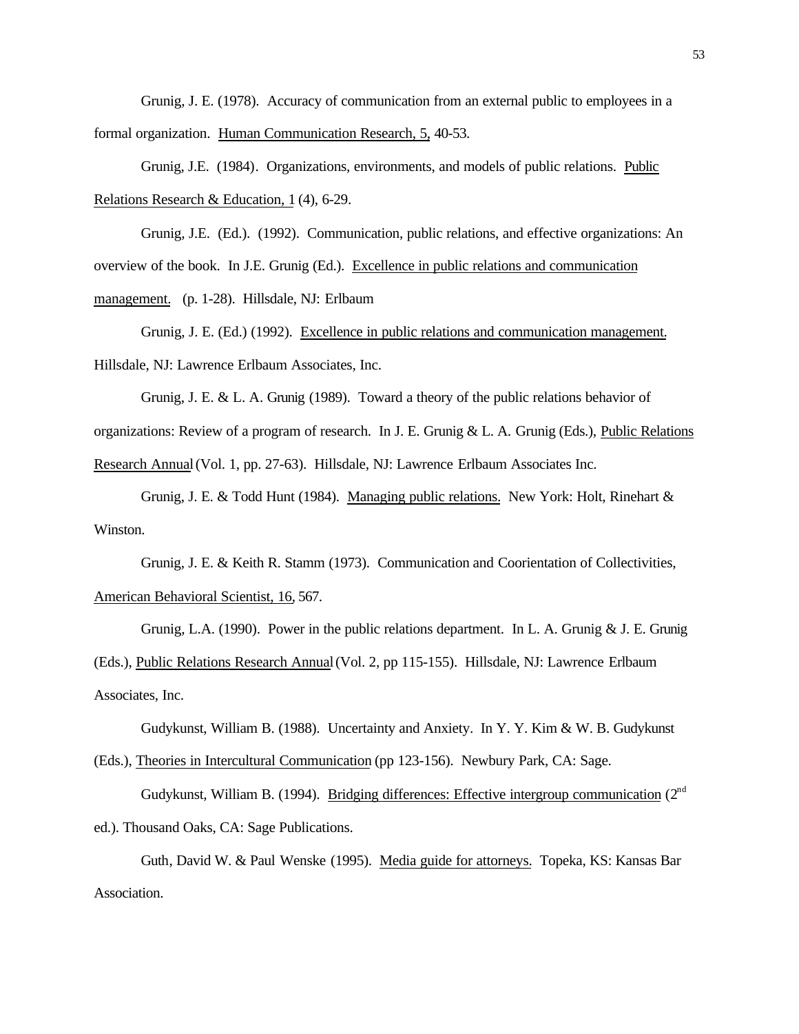Grunig, J. E. (1978). Accuracy of communication from an external public to employees in a formal organization. Human Communication Research, 5, 40-53.

Grunig, J.E. (1984). Organizations, environments, and models of public relations. Public Relations Research & Education, 1 (4), 6-29.

Grunig, J.E. (Ed.). (1992). Communication, public relations, and effective organizations: An overview of the book. In J.E. Grunig (Ed.). Excellence in public relations and communication management. (p. 1-28). Hillsdale, NJ: Erlbaum

Grunig, J. E. (Ed.) (1992). Excellence in public relations and communication management. Hillsdale, NJ: Lawrence Erlbaum Associates, Inc.

Grunig, J. E. & L. A. Grunig (1989). Toward a theory of the public relations behavior of organizations: Review of a program of research. In J. E. Grunig & L. A. Grunig (Eds.), Public Relations Research Annual (Vol. 1, pp. 27-63). Hillsdale, NJ: Lawrence Erlbaum Associates Inc.

Grunig, J. E. & Todd Hunt (1984). Managing public relations. New York: Holt, Rinehart & Winston.

Grunig, J. E. & Keith R. Stamm (1973). Communication and Coorientation of Collectivities, American Behavioral Scientist, 16, 567.

Grunig, L.A. (1990). Power in the public relations department. In L. A. Grunig & J. E. Grunig (Eds.), Public Relations Research Annual (Vol. 2, pp 115-155). Hillsdale, NJ: Lawrence Erlbaum Associates, Inc.

Gudykunst, William B. (1988). Uncertainty and Anxiety. In Y. Y. Kim & W. B. Gudykunst (Eds.), Theories in Intercultural Communication (pp 123-156). Newbury Park, CA: Sage.

Gudykunst, William B. (1994). Bridging differences: Effective intergroup communication (2nd ed.). Thousand Oaks, CA: Sage Publications.

Guth, David W. & Paul Wenske (1995). Media guide for attorneys. Topeka, KS: Kansas Bar Association.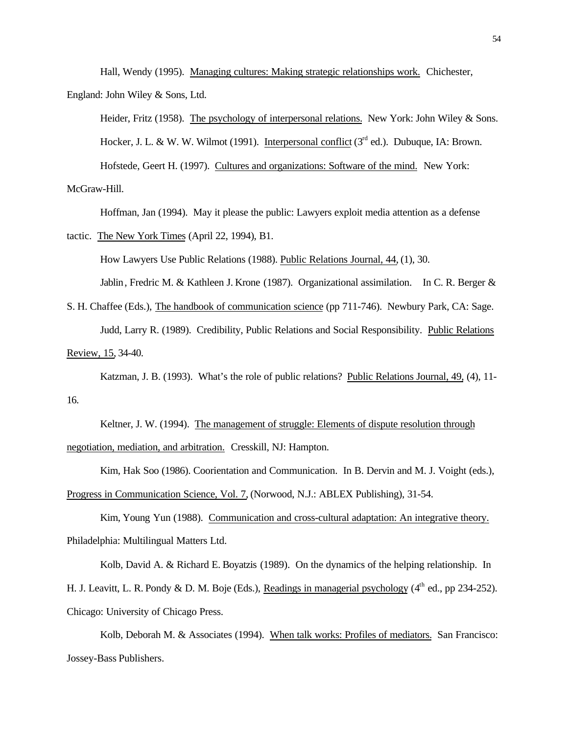Hall, Wendy (1995). Managing cultures: Making strategic relationships work. Chichester, England: John Wiley & Sons, Ltd.

Heider, Fritz (1958). The psychology of interpersonal relations. New York: John Wiley & Sons.

Hocker, J. L. & W. W. Wilmot (1991). Interpersonal conflict (3rd ed.). Dubuque, IA: Brown.

Hofstede, Geert H. (1997). Cultures and organizations: Software of the mind. New York: McGraw-Hill.

Hoffman, Jan (1994). May it please the public: Lawyers exploit media attention as a defense tactic. The New York Times (April 22, 1994), B1.

How Lawyers Use Public Relations (1988). Public Relations Journal, 44, (1), 30.

Jablin, Fredric M. & Kathleen J. Krone (1987). Organizational assimilation. In C. R. Berger & S. H. Chaffee (Eds.), The handbook of communication science (pp 711-746). Newbury Park, CA: Sage.

Judd, Larry R. (1989). Credibility, Public Relations and Social Responsibility. Public Relations Review, 15, 34-40.

Katzman, J. B. (1993). What's the role of public relations? Public Relations Journal, 49, (4), 11-16.

Keltner, J. W. (1994). The management of struggle: Elements of dispute resolution through negotiation, mediation, and arbitration. Cresskill, NJ: Hampton.

Kim, Hak Soo (1986). Coorientation and Communication. In B. Dervin and M. J. Voight (eds.), Progress in Communication Science, Vol. 7, (Norwood, N.J.: ABLEX Publishing), 31-54.

Kim, Young Yun (1988). Communication and cross-cultural adaptation: An integrative theory. Philadelphia: Multilingual Matters Ltd.

Kolb, David A. & Richard E. Boyatzis (1989). On the dynamics of the helping relationship. In H. J. Leavitt, L. R. Pondy & D. M. Boje (Eds.), Readings in managerial psychology (4th ed., pp 234-252). Chicago: University of Chicago Press.

Kolb, Deborah M. & Associates (1994). When talk works: Profiles of mediators. San Francisco: Jossey-Bass Publishers.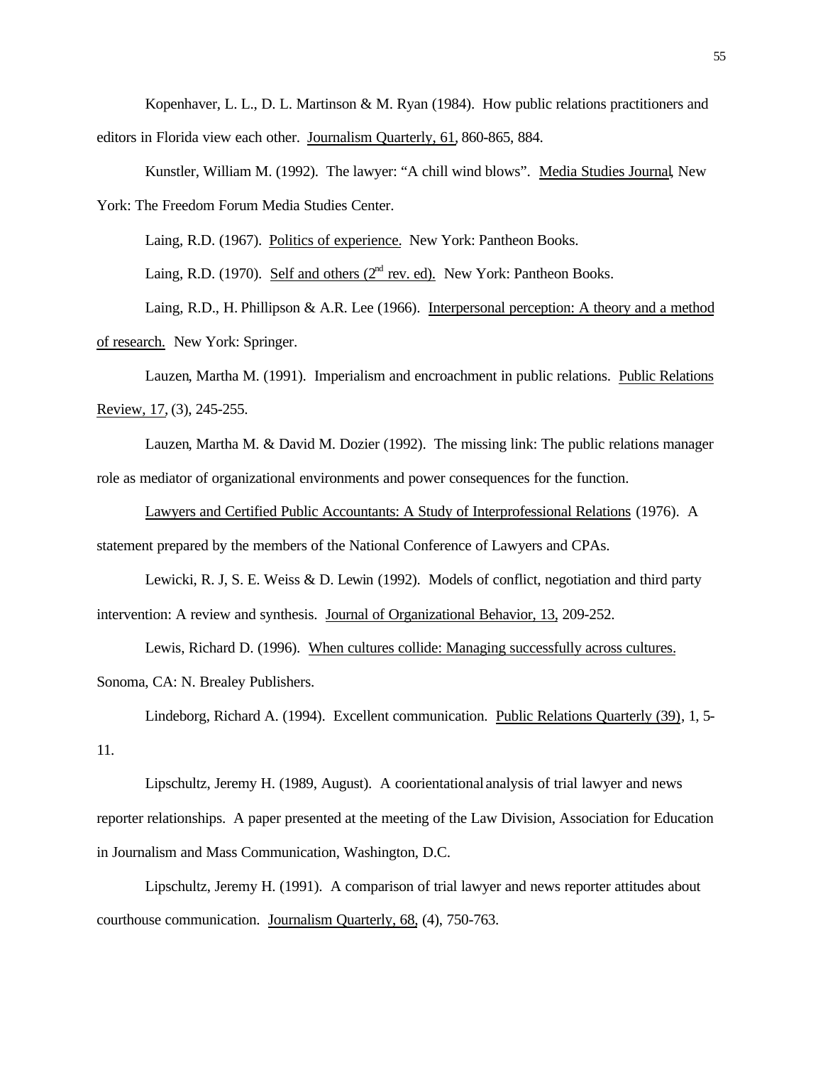Kopenhaver, L. L., D. L. Martinson & M. Ryan (1984). How public relations practitioners and editors in Florida view each other. Journalism Quarterly, 61, 860-865, 884.

Kunstler, William M. (1992). The lawyer: "A chill wind blows". Media Studies Journal, New York: The Freedom Forum Media Studies Center.

Laing, R.D. (1967). Politics of experience. New York: Pantheon Books.

Laing, R.D. (1970). Self and others (2nd rev. ed). New York: Pantheon Books.

Laing, R.D., H. Phillipson & A.R. Lee (1966). Interpersonal perception: A theory and a method of research. New York: Springer.

Lauzen, Martha M. (1991). Imperialism and encroachment in public relations. Public Relations Review, 17, (3), 245-255.

Lauzen, Martha M. & David M. Dozier (1992). The missing link: The public relations manager role as mediator of organizational environments and power consequences for the function.

Lawyers and Certified Public Accountants: A Study of Interprofessional Relations (1976). A statement prepared by the members of the National Conference of Lawyers and CPAs.

Lewicki, R. J, S. E. Weiss & D. Lewin (1992). Models of conflict, negotiation and third party intervention: A review and synthesis. Journal of Organizational Behavior, 13, 209-252.

Lewis, Richard D. (1996). When cultures collide: Managing successfully across cultures. Sonoma, CA: N. Brealey Publishers.

Lindeborg, Richard A. (1994). Excellent communication. Public Relations Quarterly (39), 1, 5-11.

Lipschultz, Jeremy H. (1989, August). A coorientational analysis of trial lawyer and news reporter relationships. A paper presented at the meeting of the Law Division, Association for Education in Journalism and Mass Communication, Washington, D.C.

Lipschultz, Jeremy H. (1991). A comparison of trial lawyer and news reporter attitudes about courthouse communication. Journalism Quarterly, 68, (4), 750-763.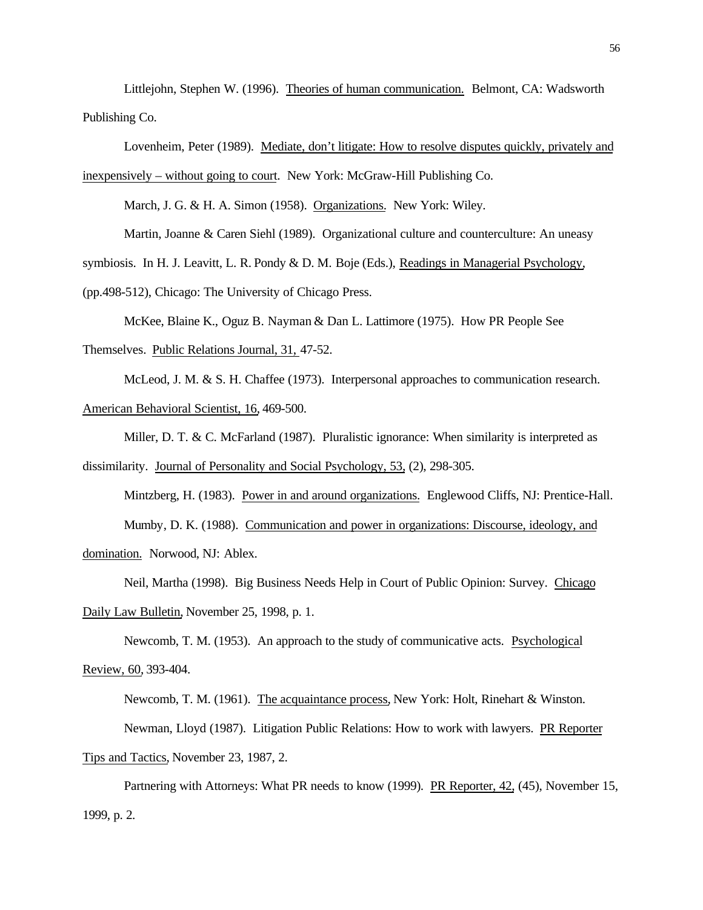Littlejohn, Stephen W. (1996). Theories of human communication. Belmont, CA: Wadsworth Publishing Co.

Lovenheim, Peter (1989). Mediate, don't litigate: How to resolve disputes quickly, privately and inexpensively – without going to court. New York: McGraw-Hill Publishing Co.

March, J. G. & H. A. Simon (1958). Organizations. New York: Wiley.

Martin, Joanne & Caren Siehl (1989). Organizational culture and counterculture: An uneasy symbiosis. In H. J. Leavitt, L. R. Pondy & D. M. Boje (Eds.), Readings in Managerial Psychology, (pp.498-512), Chicago: The University of Chicago Press.

McKee, Blaine K., Oguz B. Nayman & Dan L. Lattimore (1975). How PR People See Themselves. Public Relations Journal, 31, 47-52.

McLeod, J. M. & S. H. Chaffee (1973). Interpersonal approaches to communication research. American Behavioral Scientist, 16, 469-500.

Miller, D. T. & C. McFarland (1987). Pluralistic ignorance: When similarity is interpreted as dissimilarity. Journal of Personality and Social Psychology, 53, (2), 298-305.

Mintzberg, H. (1983). Power in and around organizations. Englewood Cliffs, NJ: Prentice-Hall.

Mumby, D. K. (1988). Communication and power in organizations: Discourse, ideology, and domination. Norwood, NJ: Ablex.

Neil, Martha (1998). Big Business Needs Help in Court of Public Opinion: Survey. Chicago Daily Law Bulletin, November 25, 1998, p. 1.

Newcomb, T. M. (1953). An approach to the study of communicative acts. Psychological Review, 60, 393-404.

Newcomb, T. M. (1961). The acquaintance process, New York: Holt, Rinehart & Winston.

Newman, Lloyd (1987). Litigation Public Relations: How to work with lawyers. PR Reporter Tips and Tactics, November 23, 1987, 2.

Partnering with Attorneys: What PR needs to know (1999). PR Reporter, 42, (45), November 15, 1999, p. 2.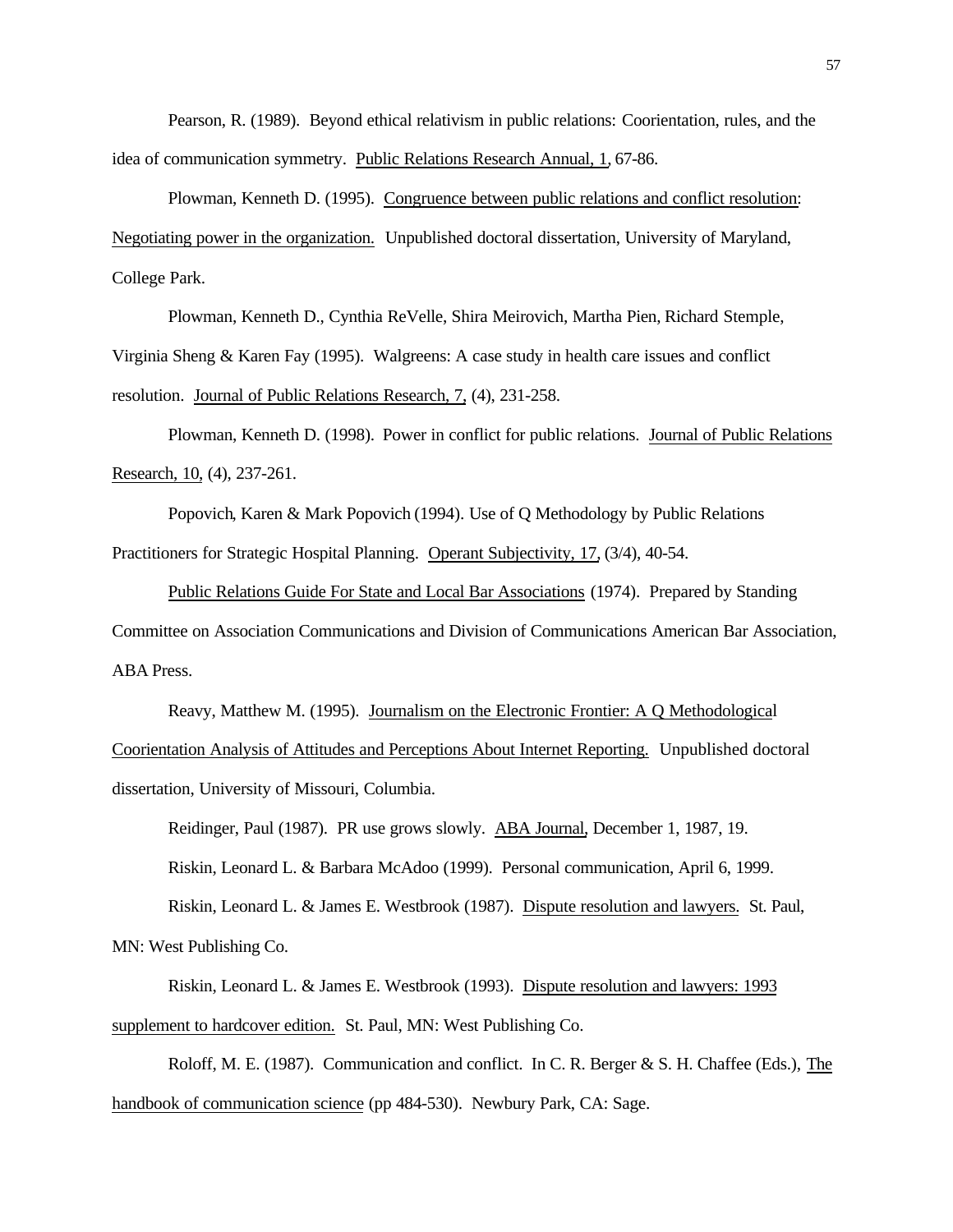Pearson, R. (1989). Beyond ethical relativism in public relations: Coorientation, rules, and the idea of communication symmetry. Public Relations Research Annual, 1, 67-86.

Plowman, Kenneth D. (1995). Congruence between public relations and conflict resolution: Negotiating power in the organization. Unpublished doctoral dissertation, University of Maryland, College Park.

Plowman, Kenneth D., Cynthia ReVelle, Shira Meirovich, Martha Pien, Richard Stemple, Virginia Sheng & Karen Fay (1995). Walgreens: A case study in health care issues and conflict resolution. Journal of Public Relations Research, 7, (4), 231-258.

Plowman, Kenneth D. (1998). Power in conflict for public relations. Journal of Public Relations Research, 10, (4), 237-261.

Popovich, Karen & Mark Popovich (1994). Use of Q Methodology by Public Relations Practitioners for Strategic Hospital Planning. Operant Subjectivity, 17, (3/4), 40-54.

Public Relations Guide For State and Local Bar Associations (1974). Prepared by Standing Committee on Association Communications and Division of Communications American Bar Association, ABA Press.

Reavy, Matthew M. (1995). Journalism on the Electronic Frontier: A Q Methodological Coorientation Analysis of Attitudes and Perceptions About Internet Reporting. Unpublished doctoral dissertation, University of Missouri, Columbia.

Reidinger, Paul (1987). PR use grows slowly. ABA Journal, December 1, 1987, 19.

Riskin, Leonard L. & Barbara McAdoo (1999). Personal communication, April 6, 1999.

Riskin, Leonard L. & James E. Westbrook (1987). Dispute resolution and lawyers. St. Paul, MN: West Publishing Co.

Riskin, Leonard L. & James E. Westbrook (1993). Dispute resolution and lawyers: 1993 supplement to hardcover edition. St. Paul, MN: West Publishing Co.

Roloff, M. E. (1987). Communication and conflict. In C. R. Berger & S. H. Chaffee (Eds.), The handbook of communication science (pp 484-530). Newbury Park, CA: Sage.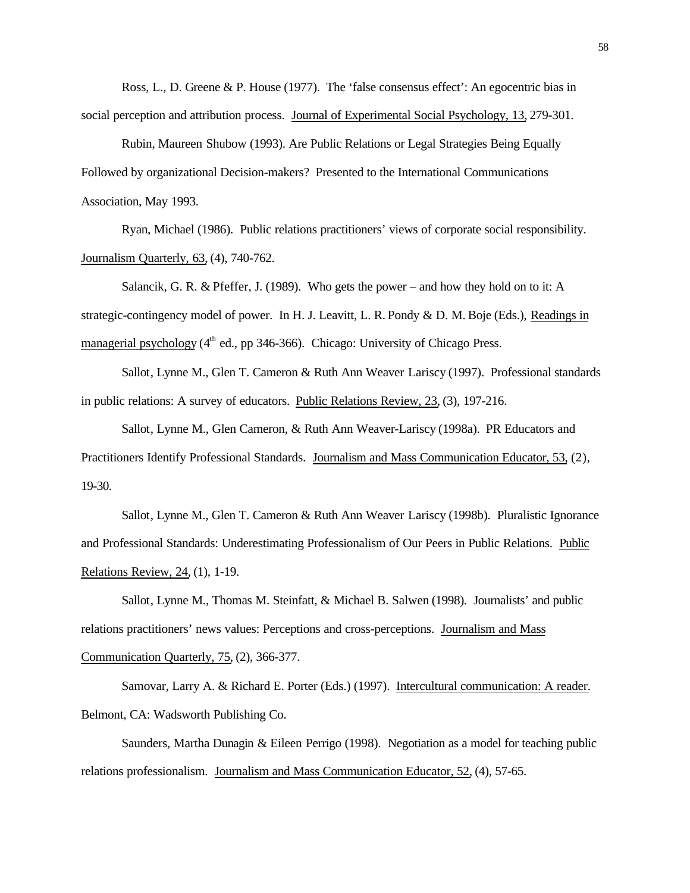Ross, L., D. Greene & P. House (1977). The 'false consensus effect': An egocentric bias in social perception and attribution process. Journal of Experimental Social Psychology, 13, 279-301.

Rubin, Maureen Shubow (1993). Are Public Relations or Legal Strategies Being Equally Followed by organizational Decision-makers? Presented to the International Communications Association, May 1993.

Ryan, Michael (1986). Public relations practitioners' views of corporate social responsibility. Journalism Quarterly, 63, (4), 740-762.

Salancik, G. R. & Pfeffer, J. (1989). Who gets the power – and how they hold on to it: A strategic-contingency model of power. In H. J. Leavitt, L. R. Pondy & D. M. Boje (Eds.), Readings in managerial psychology (4th ed., pp 346-366). Chicago: University of Chicago Press.

Sallot, Lynne M., Glen T. Cameron & Ruth Ann Weaver Lariscy (1997). Professional standards in public relations: A survey of educators. Public Relations Review, 23, (3), 197-216.

Sallot, Lynne M., Glen Cameron, & Ruth Ann Weaver-Lariscy (1998a). PR Educators and Practitioners Identify Professional Standards. Journalism and Mass Communication Educator, 53, (2), 19-30.

Sallot, Lynne M., Glen T. Cameron & Ruth Ann Weaver Lariscy (1998b). Pluralistic Ignorance and Professional Standards: Underestimating Professionalism of Our Peers in Public Relations. Public Relations Review, 24, (1), 1-19.

Sallot, Lynne M., Thomas M. Steinfatt, & Michael B. Salwen (1998). Journalists' and public relations practitioners' news values: Perceptions and cross-perceptions. Journalism and Mass Communication Quarterly, 75, (2), 366-377.

Samovar, Larry A. & Richard E. Porter (Eds.) (1997). Intercultural communication: A reader. Belmont, CA: Wadsworth Publishing Co.

Saunders, Martha Dunagin & Eileen Perrigo (1998). Negotiation as a model for teaching public relations professionalism. Journalism and Mass Communication Educator, 52, (4), 57-65.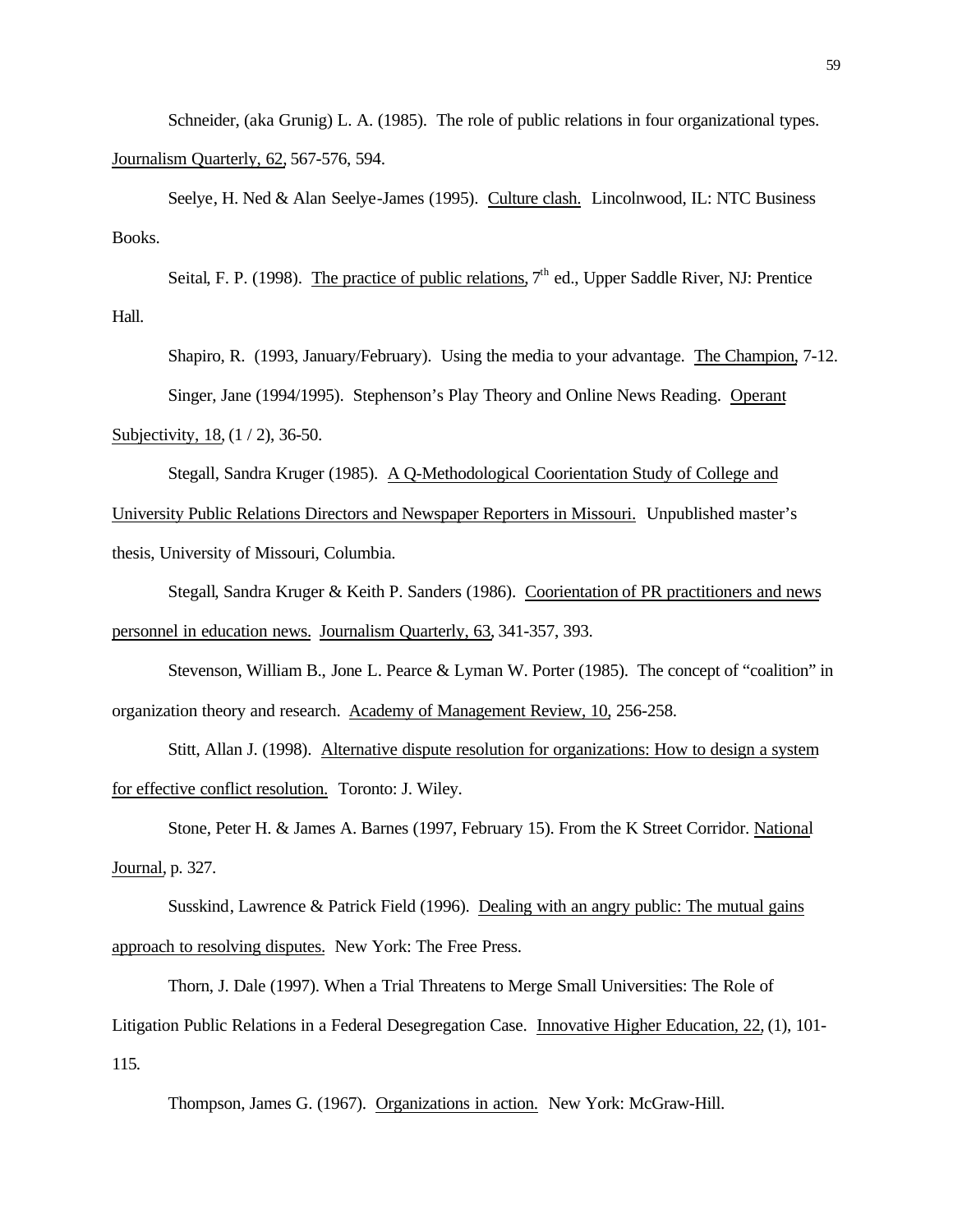Schneider, (aka Grunig) L. A. (1985). The role of public relations in four organizational types. Journalism Quarterly, 62, 567-576, 594.

Seelye, H. Ned & Alan Seelye-James (1995). Culture clash. Lincolnwood, IL: NTC Business Books.

Seital, F. P. (1998). The practice of public relations, 7th ed., Upper Saddle River, NJ: Prentice Hall.

Shapiro, R. (1993, January/February). Using the media to your advantage. The Champion, 7-12.

Singer, Jane (1994/1995). Stephenson's Play Theory and Online News Reading. Operant Subjectivity, 18, (1 / 2), 36-50.

Stegall, Sandra Kruger (1985). A Q-Methodological Coorientation Study of College and University Public Relations Directors and Newspaper Reporters in Missouri. Unpublished master's thesis, University of Missouri, Columbia.

Stegall, Sandra Kruger & Keith P. Sanders (1986). Coorientation of PR practitioners and news personnel in education news. Journalism Quarterly, 63, 341-357, 393.

Stevenson, William B., Jone L. Pearce & Lyman W. Porter (1985). The concept of "coalition" in organization theory and research. Academy of Management Review, 10, 256-258.

Stitt, Allan J. (1998). Alternative dispute resolution for organizations: How to design a system for effective conflict resolution. Toronto: J. Wiley.

Stone, Peter H. & James A. Barnes (1997, February 15). From the K Street Corridor. National Journal, p. 327.

Susskind, Lawrence & Patrick Field (1996). Dealing with an angry public: The mutual gains approach to resolving disputes. New York: The Free Press.

Thorn, J. Dale (1997). When a Trial Threatens to Merge Small Universities: The Role of Litigation Public Relations in a Federal Desegregation Case. Innovative Higher Education, 22, (1), 101-115.

Thompson, James G. (1967). Organizations in action. New York: McGraw-Hill.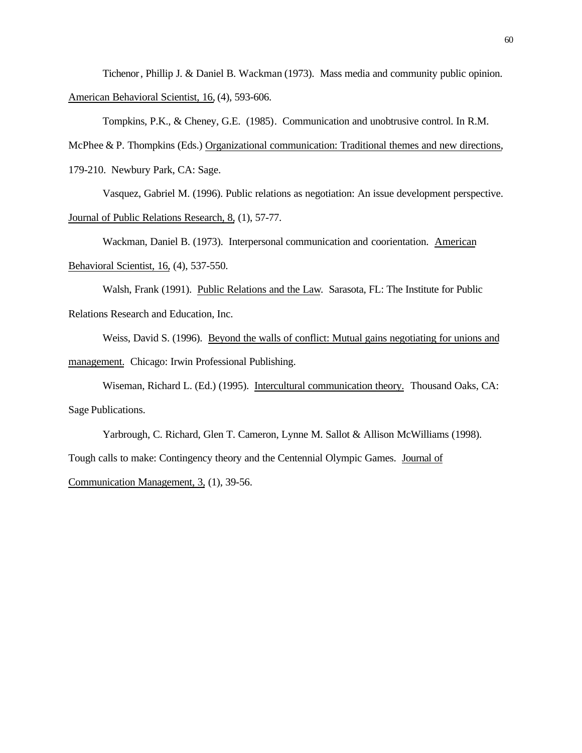Tichenor, Phillip J. & Daniel B. Wackman (1973). Mass media and community public opinion. American Behavioral Scientist, 16, (4), 593-606.

Tompkins, P.K., & Cheney, G.E. (1985). Communication and unobtrusive control. In R.M. McPhee & P. Thompkins (Eds.) Organizational communication: Traditional themes and new directions, 179-210. Newbury Park, CA: Sage.

Vasquez, Gabriel M. (1996). Public relations as negotiation: An issue development perspective. Journal of Public Relations Research, 8, (1), 57-77.

Wackman, Daniel B. (1973). Interpersonal communication and coorientation. American Behavioral Scientist, 16, (4), 537-550.

Walsh, Frank (1991). Public Relations and the Law. Sarasota, FL: The Institute for Public Relations Research and Education, Inc.

Weiss, David S. (1996). Beyond the walls of conflict: Mutual gains negotiating for unions and management. Chicago: Irwin Professional Publishing.

Wiseman, Richard L. (Ed.) (1995). Intercultural communication theory. Thousand Oaks, CA: Sage Publications.

Yarbrough, C. Richard, Glen T. Cameron, Lynne M. Sallot & Allison McWilliams (1998). Tough calls to make: Contingency theory and the Centennial Olympic Games. Journal of Communication Management, 3, (1), 39-56.